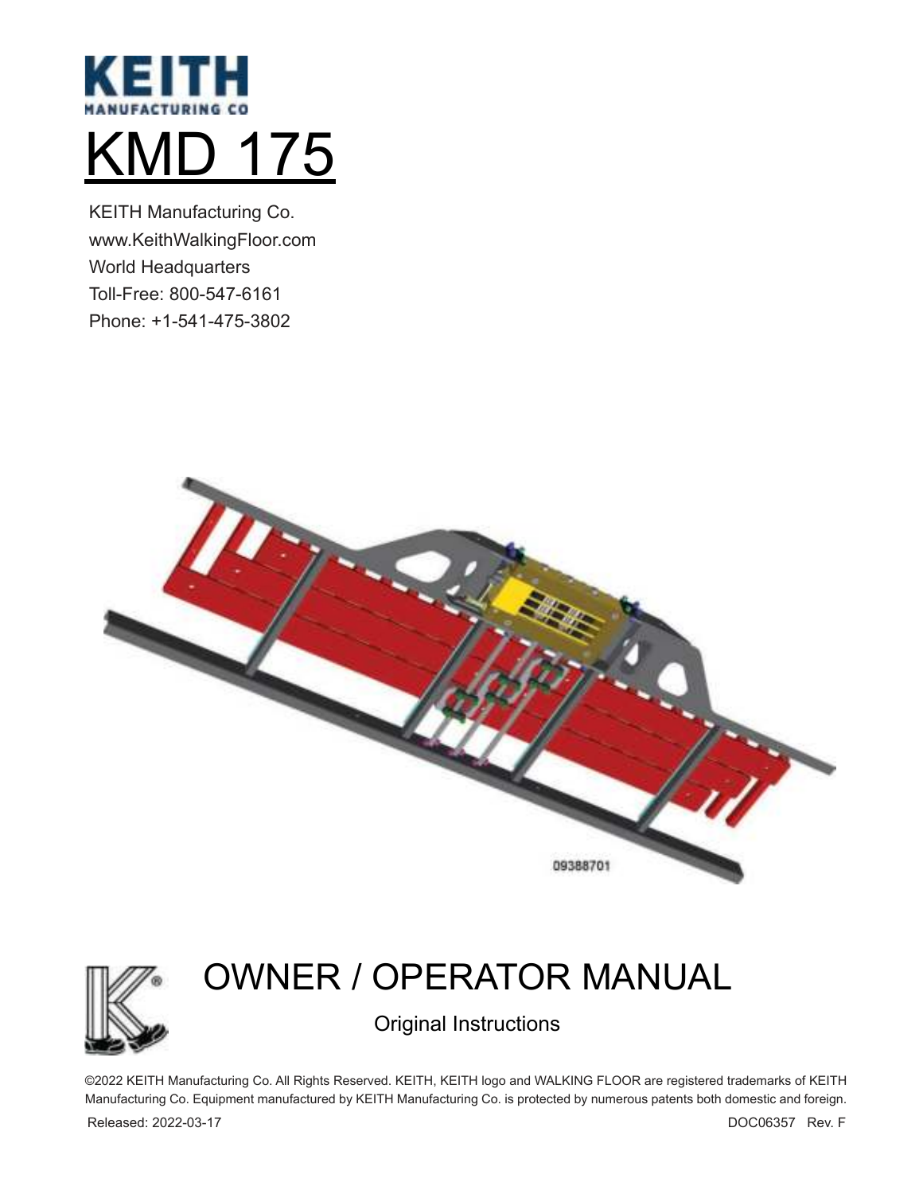# KEITH
MANUFACTURING CO

# KMD 175

KEITH Manufacturing Co.
www.KeithWalkingFloor.com
World Headquarters
Toll-Free: 800-547-6161
Phone: +1-541-475-3802

09388701

## OWNER / OPERATOR MANUAL

Original Instructions

©2022 KEITH Manufacturing Co. All Rights Reserved. KEITH, KEITH logo and WALKING FLOOR are registered trademarks of KEITH Manufacturing Co. Equipment manufactured by KEITH Manufacturing Co. is protected by numerous patents both domestic and foreign.

Released: 2022-03-17

DOC06357 Rev. F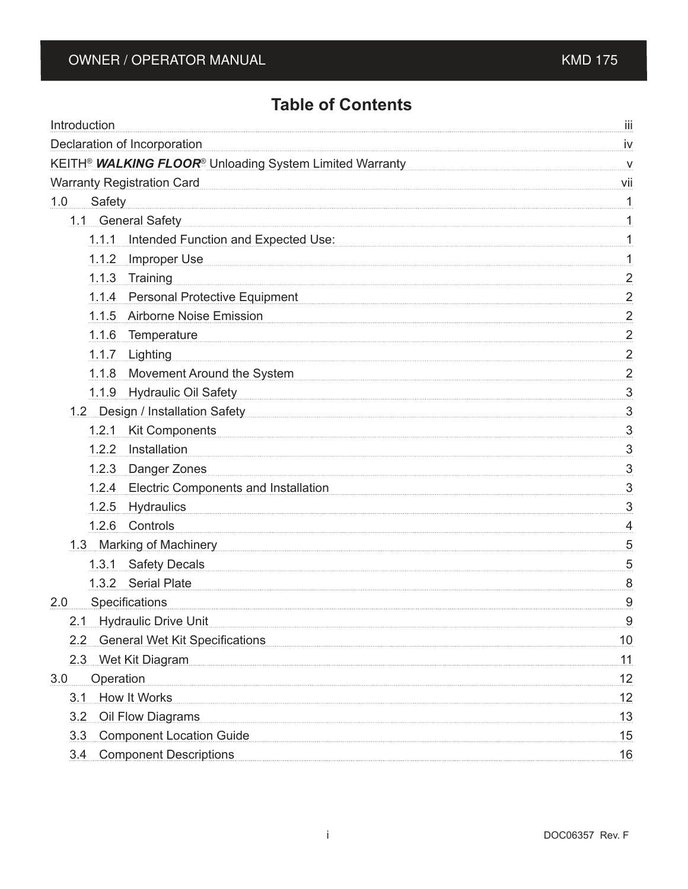# Table of Contents

Introduction ..... iii

Declaration of Incorporation ..... iv

KEITH® ***WALKING FLOOR***® Unloading System Limited Warranty ..... v

Warranty Registration Card ..... vii

1.0 Safety ..... 1

- 1.1 General Safety ..... 1
  - 1.1.1 Intended Function and Expected Use: ..... 1
  - 1.1.2 Improper Use ..... 1
  - 1.1.3 Training ..... 2
  - 1.1.4 Personal Protective Equipment ..... 2
  - 1.1.5 Airborne Noise Emission ..... 2
  - 1.1.6 Temperature ..... 2
  - 1.1.7 Lighting ..... 2
  - 1.1.8 Movement Around the System ..... 2
  - 1.1.9 Hydraulic Oil Safety ..... 3
- 1.2 Design / Installation Safety ..... 3
  - 1.2.1 Kit Components ..... 3
  - 1.2.2 Installation ..... 3
  - 1.2.3 Danger Zones ..... 3
  - 1.2.4 Electric Components and Installation ..... 3
  - 1.2.5 Hydraulics ..... 3
  - 1.2.6 Controls ..... 4
- 1.3 Marking of Machinery ..... 5
  - 1.3.1 Safety Decals ..... 5
  - 1.3.2 Serial Plate ..... 8

2.0 Specifications ..... 9

- 2.1 Hydraulic Drive Unit ..... 9
- 2.2 General Wet Kit Specifications ..... 10
- 2.3 Wet Kit Diagram ..... 11

3.0 Operation ..... 12

- 3.1 How It Works ..... 12
- 3.2 Oil Flow Diagrams ..... 13
- 3.3 Component Location Guide ..... 15
- 3.4 Component Descriptions ..... 16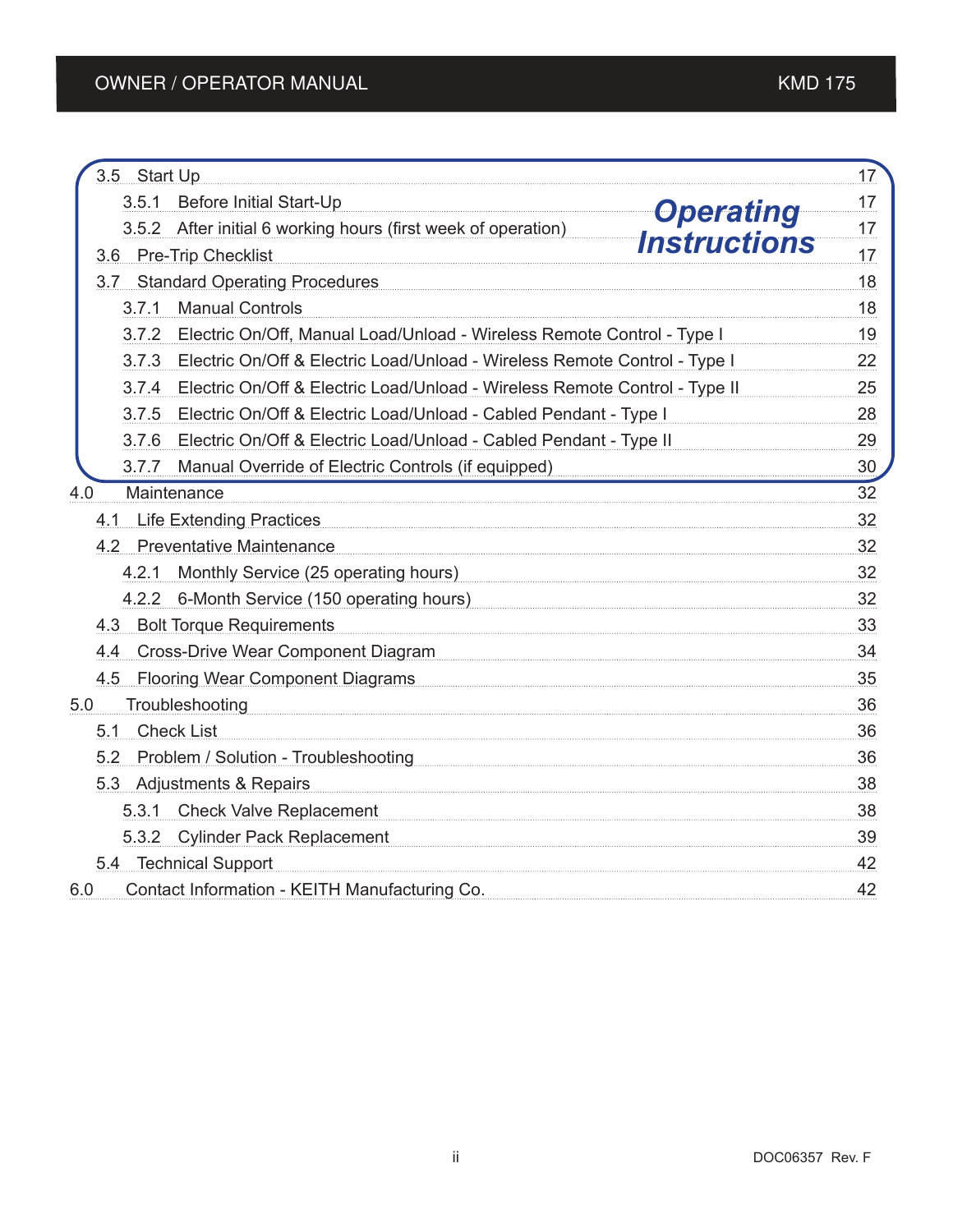**Operating Instructions**

| | | |
|---|---|---|
| 3.5 | Start Up | 17 |
| 3.5.1 | Before Initial Start-Up | 17 |
| 3.5.2 | After initial 6 working hours (first week of operation) | 17 |
| 3.6 | Pre-Trip Checklist | 17 |
| 3.7 | Standard Operating Procedures | 18 |
| 3.7.1 | Manual Controls | 18 |
| 3.7.2 | Electric On/Off, Manual Load/Unload - Wireless Remote Control - Type I | 19 |
| 3.7.3 | Electric On/Off & Electric Load/Unload - Wireless Remote Control - Type I | 22 |
| 3.7.4 | Electric On/Off & Electric Load/Unload - Wireless Remote Control - Type II | 25 |
| 3.7.5 | Electric On/Off & Electric Load/Unload - Cabled Pendant - Type I | 28 |
| 3.7.6 | Electric On/Off & Electric Load/Unload - Cabled Pendant - Type II | 29 |
| 3.7.7 | Manual Override of Electric Controls (if equipped) | 30 |
| 4.0 | Maintenance | 32 |
| 4.1 | Life Extending Practices | 32 |
| 4.2 | Preventative Maintenance | 32 |
| 4.2.1 | Monthly Service (25 operating hours) | 32 |
| 4.2.2 | 6-Month Service (150 operating hours) | 32 |
| 4.3 | Bolt Torque Requirements | 33 |
| 4.4 | Cross-Drive Wear Component Diagram | 34 |
| 4.5 | Flooring Wear Component Diagrams | 35 |
| 5.0 | Troubleshooting | 36 |
| 5.1 | Check List | 36 |
| 5.2 | Problem / Solution - Troubleshooting | 36 |
| 5.3 | Adjustments & Repairs | 38 |
| 5.3.1 | Check Valve Replacement | 38 |
| 5.3.2 | Cylinder Pack Replacement | 39 |
| 5.4 | Technical Support | 42 |
| 6.0 | Contact Information - KEITH Manufacturing Co. | 42 |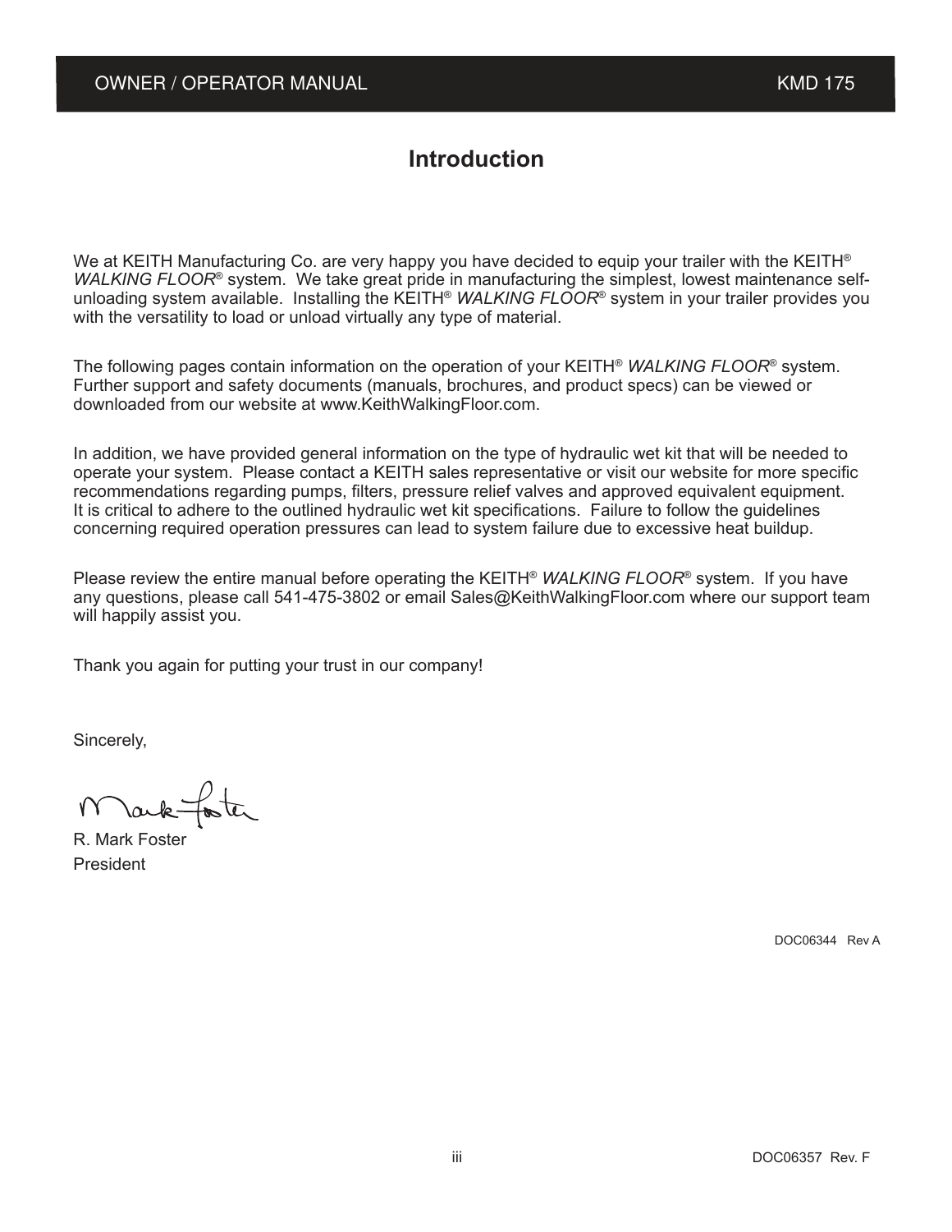# Introduction

We at KEITH Manufacturing Co. are very happy you have decided to equip your trailer with the KEITH® *WALKING FLOOR*® system. We take great pride in manufacturing the simplest, lowest maintenance self-unloading system available. Installing the KEITH® *WALKING FLOOR*® system in your trailer provides you with the versatility to load or unload virtually any type of material.

The following pages contain information on the operation of your KEITH® *WALKING FLOOR*® system. Further support and safety documents (manuals, brochures, and product specs) can be viewed or downloaded from our website at www.KeithWalkingFloor.com.

In addition, we have provided general information on the type of hydraulic wet kit that will be needed to operate your system. Please contact a KEITH sales representative or visit our website for more specific recommendations regarding pumps, filters, pressure relief valves and approved equivalent equipment. It is critical to adhere to the outlined hydraulic wet kit specifications. Failure to follow the guidelines concerning required operation pressures can lead to system failure due to excessive heat buildup.

Please review the entire manual before operating the KEITH® *WALKING FLOOR*® system. If you have any questions, please call 541-475-3802 or email Sales@KeithWalkingFloor.com where our support team will happily assist you.

Thank you again for putting your trust in our company!

Sincerely,

R. Mark Foster
President

DOC06344 Rev A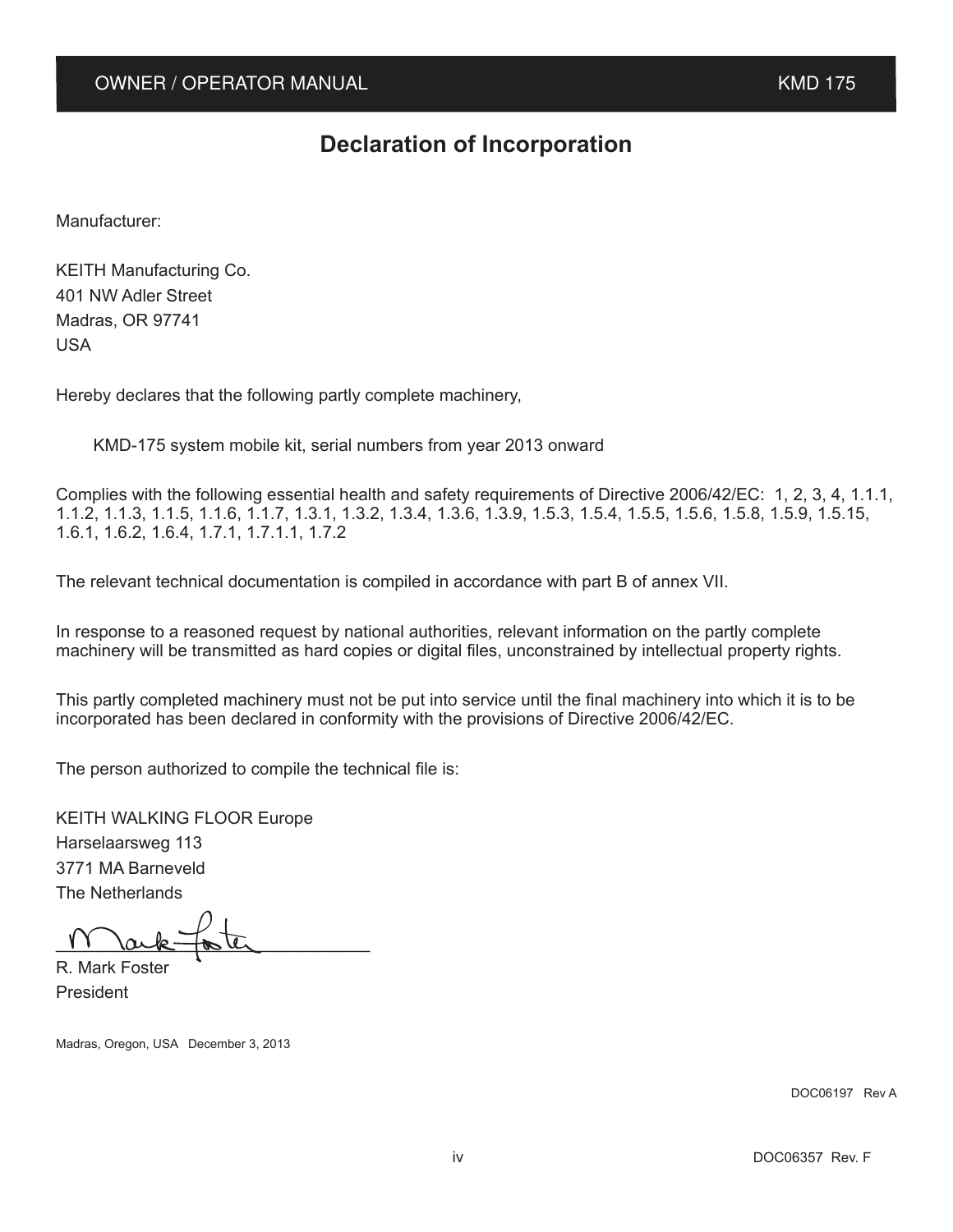# Declaration of Incorporation

Manufacturer:

KEITH Manufacturing Co.
401 NW Adler Street
Madras, OR 97741
USA

Hereby declares that the following partly complete machinery,

KMD-175 system mobile kit, serial numbers from year 2013 onward

Complies with the following essential health and safety requirements of Directive 2006/42/EC: 1, 2, 3, 4, 1.1.1, 1.1.2, 1.1.3, 1.1.5, 1.1.6, 1.1.7, 1.3.1, 1.3.2, 1.3.4, 1.3.6, 1.3.9, 1.5.3, 1.5.4, 1.5.5, 1.5.6, 1.5.8, 1.5.9, 1.5.15, 1.6.1, 1.6.2, 1.6.4, 1.7.1, 1.7.1.1, 1.7.2

The relevant technical documentation is compiled in accordance with part B of annex VII.

In response to a reasoned request by national authorities, relevant information on the partly complete machinery will be transmitted as hard copies or digital files, unconstrained by intellectual property rights.

This partly completed machinery must not be put into service until the final machinery into which it is to be incorporated has been declared in conformity with the provisions of Directive 2006/42/EC.

The person authorized to compile the technical file is:

KEITH WALKING FLOOR Europe
Harselaarsweg 113
3771 MA Barneveld
The Netherlands

R. Mark Foster
President

Madras, Oregon, USA December 3, 2013

DOC06197 Rev A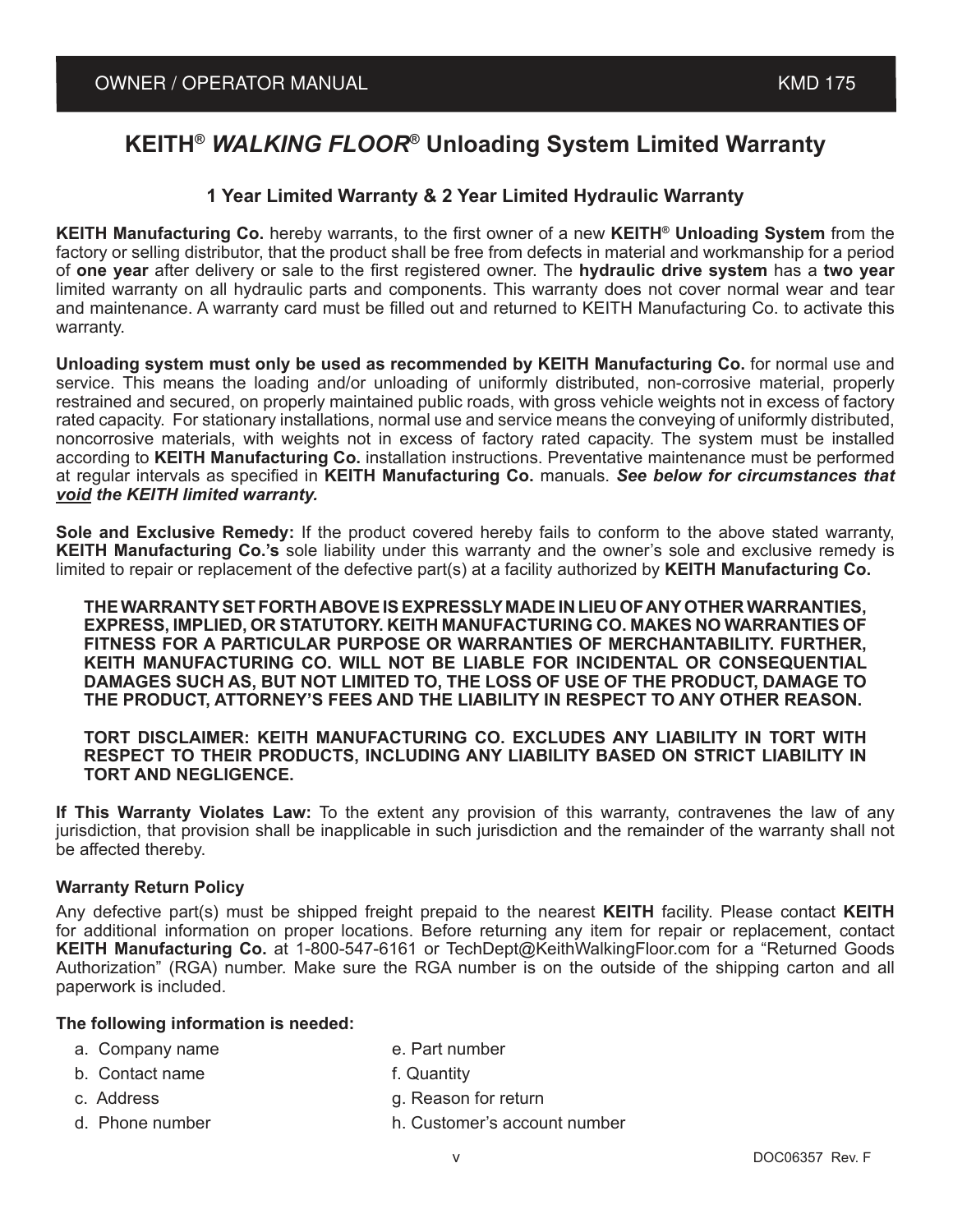# KEITH® *WALKING FLOOR*® Unloading System Limited Warranty

### 1 Year Limited Warranty & 2 Year Limited Hydraulic Warranty

**KEITH Manufacturing Co.** hereby warrants, to the first owner of a new **KEITH® Unloading System** from the factory or selling distributor, that the product shall be free from defects in material and workmanship for a period of **one year** after delivery or sale to the first registered owner. The **hydraulic drive system** has a **two year** limited warranty on all hydraulic parts and components. This warranty does not cover normal wear and tear and maintenance. A warranty card must be filled out and returned to KEITH Manufacturing Co. to activate this warranty.

**Unloading system must only be used as recommended by KEITH Manufacturing Co.** for normal use and service. This means the loading and/or unloading of uniformly distributed, non-corrosive material, properly restrained and secured, on properly maintained public roads, with gross vehicle weights not in excess of factory rated capacity. For stationary installations, normal use and service means the conveying of uniformly distributed, noncorrosive materials, with weights not in excess of factory rated capacity. The system must be installed according to **KEITH Manufacturing Co.** installation instructions. Preventative maintenance must be performed at regular intervals as specified in **KEITH Manufacturing Co.** manuals. ***See below for circumstances that <u>void</u> the KEITH limited warranty.***

**Sole and Exclusive Remedy:** If the product covered hereby fails to conform to the above stated warranty, **KEITH Manufacturing Co.'s** sole liability under this warranty and the owner's sole and exclusive remedy is limited to repair or replacement of the defective part(s) at a facility authorized by **KEITH Manufacturing Co.**

> **THE WARRANTY SET FORTH ABOVE IS EXPRESSLY MADE IN LIEU OF ANY OTHER WARRANTIES, EXPRESS, IMPLIED, OR STATUTORY. KEITH MANUFACTURING CO. MAKES NO WARRANTIES OF FITNESS FOR A PARTICULAR PURPOSE OR WARRANTIES OF MERCHANTABILITY. FURTHER, KEITH MANUFACTURING CO. WILL NOT BE LIABLE FOR INCIDENTAL OR CONSEQUENTIAL DAMAGES SUCH AS, BUT NOT LIMITED TO, THE LOSS OF USE OF THE PRODUCT, DAMAGE TO THE PRODUCT, ATTORNEY'S FEES AND THE LIABILITY IN RESPECT TO ANY OTHER REASON.**
>
> **TORT DISCLAIMER: KEITH MANUFACTURING CO. EXCLUDES ANY LIABILITY IN TORT WITH RESPECT TO THEIR PRODUCTS, INCLUDING ANY LIABILITY BASED ON STRICT LIABILITY IN TORT AND NEGLIGENCE.**

**If This Warranty Violates Law:** To the extent any provision of this warranty, contravenes the law of any jurisdiction, that provision shall be inapplicable in such jurisdiction and the remainder of the warranty shall not be affected thereby.

#### Warranty Return Policy

Any defective part(s) must be shipped freight prepaid to the nearest **KEITH** facility. Please contact **KEITH** for additional information on proper locations. Before returning any item for repair or replacement, contact **KEITH Manufacturing Co.** at 1-800-547-6161 or TechDept@KeithWalkingFloor.com for a "Returned Goods Authorization" (RGA) number. Make sure the RGA number is on the outside of the shipping carton and all paperwork is included.

**The following information is needed:**

- a. Company name
- b. Contact name
- c. Address
- d. Phone number
- e. Part number
- f. Quantity
- g. Reason for return
- h. Customer's account number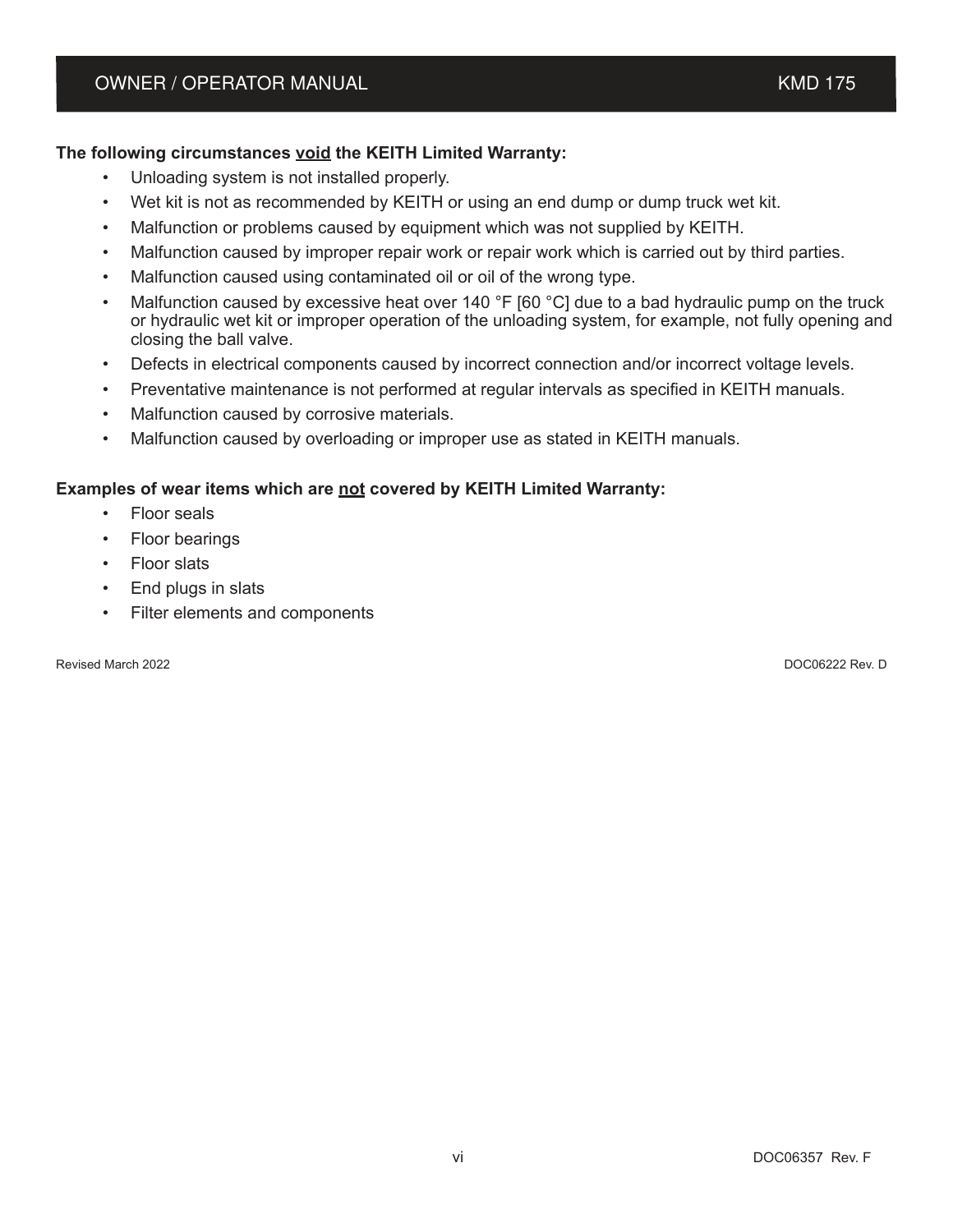**The following circumstances <u>void</u> the KEITH Limited Warranty:**

- Unloading system is not installed properly.
- Wet kit is not as recommended by KEITH or using an end dump or dump truck wet kit.
- Malfunction or problems caused by equipment which was not supplied by KEITH.
- Malfunction caused by improper repair work or repair work which is carried out by third parties.
- Malfunction caused using contaminated oil or oil of the wrong type.
- Malfunction caused by excessive heat over 140 °F [60 °C] due to a bad hydraulic pump on the truck or hydraulic wet kit or improper operation of the unloading system, for example, not fully opening and closing the ball valve.
- Defects in electrical components caused by incorrect connection and/or incorrect voltage levels.
- Preventative maintenance is not performed at regular intervals as specified in KEITH manuals.
- Malfunction caused by corrosive materials.
- Malfunction caused by overloading or improper use as stated in KEITH manuals.

**Examples of wear items which are <u>not</u> covered by KEITH Limited Warranty:**

- Floor seals
- Floor bearings
- Floor slats
- End plugs in slats
- Filter elements and components

Revised March 2022 DOC06222 Rev. D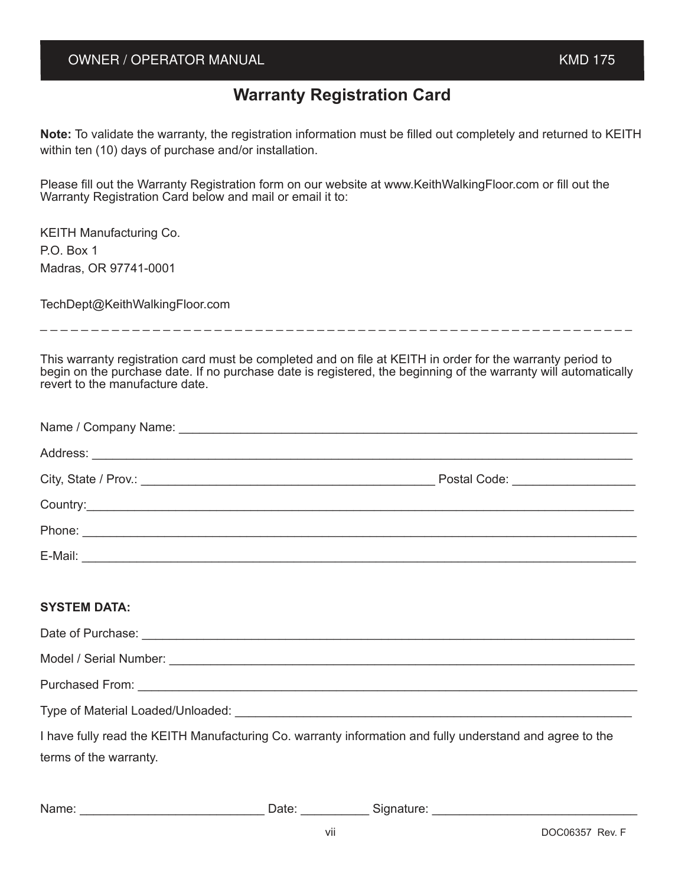# Warranty Registration Card

**Note:** To validate the warranty, the registration information must be filled out completely and returned to KEITH within ten (10) days of purchase and/or installation.

Please fill out the Warranty Registration form on our website at www.KeithWalkingFloor.com or fill out the Warranty Registration Card below and mail or email it to:

KEITH Manufacturing Co.
P.O. Box 1
Madras, OR 97741-0001

TechDept@KeithWalkingFloor.com

_ _ _ _ _ _ _ _ _ _ _ _ _ _ _ _ _ _ _ _ _ _ _ _ _ _ _ _ _ _ _ _ _ _ _ _ _ _ _ _ _ _ _ _ _ _ _ _ _ _ _ _ _ _ _ _ _ _ _ _

This warranty registration card must be completed and on file at KEITH in order for the warranty period to begin on the purchase date. If no purchase date is registered, the beginning of the warranty will automatically revert to the manufacture date.

Name / Company Name: ______________________________________________

Address: ______________________________________________

City, State / Prov.: ______________________________ Postal Code: ______________

Country:______________________________________________

Phone: ______________________________________________

E-Mail: ______________________________________________

**SYSTEM DATA:**

Date of Purchase: ______________________________________________

Model / Serial Number: ______________________________________________

Purchased From: ______________________________________________

Type of Material Loaded/Unloaded: ______________________________________________

I have fully read the KEITH Manufacturing Co. warranty information and fully understand and agree to the terms of the warranty.

Name: ______________________ Date: __________ Signature: ______________________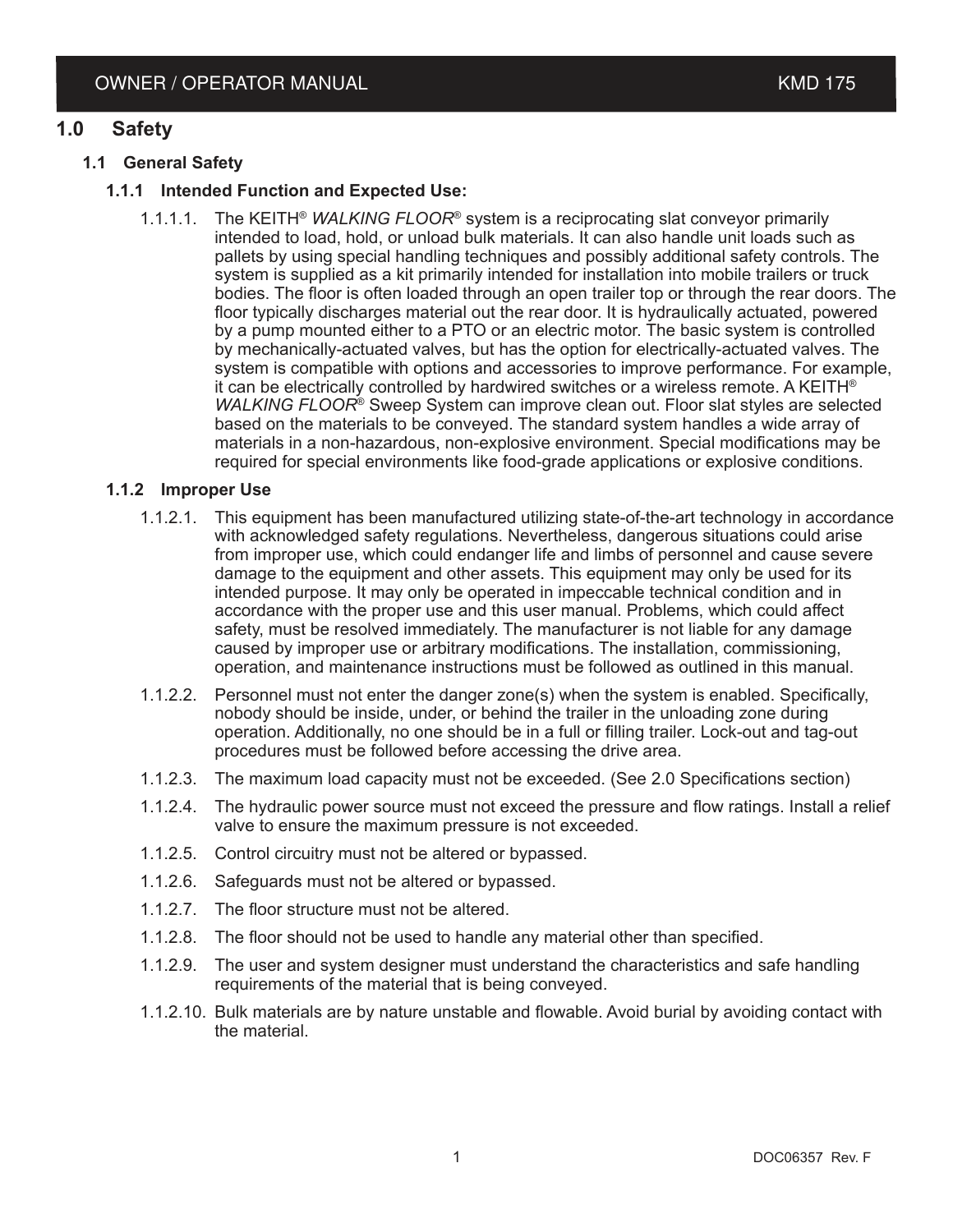# 1.0 Safety

## 1.1 General Safety

### 1.1.1 Intended Function and Expected Use:

1.1.1.1. The KEITH® *WALKING FLOOR®* system is a reciprocating slat conveyor primarily intended to load, hold, or unload bulk materials. It can also handle unit loads such as pallets by using special handling techniques and possibly additional safety controls. The system is supplied as a kit primarily intended for installation into mobile trailers or truck bodies. The floor is often loaded through an open trailer top or through the rear doors. The floor typically discharges material out the rear door. It is hydraulically actuated, powered by a pump mounted either to a PTO or an electric motor. The basic system is controlled by mechanically-actuated valves, but has the option for electrically-actuated valves. The system is compatible with options and accessories to improve performance. For example, it can be electrically controlled by hardwired switches or a wireless remote. A KEITH® *WALKING FLOOR®* Sweep System can improve clean out. Floor slat styles are selected based on the materials to be conveyed. The standard system handles a wide array of materials in a non-hazardous, non-explosive environment. Special modifications may be required for special environments like food-grade applications or explosive conditions.

### 1.1.2 Improper Use

1.1.2.1. This equipment has been manufactured utilizing state-of-the-art technology in accordance with acknowledged safety regulations. Nevertheless, dangerous situations could arise from improper use, which could endanger life and limbs of personnel and cause severe damage to the equipment and other assets. This equipment may only be used for its intended purpose. It may only be operated in impeccable technical condition and in accordance with the proper use and this user manual. Problems, which could affect safety, must be resolved immediately. The manufacturer is not liable for any damage caused by improper use or arbitrary modifications. The installation, commissioning, operation, and maintenance instructions must be followed as outlined in this manual.

1.1.2.2. Personnel must not enter the danger zone(s) when the system is enabled. Specifically, nobody should be inside, under, or behind the trailer in the unloading zone during operation. Additionally, no one should be in a full or filling trailer. Lock-out and tag-out procedures must be followed before accessing the drive area.

1.1.2.3. The maximum load capacity must not be exceeded. (See 2.0 Specifications section)

1.1.2.4. The hydraulic power source must not exceed the pressure and flow ratings. Install a relief valve to ensure the maximum pressure is not exceeded.

1.1.2.5. Control circuitry must not be altered or bypassed.

1.1.2.6. Safeguards must not be altered or bypassed.

1.1.2.7. The floor structure must not be altered.

1.1.2.8. The floor should not be used to handle any material other than specified.

1.1.2.9. The user and system designer must understand the characteristics and safe handling requirements of the material that is being conveyed.

1.1.2.10. Bulk materials are by nature unstable and flowable. Avoid burial by avoiding contact with the material.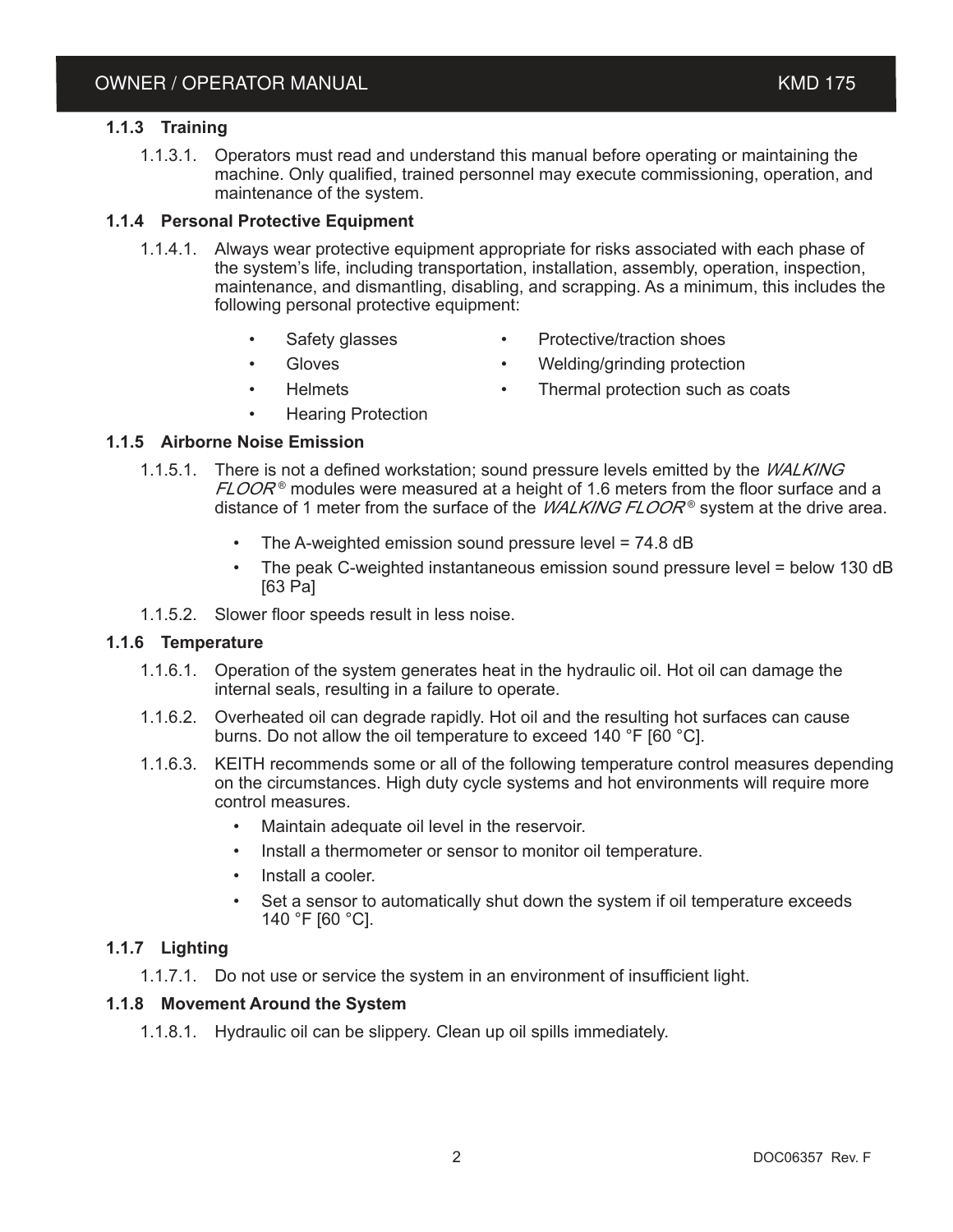### 1.1.3 Training

1.1.3.1. Operators must read and understand this manual before operating or maintaining the machine. Only qualified, trained personnel may execute commissioning, operation, and maintenance of the system.

### 1.1.4 Personal Protective Equipment

1.1.4.1. Always wear protective equipment appropriate for risks associated with each phase of the system's life, including transportation, installation, assembly, operation, inspection, maintenance, and dismantling, disabling, and scrapping. As a minimum, this includes the following personal protective equipment:

- Safety glasses
- Gloves
- Helmets
- Hearing Protection
- Protective/traction shoes
- Welding/grinding protection
- Thermal protection such as coats

### 1.1.5 Airborne Noise Emission

1.1.5.1. There is not a defined workstation; sound pressure levels emitted by the *WALKING FLOOR*® modules were measured at a height of 1.6 meters from the floor surface and a distance of 1 meter from the surface of the *WALKING FLOOR*® system at the drive area.

- The A-weighted emission sound pressure level = 74.8 dB
- The peak C-weighted instantaneous emission sound pressure level = below 130 dB [63 Pa]

1.1.5.2. Slower floor speeds result in less noise.

### 1.1.6 Temperature

1.1.6.1. Operation of the system generates heat in the hydraulic oil. Hot oil can damage the internal seals, resulting in a failure to operate.

1.1.6.2. Overheated oil can degrade rapidly. Hot oil and the resulting hot surfaces can cause burns. Do not allow the oil temperature to exceed 140 °F [60 °C].

1.1.6.3. KEITH recommends some or all of the following temperature control measures depending on the circumstances. High duty cycle systems and hot environments will require more control measures.

- Maintain adequate oil level in the reservoir.
- Install a thermometer or sensor to monitor oil temperature.
- Install a cooler.
- Set a sensor to automatically shut down the system if oil temperature exceeds 140 °F [60 °C].

### 1.1.7 Lighting

1.1.7.1. Do not use or service the system in an environment of insufficient light.

### 1.1.8 Movement Around the System

1.1.8.1. Hydraulic oil can be slippery. Clean up oil spills immediately.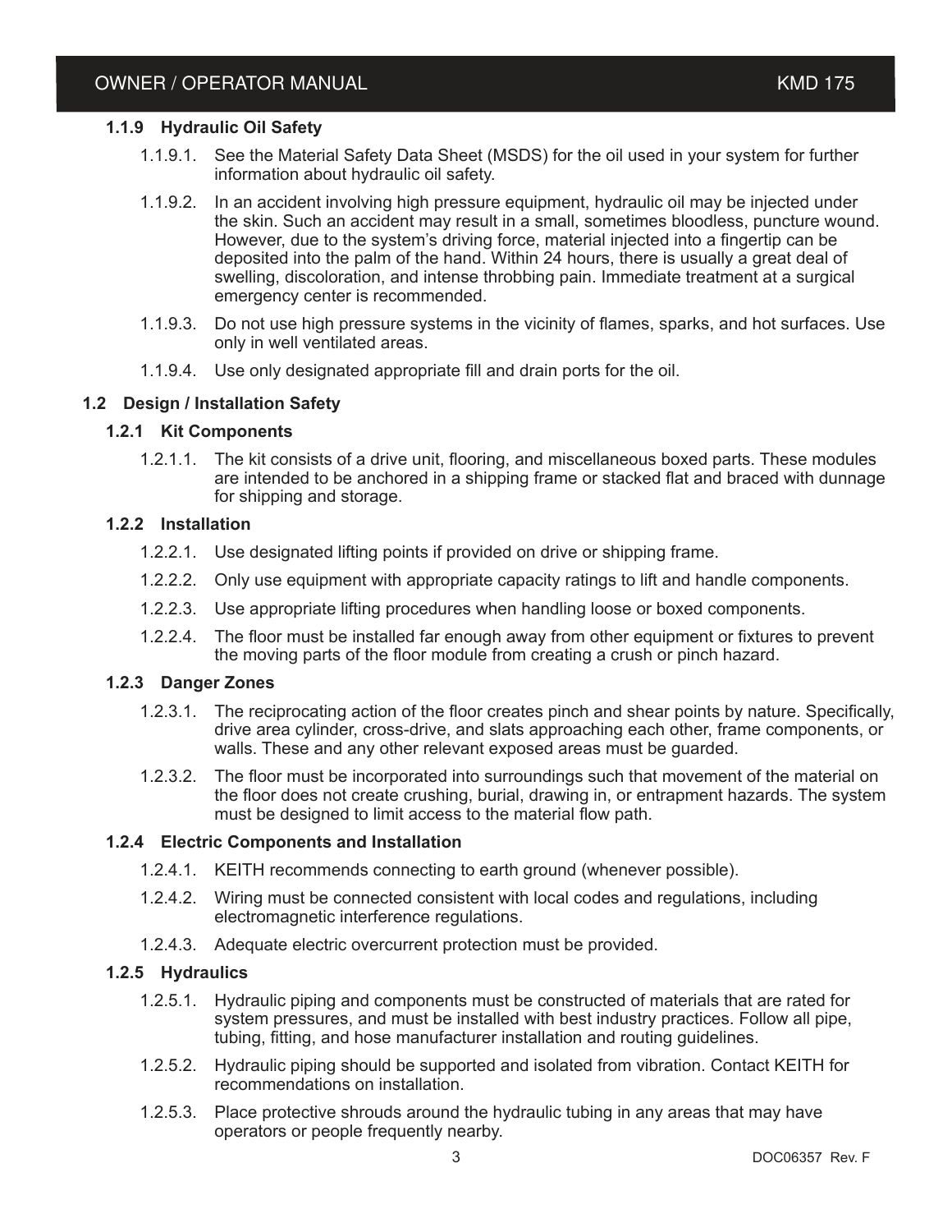### 1.1.9 Hydraulic Oil Safety

1.1.9.1. See the Material Safety Data Sheet (MSDS) for the oil used in your system for further information about hydraulic oil safety.

1.1.9.2. In an accident involving high pressure equipment, hydraulic oil may be injected under the skin. Such an accident may result in a small, sometimes bloodless, puncture wound. However, due to the system's driving force, material injected into a fingertip can be deposited into the palm of the hand. Within 24 hours, there is usually a great deal of swelling, discoloration, and intense throbbing pain. Immediate treatment at a surgical emergency center is recommended.

1.1.9.3. Do not use high pressure systems in the vicinity of flames, sparks, and hot surfaces. Use only in well ventilated areas.

1.1.9.4. Use only designated appropriate fill and drain ports for the oil.

## 1.2 Design / Installation Safety

### 1.2.1 Kit Components

1.2.1.1. The kit consists of a drive unit, flooring, and miscellaneous boxed parts. These modules are intended to be anchored in a shipping frame or stacked flat and braced with dunnage for shipping and storage.

### 1.2.2 Installation

1.2.2.1. Use designated lifting points if provided on drive or shipping frame.

1.2.2.2. Only use equipment with appropriate capacity ratings to lift and handle components.

1.2.2.3. Use appropriate lifting procedures when handling loose or boxed components.

1.2.2.4. The floor must be installed far enough away from other equipment or fixtures to prevent the moving parts of the floor module from creating a crush or pinch hazard.

### 1.2.3 Danger Zones

1.2.3.1. The reciprocating action of the floor creates pinch and shear points by nature. Specifically, drive area cylinder, cross-drive, and slats approaching each other, frame components, or walls. These and any other relevant exposed areas must be guarded.

1.2.3.2. The floor must be incorporated into surroundings such that movement of the material on the floor does not create crushing, burial, drawing in, or entrapment hazards. The system must be designed to limit access to the material flow path.

### 1.2.4 Electric Components and Installation

1.2.4.1. KEITH recommends connecting to earth ground (whenever possible).

1.2.4.2. Wiring must be connected consistent with local codes and regulations, including electromagnetic interference regulations.

1.2.4.3. Adequate electric overcurrent protection must be provided.

### 1.2.5 Hydraulics

1.2.5.1. Hydraulic piping and components must be constructed of materials that are rated for system pressures, and must be installed with best industry practices. Follow all pipe, tubing, fitting, and hose manufacturer installation and routing guidelines.

1.2.5.2. Hydraulic piping should be supported and isolated from vibration. Contact KEITH for recommendations on installation.

1.2.5.3. Place protective shrouds around the hydraulic tubing in any areas that may have operators or people frequently nearby.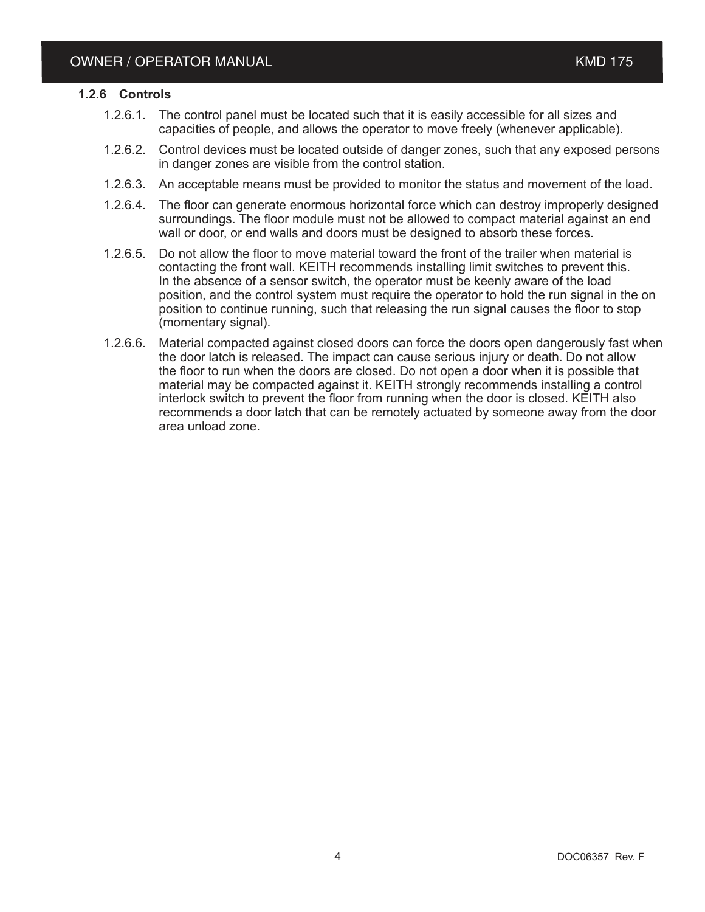### 1.2.6 Controls

1.2.6.1. The control panel must be located such that it is easily accessible for all sizes and capacities of people, and allows the operator to move freely (whenever applicable).

1.2.6.2. Control devices must be located outside of danger zones, such that any exposed persons in danger zones are visible from the control station.

1.2.6.3. An acceptable means must be provided to monitor the status and movement of the load.

1.2.6.4. The floor can generate enormous horizontal force which can destroy improperly designed surroundings. The floor module must not be allowed to compact material against an end wall or door, or end walls and doors must be designed to absorb these forces.

1.2.6.5. Do not allow the floor to move material toward the front of the trailer when material is contacting the front wall. KEITH recommends installing limit switches to prevent this. In the absence of a sensor switch, the operator must be keenly aware of the load position, and the control system must require the operator to hold the run signal in the on position to continue running, such that releasing the run signal causes the floor to stop (momentary signal).

1.2.6.6. Material compacted against closed doors can force the doors open dangerously fast when the door latch is released. The impact can cause serious injury or death. Do not allow the floor to run when the doors are closed. Do not open a door when it is possible that material may be compacted against it. KEITH strongly recommends installing a control interlock switch to prevent the floor from running when the door is closed. KEITH also recommends a door latch that can be remotely actuated by someone away from the door area unload zone.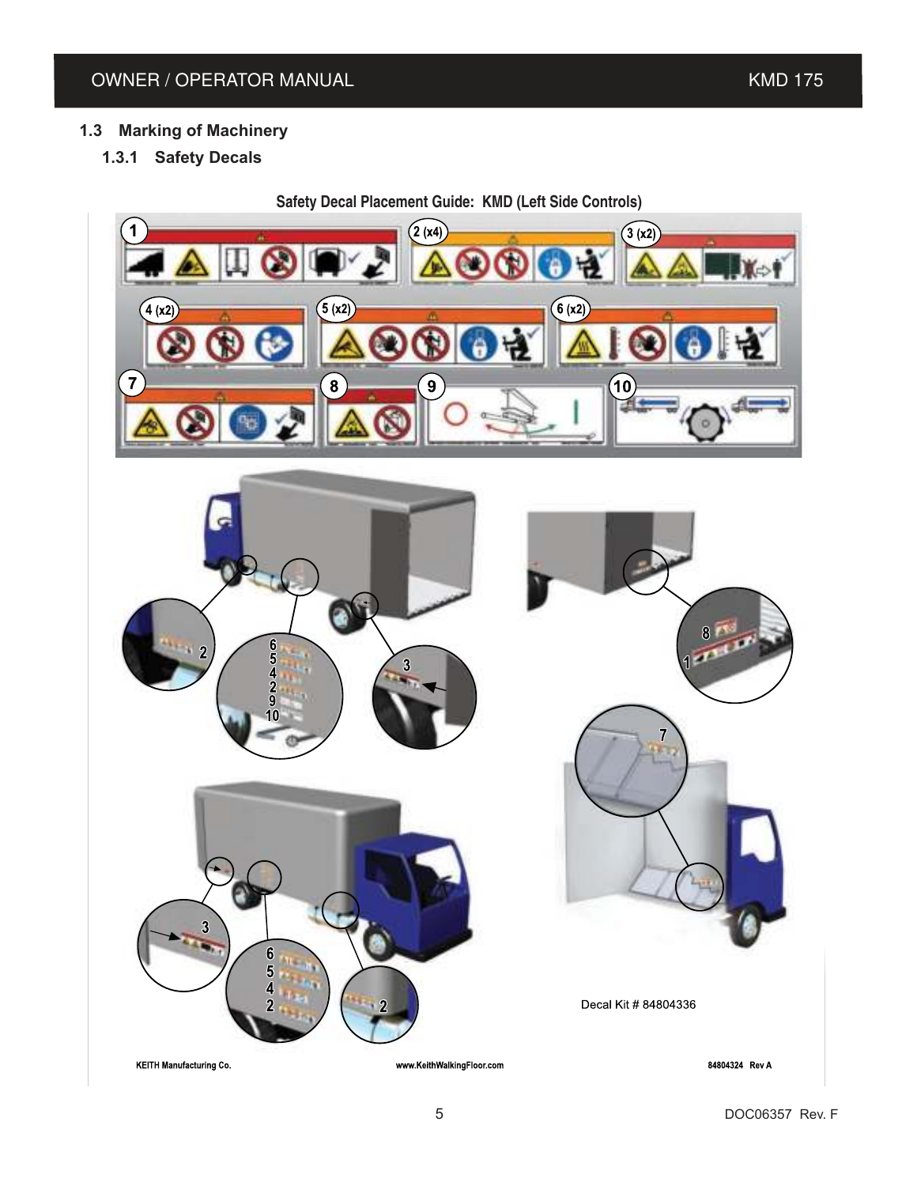## 1.3 Marking of Machinery

### 1.3.1 Safety Decals

Safety Decal Placement Guide: KMD (Left Side Controls)

1, 2 (x4), 3 (x2), 4 (x2), 5 (x2), 6 (x2), 7, 8, 9, 10

Decal Kit # 84804336

KEITH Manufacturing Co. www.KeithWalkingFloor.com 84804324 Rev A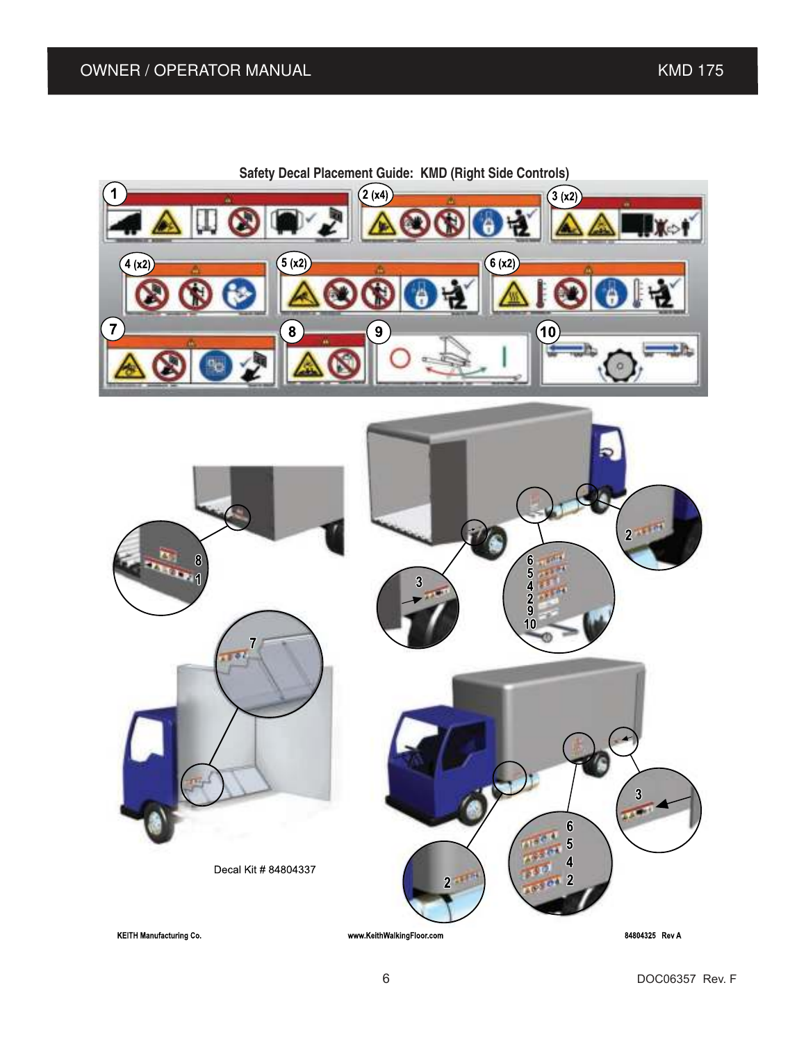## Safety Decal Placement Guide: KMD (Right Side Controls)

Decal Kit # 84804337

KEITH Manufacturing Co. www.KeithWalkingFloor.com 84804325 Rev A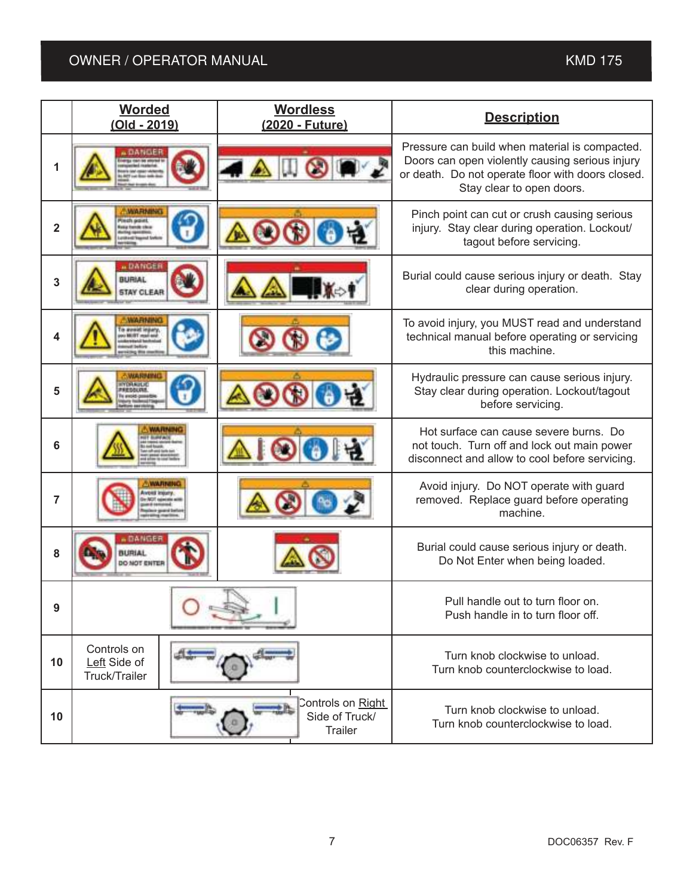| | Worded (Old - 2019) | Wordless (2020 - Future) | Description |
|---|---|---|---|
| 1 | DANGER | | Pressure can build when material is compacted. Doors can open violently causing serious injury or death. Do not operate floor with doors closed. Stay clear to open doors. |
| 2 | WARNING Pinch point. | | Pinch point can cut or crush causing serious injury. Stay clear during operation. Lockout/ tagout before servicing. |
| 3 | DANGER BURIAL STAY CLEAR | | Burial could cause serious injury or death. Stay clear during operation. |
| 4 | WARNING To avoid injury, you MUST read and understand technical manual before servicing this machine. | | To avoid injury, you MUST read and understand technical manual before operating or servicing this machine. |
| 5 | WARNING HYDRAULIC PRESSURE. | | Hydraulic pressure can cause serious injury. Stay clear during operation. Lockout/tagout before servicing. |
| 6 | WARNING HOT SURFACE | | Hot surface can cause severe burns. Do not touch. Turn off and lock out main power disconnect and allow to cool before servicing. |
| 7 | WARNING Avoid injury. | | Avoid injury. Do NOT operate with guard removed. Replace guard before operating machine. |
| 8 | DANGER BURIAL DO NOT ENTER | | Burial could cause serious injury or death. Do Not Enter when being loaded. |
| 9 | | | Pull handle out to turn floor on. Push handle in to turn floor off. |
| 10 | Controls on Left Side of Truck/Trailer | | Turn knob clockwise to unload. Turn knob counterclockwise to load. |
| 10 | | Controls on Right Side of Truck/ Trailer | Turn knob clockwise to unload. Turn knob counterclockwise to load. |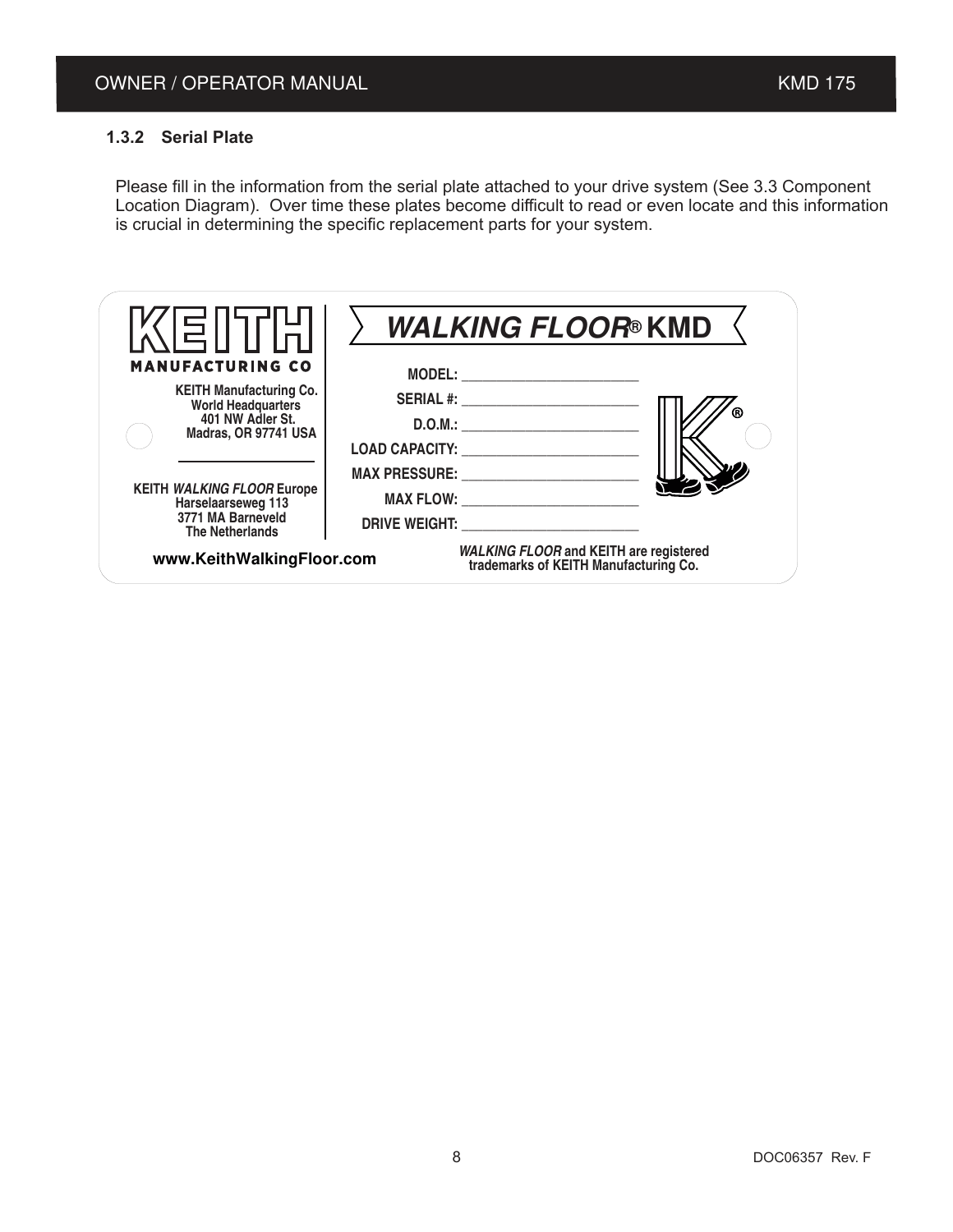### 1.3.2 Serial Plate

Please fill in the information from the serial plate attached to your drive system (See 3.3 Component Location Diagram). Over time these plates become difficult to read or even locate and this information is crucial in determining the specific replacement parts for your system.

**KEITH MANUFACTURING CO**

KEITH Manufacturing Co.
World Headquarters
401 NW Adler St.
Madras, OR 97741 USA

KEITH *WALKING FLOOR* Europe
Harselaarseweg 113
3771 MA Barneveld
The Netherlands

www.KeithWalkingFloor.com

***WALKING FLOOR*® KMD**

MODEL: ______________________

SERIAL #: ______________________

D.O.M.: ______________________

LOAD CAPACITY: ______________________

MAX PRESSURE: ______________________

MAX FLOW: ______________________

DRIVE WEIGHT: ______________________

*WALKING FLOOR* and KEITH are registered trademarks of KEITH Manufacturing Co.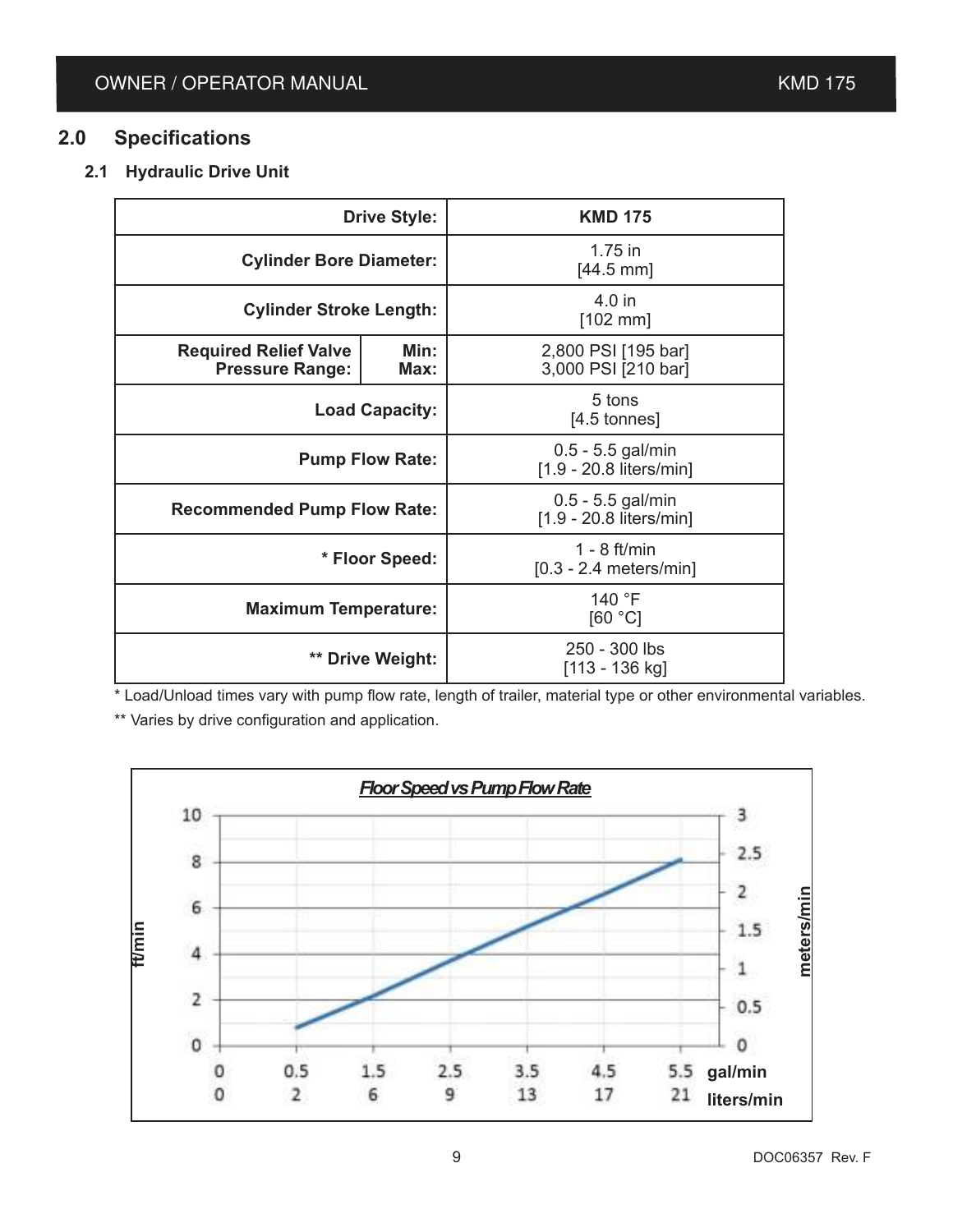## 2.0 Specifications

### 2.1 Hydraulic Drive Unit

| | | |
|---|---|---|
| **Drive Style:** | | **KMD 175** |
| **Cylinder Bore Diameter:** | | 1.75 in [44.5 mm] |
| **Cylinder Stroke Length:** | | 4.0 in [102 mm] |
| **Required Relief Valve Pressure Range:** | **Min:** | 2,800 PSI [195 bar] |
| | **Max:** | 3,000 PSI [210 bar] |
| **Load Capacity:** | | 5 tons [4.5 tonnes] |
| **Pump Flow Rate:** | | 0.5 - 5.5 gal/min [1.9 - 20.8 liters/min] |
| **Recommended Pump Flow Rate:** | | 0.5 - 5.5 gal/min [1.9 - 20.8 liters/min] |
| *** Floor Speed:** | | 1 - 8 ft/min [0.3 - 2.4 meters/min] |
| **Maximum Temperature:** | | 140 °F [60 °C] |
| **** Drive Weight:** | | 250 - 300 lbs [113 - 136 kg] |

* Load/Unload times vary with pump flow rate, length of trailer, material type or other environmental variables.

** Varies by drive configuration and application.

***Floor Speed vs Pump Flow Rate***

| gal/min | liters/min |
|---|---|
| 0 | 0 |
| 0.5 | 2 |
| 1.5 | 6 |
| 2.5 | 9 |
| 3.5 | 13 |
| 4.5 | 17 |
| 5.5 | 21 |

Axes: ft/min (0–10), meters/min (0–3)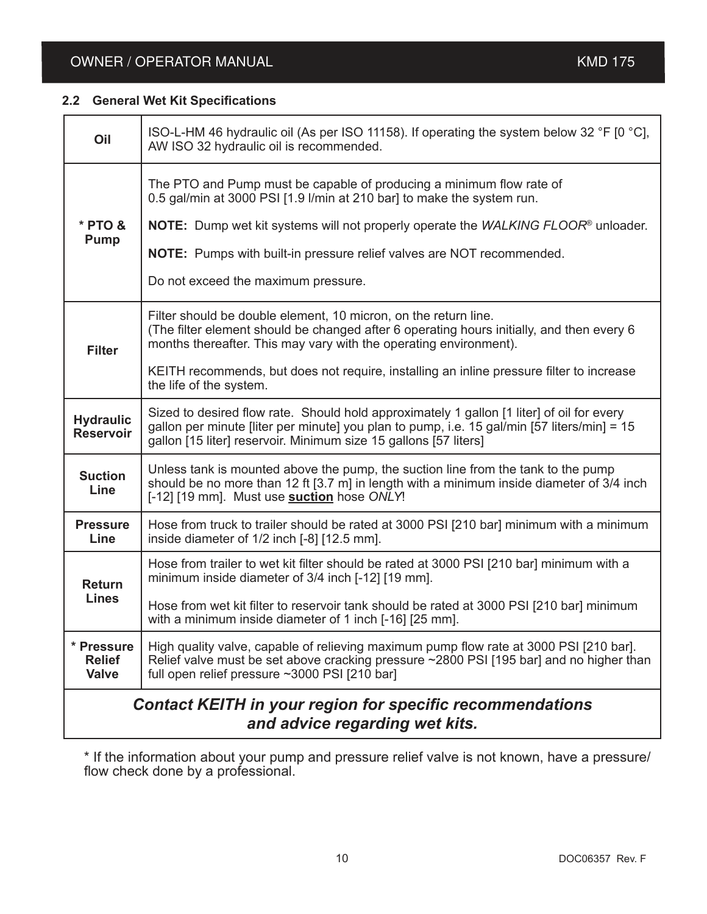## 2.2 General Wet Kit Specifications

| | |
|---|---|
| **Oil** | ISO-L-HM 46 hydraulic oil (As per ISO 11158). If operating the system below 32 °F [0 °C], AW ISO 32 hydraulic oil is recommended. |
| **\* PTO & Pump** | The PTO and Pump must be capable of producing a minimum flow rate of 0.5 gal/min at 3000 PSI [1.9 l/min at 210 bar] to make the system run.<br><br>**NOTE:** Dump wet kit systems will not properly operate the *WALKING FLOOR*® unloader.<br><br>**NOTE:** Pumps with built-in pressure relief valves are NOT recommended.<br><br>Do not exceed the maximum pressure. |
| **Filter** | Filter should be double element, 10 micron, on the return line.<br>(The filter element should be changed after 6 operating hours initially, and then every 6 months thereafter. This may vary with the operating environment).<br><br>KEITH recommends, but does not require, installing an inline pressure filter to increase the life of the system. |
| **Hydraulic Reservoir** | Sized to desired flow rate. Should hold approximately 1 gallon [1 liter] of oil for every gallon per minute [liter per minute] you plan to pump, i.e. 15 gal/min [57 liters/min] = 15 gallon [15 liter] reservoir. Minimum size 15 gallons [57 liters] |
| **Suction Line** | Unless tank is mounted above the pump, the suction line from the tank to the pump should be no more than 12 ft [3.7 m] in length with a minimum inside diameter of 3/4 inch [-12] [19 mm]. Must use <u>**suction**</u> hose *ONLY*! |
| **Pressure Line** | Hose from truck to trailer should be rated at 3000 PSI [210 bar] minimum with a minimum inside diameter of 1/2 inch [-8] [12.5 mm]. |
| **Return Lines** | Hose from trailer to wet kit filter should be rated at 3000 PSI [210 bar] minimum with a minimum inside diameter of 3/4 inch [-12] [19 mm].<br><br>Hose from wet kit filter to reservoir tank should be rated at 3000 PSI [210 bar] minimum with a minimum inside diameter of 1 inch [-16] [25 mm]. |
| **\* Pressure Relief Valve** | High quality valve, capable of relieving maximum pump flow rate at 3000 PSI [210 bar]. Relief valve must be set above cracking pressure ~2800 PSI [195 bar] and no higher than full open relief pressure ~3000 PSI [210 bar] |
| ***Contact KEITH in your region for specific recommendations and advice regarding wet kits.*** | |

\* If the information about your pump and pressure relief valve is not known, have a pressure/flow check done by a professional.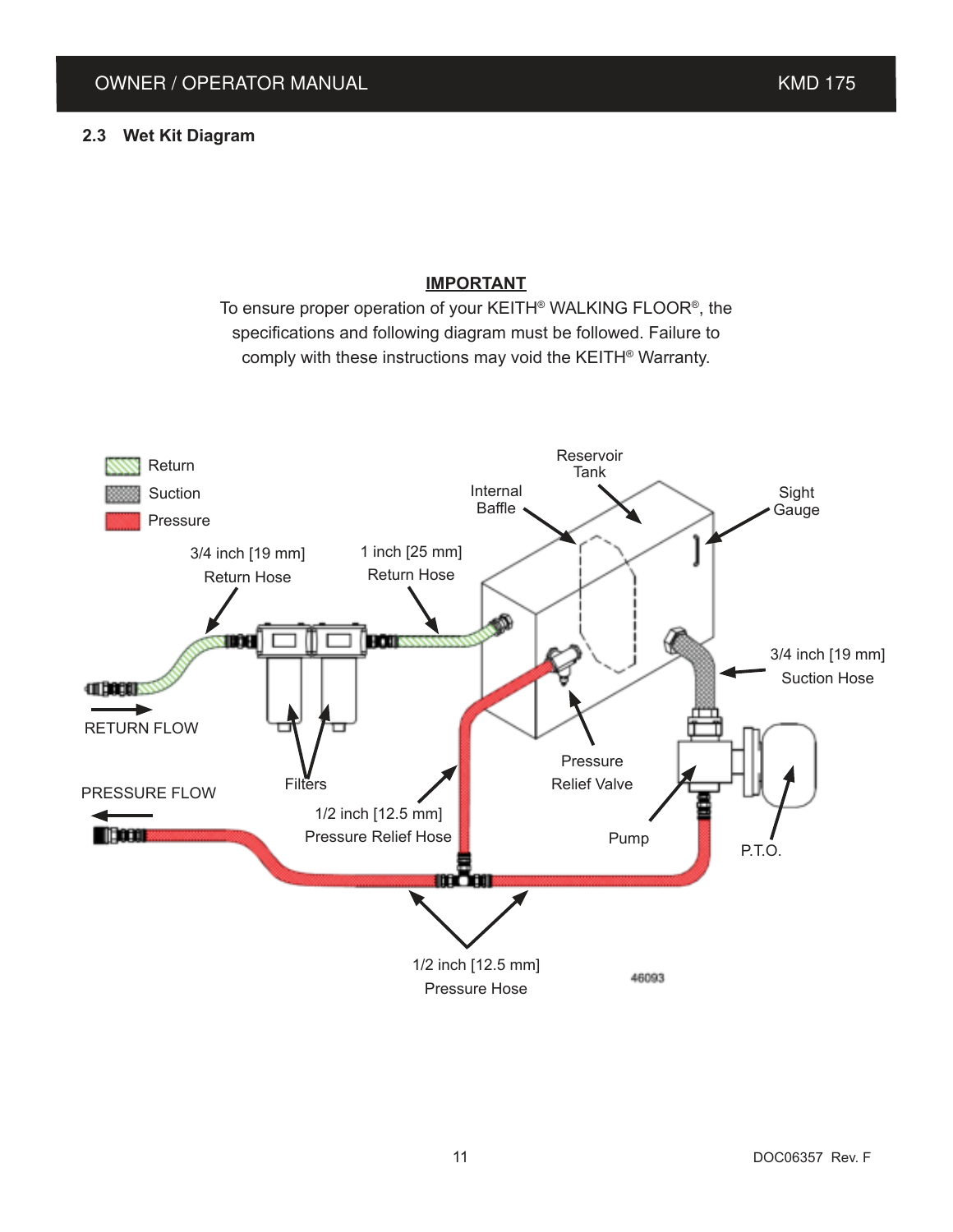## 2.3 Wet Kit Diagram

**IMPORTANT**

To ensure proper operation of your KEITH® WALKING FLOOR®, the specifications and following diagram must be followed. Failure to comply with these instructions may void the KEITH® Warranty.

Return
Suction
Pressure

Reservoir Tank
Internal Baffle
Sight Gauge
3/4 inch [19 mm] Return Hose
1 inch [25 mm] Return Hose
3/4 inch [19 mm] Suction Hose
RETURN FLOW
PRESSURE FLOW
Filters
Pressure Relief Valve
1/2 inch [12.5 mm] Pressure Relief Hose
Pump
P.T.O.
1/2 inch [12.5 mm] Pressure Hose

46093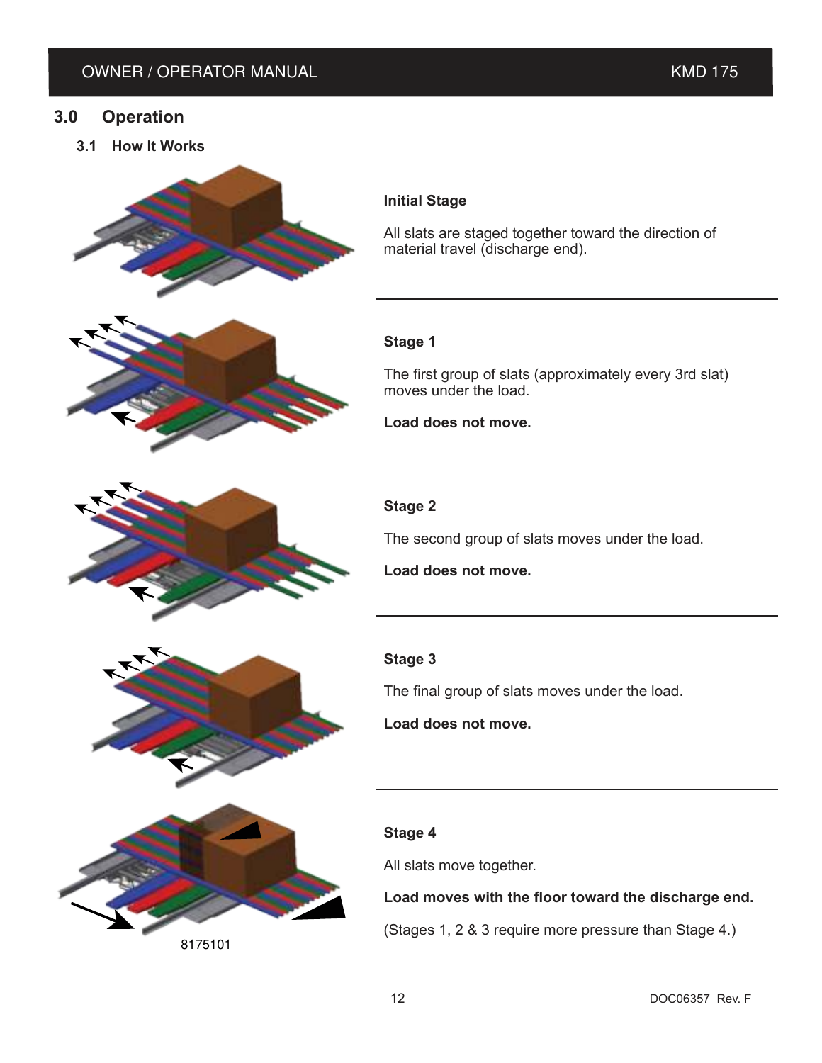# 3.0 Operation

## 3.1 How It Works

**Initial Stage**

All slats are staged together toward the direction of material travel (discharge end).

---

**Stage 1**

The first group of slats (approximately every 3rd slat) moves under the load.

**Load does not move.**

---

**Stage 2**

The second group of slats moves under the load.

**Load does not move.**

---

**Stage 3**

The final group of slats moves under the load.

**Load does not move.**

---

**Stage 4**

All slats move together.

**Load moves with the floor toward the discharge end.**

(Stages 1, 2 & 3 require more pressure than Stage 4.)

8175101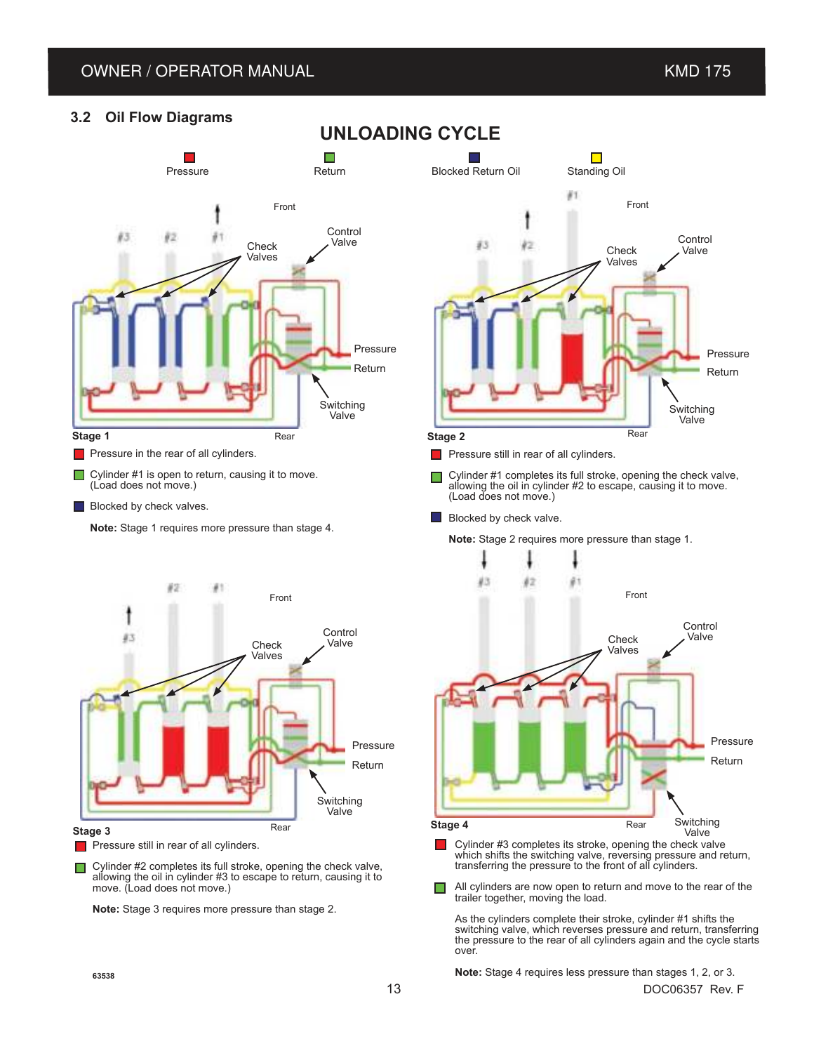## 3.2 Oil Flow Diagrams

# UNLOADING CYCLE

Pressure | Return | Blocked Return Oil | Standing Oil

**Stage 1**

- Pressure in the rear of all cylinders.
- Cylinder #1 is open to return, causing it to move. (Load does not move.)
- Blocked by check valves.

**Note:** Stage 1 requires more pressure than stage 4.

**Stage 2**

- Pressure still in rear of all cylinders.
- Cylinder #1 completes its full stroke, opening the check valve, allowing the oil in cylinder #2 to escape, causing it to move. (Load does not move.)
- Blocked by check valve.

**Note:** Stage 2 requires more pressure than stage 1.

**Stage 3**

- Pressure still in rear of all cylinders.
- Cylinder #2 completes its full stroke, opening the check valve, allowing the oil in cylinder #3 to escape to return, causing it to move. (Load does not move.)

**Note:** Stage 3 requires more pressure than stage 2.

**Stage 4**

- Cylinder #3 completes its stroke, opening the check valve which shifts the switching valve, reversing pressure and return, transferring the pressure to the front of all cylinders.
- All cylinders are now open to return and move to the rear of the trailer together, moving the load.

As the cylinders complete their stroke, cylinder #1 shifts the switching valve, which reverses pressure and return, transferring the pressure to the rear of all cylinders again and the cycle starts over.

**Note:** Stage 4 requires less pressure than stages 1, 2, or 3.

63538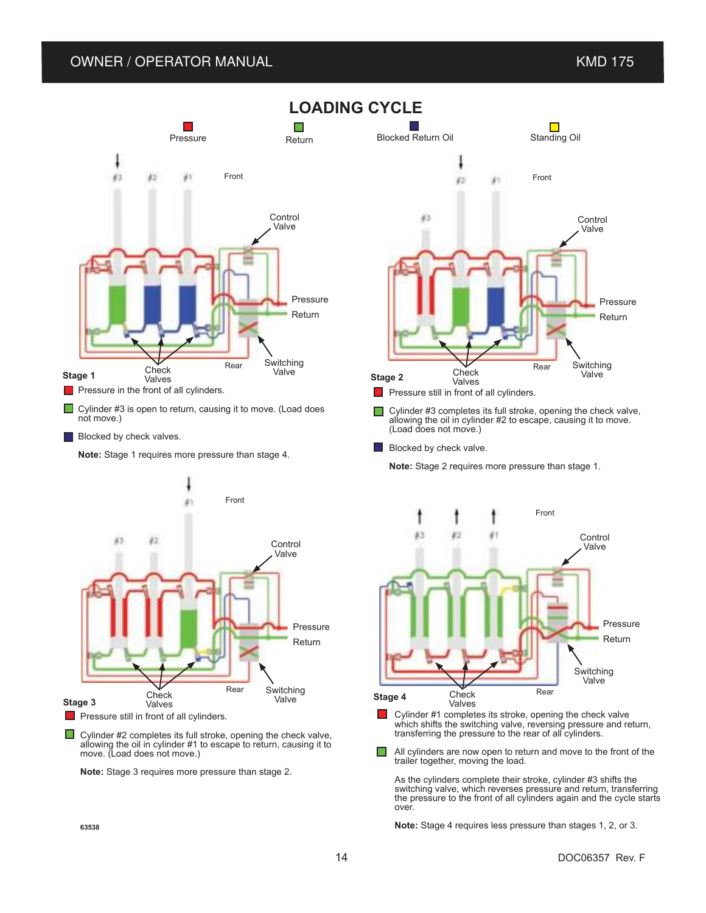# LOADING CYCLE

Pressure | Return | Blocked Return Oil | Standing Oil

### Stage 1

- Pressure in the front of all cylinders.
- Cylinder #3 is open to return, causing it to move. (Load does not move.)
- Blocked by check valves.

**Note:** Stage 1 requires more pressure than stage 4.

### Stage 2

- Pressure still in front of all cylinders.
- Cylinder #3 completes its full stroke, opening the check valve, allowing the oil in cylinder #2 to escape, causing it to move. (Load does not move.)
- Blocked by check valve.

**Note:** Stage 2 requires more pressure than stage 1.

### Stage 3

- Pressure still in front of all cylinders.
- Cylinder #2 completes its full stroke, opening the check valve, allowing the oil in cylinder #1 to escape to return, causing it to move. (Load does not move.)

**Note:** Stage 3 requires more pressure than stage 2.

### Stage 4

- Cylinder #1 completes its stroke, opening the check valve which shifts the switching valve, reversing pressure and return, transferring the pressure to the rear of all cylinders.
- All cylinders are now open to return and move to the front of the trailer together, moving the load.

As the cylinders complete their stroke, cylinder #3 shifts the switching valve, which reverses pressure and return, transferring the pressure to the front of all cylinders again and the cycle starts over.

**Note:** Stage 4 requires less pressure than stages 1, 2, or 3.

63538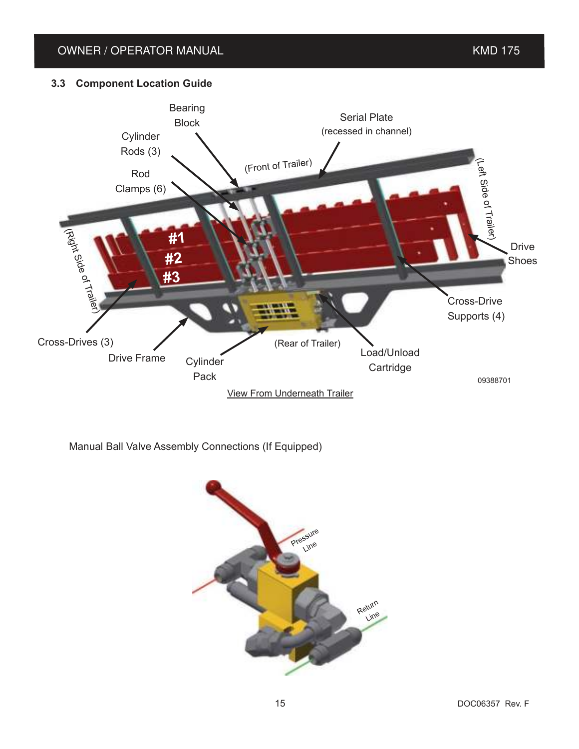### 3.3 Component Location Guide

Bearing Block

Serial Plate (recessed in channel)

Cylinder Rods (3)

Rod Clamps (6)

(Front of Trailer)

(Left Side of Trailer)

(Right Side of Trailer)

#1

#2

#3

Drive Shoes

Cross-Drive Supports (4)

Cross-Drives (3)

Drive Frame

Cylinder Pack

(Rear of Trailer)

Load/Unload Cartridge

09388701

View From Underneath Trailer

Manual Ball Valve Assembly Connections (If Equipped)

Pressure Line

Return Line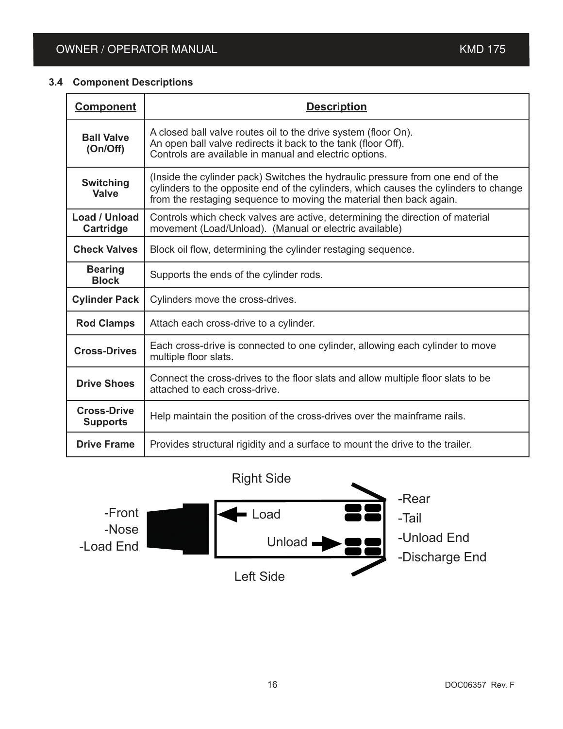### 3.4 Component Descriptions

| Component | Description |
|---|---|
| **Ball Valve (On/Off)** | A closed ball valve routes oil to the drive system (floor On).<br>An open ball valve redirects it back to the tank (floor Off).<br>Controls are available in manual and electric options. |
| **Switching Valve** | (Inside the cylinder pack) Switches the hydraulic pressure from one end of the cylinders to the opposite end of the cylinders, which causes the cylinders to change from the restaging sequence to moving the material then back again. |
| **Load / Unload Cartridge** | Controls which check valves are active, determining the direction of material movement (Load/Unload). (Manual or electric available) |
| **Check Valves** | Block oil flow, determining the cylinder restaging sequence. |
| **Bearing Block** | Supports the ends of the cylinder rods. |
| **Cylinder Pack** | Cylinders move the cross-drives. |
| **Rod Clamps** | Attach each cross-drive to a cylinder. |
| **Cross-Drives** | Each cross-drive is connected to one cylinder, allowing each cylinder to move multiple floor slats. |
| **Drive Shoes** | Connect the cross-drives to the floor slats and allow multiple floor slats to be attached to each cross-drive. |
| **Cross-Drive Supports** | Help maintain the position of the cross-drives over the mainframe rails. |
| **Drive Frame** | Provides structural rigidity and a surface to mount the drive to the trailer. |

Right Side

-Front
-Nose
-Load End

Load

Unload

-Rear
-Tail
-Unload End
-Discharge End

Left Side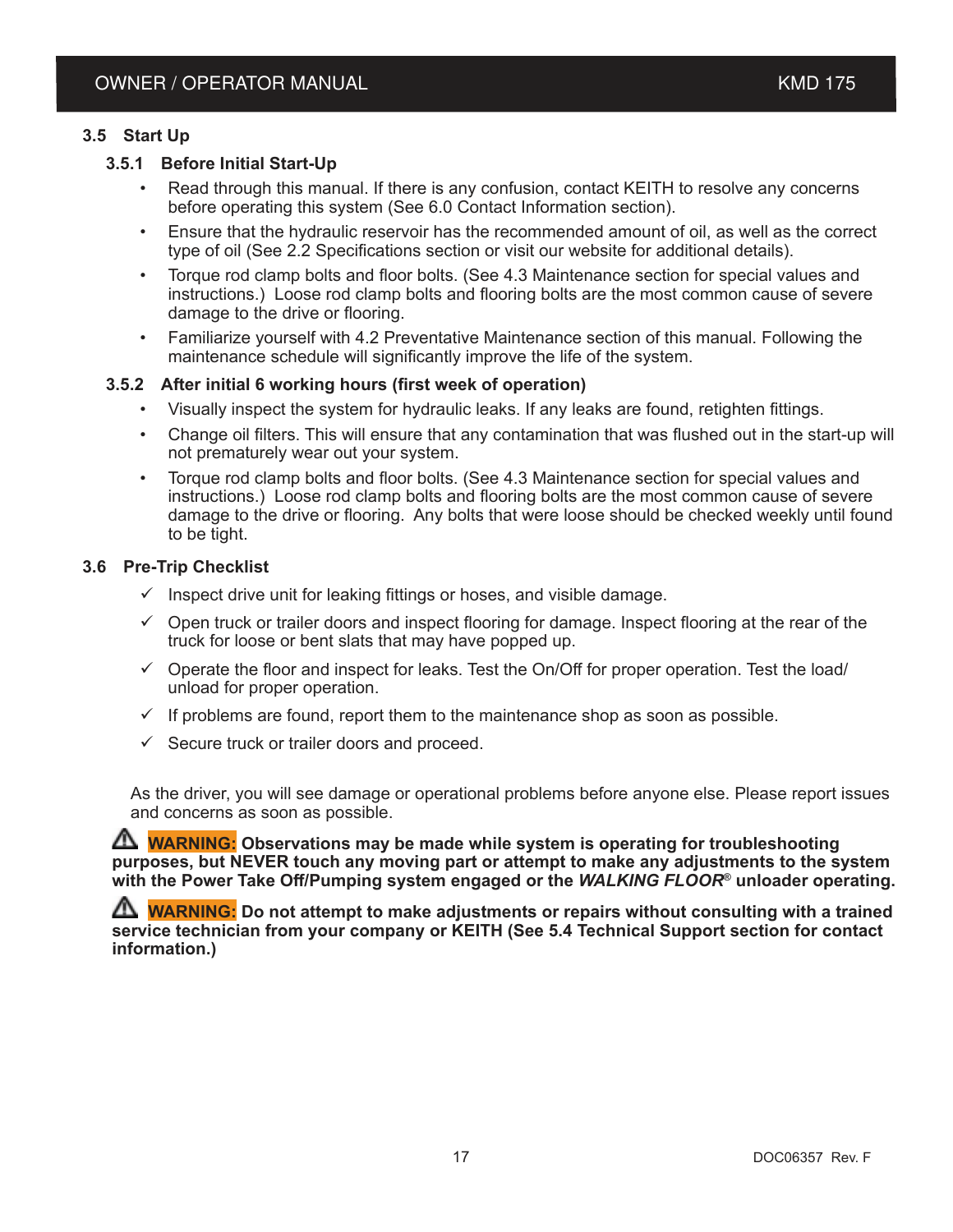## 3.5 Start Up

### 3.5.1 Before Initial Start-Up

- Read through this manual. If there is any confusion, contact KEITH to resolve any concerns before operating this system (See 6.0 Contact Information section).
- Ensure that the hydraulic reservoir has the recommended amount of oil, as well as the correct type of oil (See 2.2 Specifications section or visit our website for additional details).
- Torque rod clamp bolts and floor bolts. (See 4.3 Maintenance section for special values and instructions.) Loose rod clamp bolts and flooring bolts are the most common cause of severe damage to the drive or flooring.
- Familiarize yourself with 4.2 Preventative Maintenance section of this manual. Following the maintenance schedule will significantly improve the life of the system.

### 3.5.2 After initial 6 working hours (first week of operation)

- Visually inspect the system for hydraulic leaks. If any leaks are found, retighten fittings.
- Change oil filters. This will ensure that any contamination that was flushed out in the start-up will not prematurely wear out your system.
- Torque rod clamp bolts and floor bolts. (See 4.3 Maintenance section for special values and instructions.) Loose rod clamp bolts and flooring bolts are the most common cause of severe damage to the drive or flooring. Any bolts that were loose should be checked weekly until found to be tight.

## 3.6 Pre-Trip Checklist

- ✓ Inspect drive unit for leaking fittings or hoses, and visible damage.
- ✓ Open truck or trailer doors and inspect flooring for damage. Inspect flooring at the rear of the truck for loose or bent slats that may have popped up.
- ✓ Operate the floor and inspect for leaks. Test the On/Off for proper operation. Test the load/unload for proper operation.
- ✓ If problems are found, report them to the maintenance shop as soon as possible.
- ✓ Secure truck or trailer doors and proceed.

As the driver, you will see damage or operational problems before anyone else. Please report issues and concerns as soon as possible.

⚠ **WARNING: Observations may be made while system is operating for troubleshooting purposes, but NEVER touch any moving part or attempt to make any adjustments to the system with the Power Take Off/Pumping system engaged or the *WALKING FLOOR*® unloader operating.**

⚠ **WARNING: Do not attempt to make adjustments or repairs without consulting with a trained service technician from your company or KEITH (See 5.4 Technical Support section for contact information.)**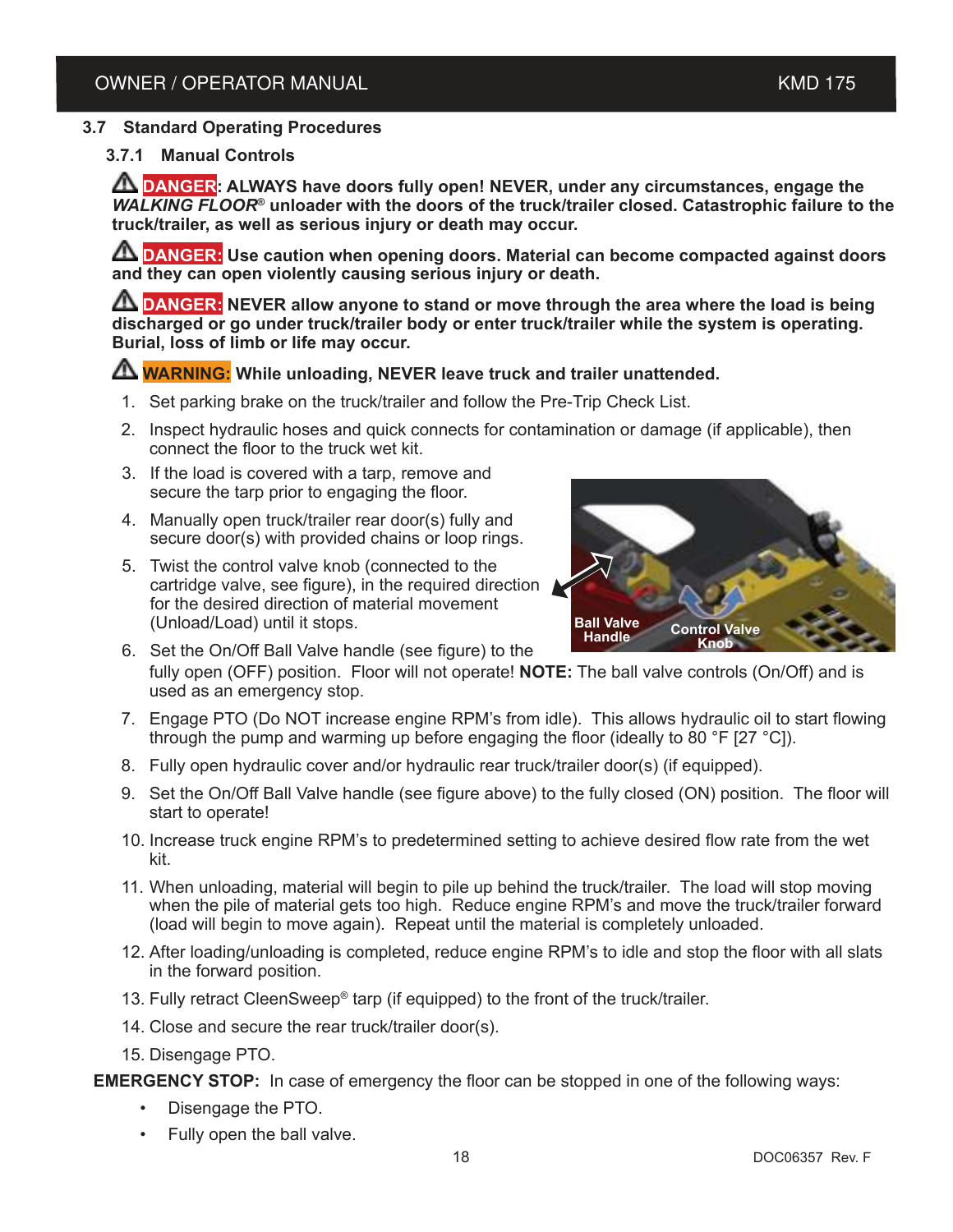## 3.7 Standard Operating Procedures

### 3.7.1 Manual Controls

⚠ **DANGER: ALWAYS have doors fully open! NEVER, under any circumstances, engage the *WALKING FLOOR*® unloader with the doors of the truck/trailer closed. Catastrophic failure to the truck/trailer, as well as serious injury or death may occur.**

⚠ **DANGER: Use caution when opening doors. Material can become compacted against doors and they can open violently causing serious injury or death.**

⚠ **DANGER: NEVER allow anyone to stand or move through the area where the load is being discharged or go under truck/trailer body or enter truck/trailer while the system is operating. Burial, loss of limb or life may occur.**

⚠ **WARNING: While unloading, NEVER leave truck and trailer unattended.**

1. Set parking brake on the truck/trailer and follow the Pre-Trip Check List.
2. Inspect hydraulic hoses and quick connects for contamination or damage (if applicable), then connect the floor to the truck wet kit.
3. If the load is covered with a tarp, remove and secure the tarp prior to engaging the floor.
4. Manually open truck/trailer rear door(s) fully and secure door(s) with provided chains or loop rings.
5. Twist the control valve knob (connected to the cartridge valve, see figure), in the required direction for the desired direction of material movement (Unload/Load) until it stops.
6. Set the On/Off Ball Valve handle (see figure) to the fully open (OFF) position. Floor will not operate! **NOTE:** The ball valve controls (On/Off) and is used as an emergency stop.
7. Engage PTO (Do NOT increase engine RPM's from idle). This allows hydraulic oil to start flowing through the pump and warming up before engaging the floor (ideally to 80 °F [27 °C]).
8. Fully open hydraulic cover and/or hydraulic rear truck/trailer door(s) (if equipped).
9. Set the On/Off Ball Valve handle (see figure above) to the fully closed (ON) position. The floor will start to operate!
10. Increase truck engine RPM's to predetermined setting to achieve desired flow rate from the wet kit.
11. When unloading, material will begin to pile up behind the truck/trailer. The load will stop moving when the pile of material gets too high. Reduce engine RPM's and move the truck/trailer forward (load will begin to move again). Repeat until the material is completely unloaded.
12. After loading/unloading is completed, reduce engine RPM's to idle and stop the floor with all slats in the forward position.
13. Fully retract CleenSweep® tarp (if equipped) to the front of the truck/trailer.
14. Close and secure the rear truck/trailer door(s).
15. Disengage PTO.

Ball Valve Handle

Control Valve Knob

**EMERGENCY STOP:** In case of emergency the floor can be stopped in one of the following ways:

- Disengage the PTO.
- Fully open the ball valve.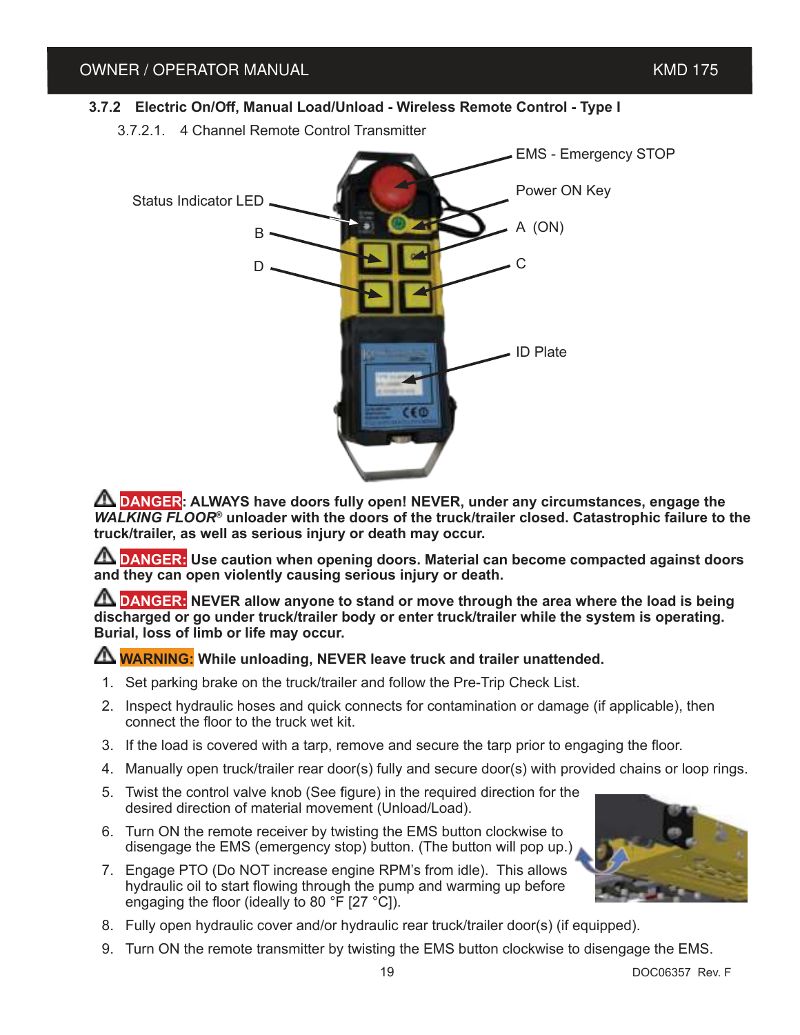### 3.7.2 Electric On/Off, Manual Load/Unload - Wireless Remote Control - Type I

3.7.2.1. 4 Channel Remote Control Transmitter

EMS - Emergency STOP

Power ON Key

Status Indicator LED

A (ON)

B

C

D

ID Plate

⚠ **DANGER: ALWAYS have doors fully open! NEVER, under any circumstances, engage the *WALKING FLOOR*® unloader with the doors of the truck/trailer closed. Catastrophic failure to the truck/trailer, as well as serious injury or death may occur.**

⚠ **DANGER: Use caution when opening doors. Material can become compacted against doors and they can open violently causing serious injury or death.**

⚠ **DANGER: NEVER allow anyone to stand or move through the area where the load is being discharged or go under truck/trailer body or enter truck/trailer while the system is operating. Burial, loss of limb or life may occur.**

⚠ **WARNING: While unloading, NEVER leave truck and trailer unattended.**

1. Set parking brake on the truck/trailer and follow the Pre-Trip Check List.
2. Inspect hydraulic hoses and quick connects for contamination or damage (if applicable), then connect the floor to the truck wet kit.
3. If the load is covered with a tarp, remove and secure the tarp prior to engaging the floor.
4. Manually open truck/trailer rear door(s) fully and secure door(s) with provided chains or loop rings.
5. Twist the control valve knob (See figure) in the required direction for the desired direction of material movement (Unload/Load).
6. Turn ON the remote receiver by twisting the EMS button clockwise to disengage the EMS (emergency stop) button. (The button will pop up.)
7. Engage PTO (Do NOT increase engine RPM's from idle). This allows hydraulic oil to start flowing through the pump and warming up before engaging the floor (ideally to 80 °F [27 °C]).
8. Fully open hydraulic cover and/or hydraulic rear truck/trailer door(s) (if equipped).
9. Turn ON the remote transmitter by twisting the EMS button clockwise to disengage the EMS.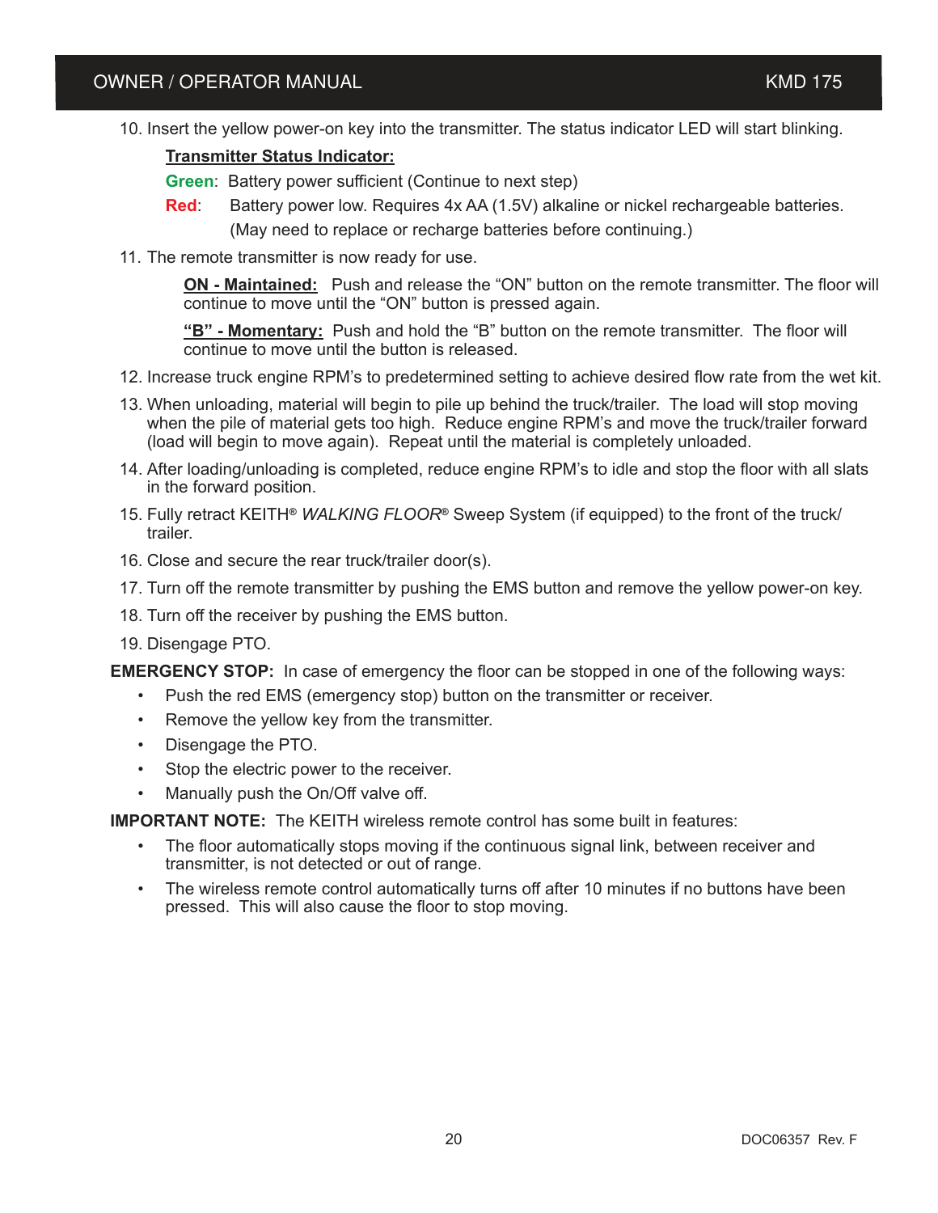10. Insert the yellow power-on key into the transmitter. The status indicator LED will start blinking.

    **Transmitter Status Indicator:**

    **Green**: Battery power sufficient (Continue to next step)

    **Red**: Battery power low. Requires 4x AA (1.5V) alkaline or nickel rechargeable batteries. (May need to replace or recharge batteries before continuing.)

11. The remote transmitter is now ready for use.

    **ON - Maintained:** Push and release the "ON" button on the remote transmitter. The floor will continue to move until the "ON" button is pressed again.

    **"B" - Momentary:** Push and hold the "B" button on the remote transmitter. The floor will continue to move until the button is released.

12. Increase truck engine RPM's to predetermined setting to achieve desired flow rate from the wet kit.
13. When unloading, material will begin to pile up behind the truck/trailer. The load will stop moving when the pile of material gets too high. Reduce engine RPM's and move the truck/trailer forward (load will begin to move again). Repeat until the material is completely unloaded.
14. After loading/unloading is completed, reduce engine RPM's to idle and stop the floor with all slats in the forward position.
15. Fully retract KEITH® *WALKING FLOOR®* Sweep System (if equipped) to the front of the truck/trailer.
16. Close and secure the rear truck/trailer door(s).
17. Turn off the remote transmitter by pushing the EMS button and remove the yellow power-on key.
18. Turn off the receiver by pushing the EMS button.
19. Disengage PTO.

**EMERGENCY STOP:** In case of emergency the floor can be stopped in one of the following ways:

- Push the red EMS (emergency stop) button on the transmitter or receiver.
- Remove the yellow key from the transmitter.
- Disengage the PTO.
- Stop the electric power to the receiver.
- Manually push the On/Off valve off.

**IMPORTANT NOTE:** The KEITH wireless remote control has some built in features:

- The floor automatically stops moving if the continuous signal link, between receiver and transmitter, is not detected or out of range.
- The wireless remote control automatically turns off after 10 minutes if no buttons have been pressed. This will also cause the floor to stop moving.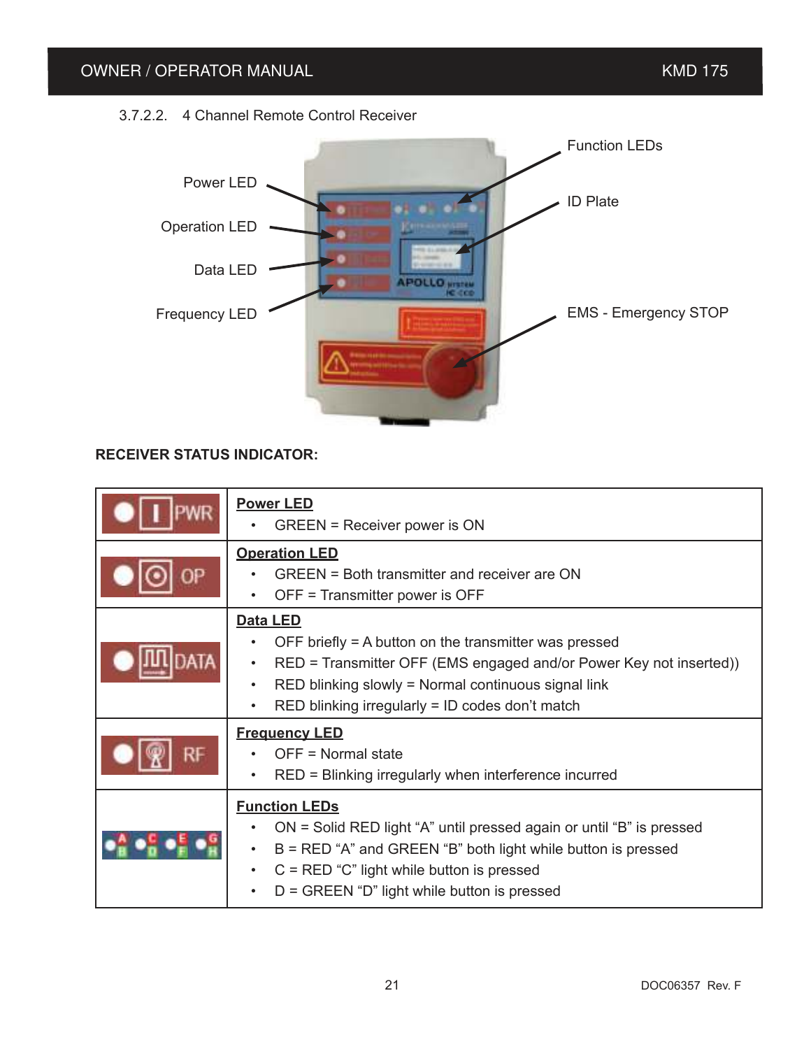3.7.2.2. 4 Channel Remote Control Receiver

Power LED

Operation LED

Data LED

Frequency LED

Function LEDs

ID Plate

EMS - Emergency STOP

**RECEIVER STATUS INDICATOR:**

| | |
|---|---|
| PWR | **Power LED**<br>• GREEN = Receiver power is ON |
| OP | **Operation LED**<br>• GREEN = Both transmitter and receiver are ON<br>• OFF = Transmitter power is OFF |
| DATA | **Data LED**<br>• OFF briefly = A button on the transmitter was pressed<br>• RED = Transmitter OFF (EMS engaged and/or Power Key not inserted))<br>• RED blinking slowly = Normal continuous signal link<br>• RED blinking irregularly = ID codes don't match |
| RF | **Frequency LED**<br>• OFF = Normal state<br>• RED = Blinking irregularly when interference incurred |
| A B C D E F G H | **Function LEDs**<br>• ON = Solid RED light "A" until pressed again or until "B" is pressed<br>• B = RED "A" and GREEN "B" both light while button is pressed<br>• C = RED "C" light while button is pressed<br>• D = GREEN "D" light while button is pressed |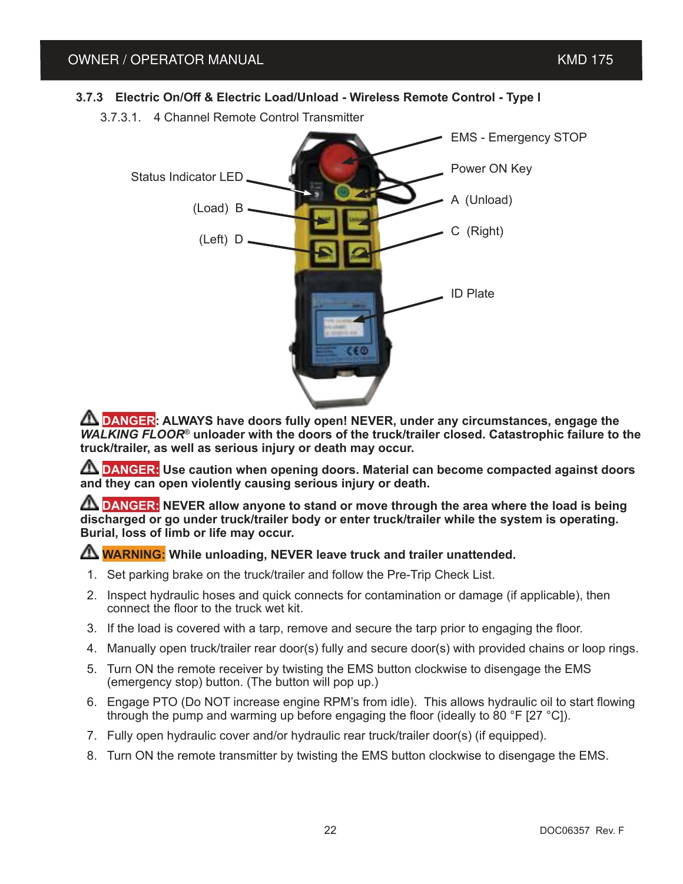### 3.7.3 Electric On/Off & Electric Load/Unload - Wireless Remote Control - Type I

3.7.3.1. 4 Channel Remote Control Transmitter

EMS - Emergency STOP

Power ON Key

Status Indicator LED

(Load) B

A (Unload)

(Left) D

C (Right)

ID Plate

⚠ **DANGER: ALWAYS have doors fully open! NEVER, under any circumstances, engage the *WALKING FLOOR*® unloader with the doors of the truck/trailer closed. Catastrophic failure to the truck/trailer, as well as serious injury or death may occur.**

⚠ **DANGER: Use caution when opening doors. Material can become compacted against doors and they can open violently causing serious injury or death.**

⚠ **DANGER: NEVER allow anyone to stand or move through the area where the load is being discharged or go under truck/trailer body or enter truck/trailer while the system is operating. Burial, loss of limb or life may occur.**

⚠ **WARNING: While unloading, NEVER leave truck and trailer unattended.**

1. Set parking brake on the truck/trailer and follow the Pre-Trip Check List.
2. Inspect hydraulic hoses and quick connects for contamination or damage (if applicable), then connect the floor to the truck wet kit.
3. If the load is covered with a tarp, remove and secure the tarp prior to engaging the floor.
4. Manually open truck/trailer rear door(s) fully and secure door(s) with provided chains or loop rings.
5. Turn ON the remote receiver by twisting the EMS button clockwise to disengage the EMS (emergency stop) button. (The button will pop up.)
6. Engage PTO (Do NOT increase engine RPM's from idle). This allows hydraulic oil to start flowing through the pump and warming up before engaging the floor (ideally to 80 °F [27 °C]).
7. Fully open hydraulic cover and/or hydraulic rear truck/trailer door(s) (if equipped).
8. Turn ON the remote transmitter by twisting the EMS button clockwise to disengage the EMS.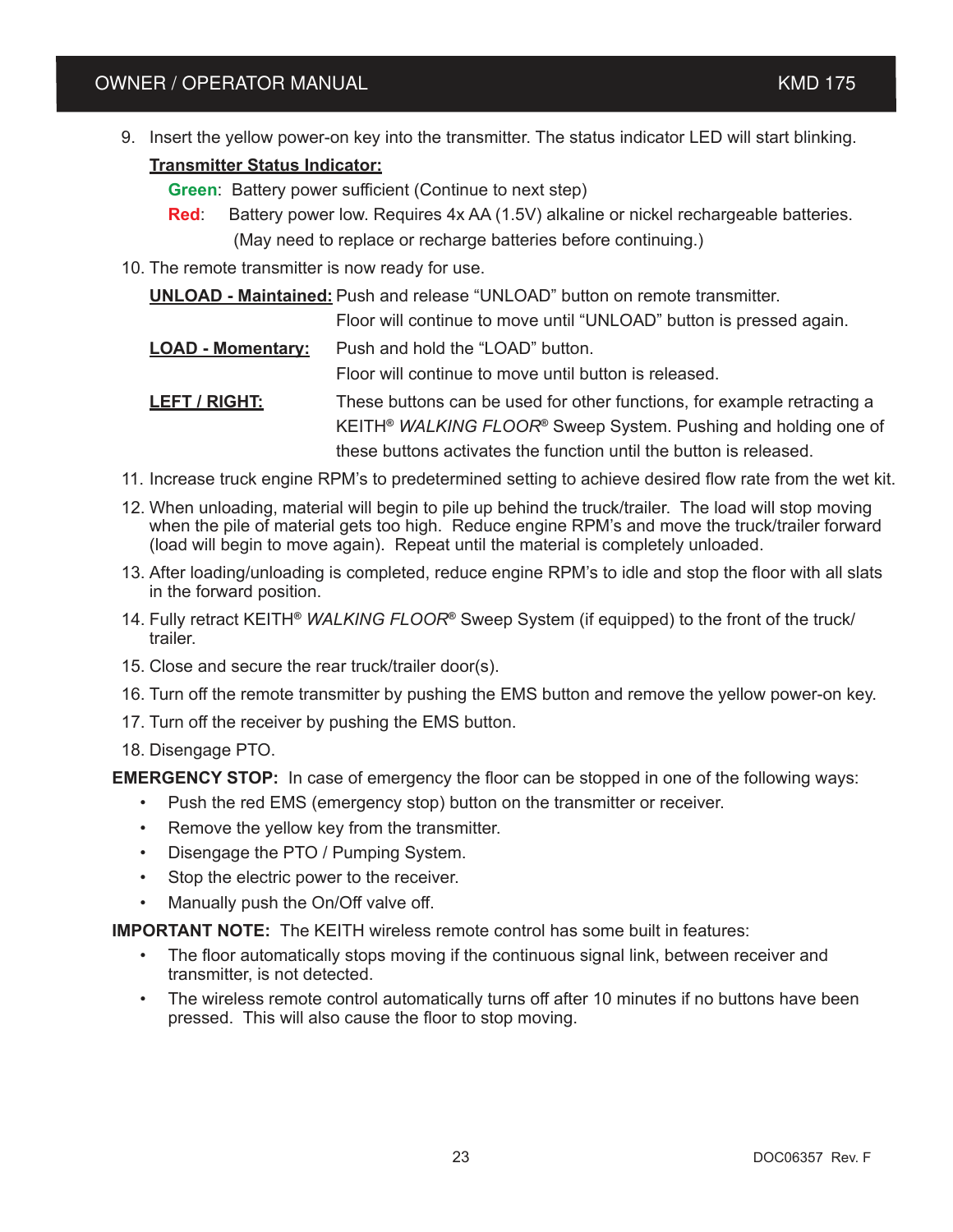9. Insert the yellow power-on key into the transmitter. The status indicator LED will start blinking.

   **Transmitter Status Indicator:**

   **Green**: Battery power sufficient (Continue to next step)

   **Red**: Battery power low. Requires 4x AA (1.5V) alkaline or nickel rechargeable batteries. (May need to replace or recharge batteries before continuing.)

10. The remote transmitter is now ready for use.

    **UNLOAD - Maintained:** Push and release "UNLOAD" button on remote transmitter. Floor will continue to move until "UNLOAD" button is pressed again.

    **LOAD - Momentary:** Push and hold the "LOAD" button. Floor will continue to move until button is released.

    **LEFT / RIGHT:** These buttons can be used for other functions, for example retracting a KEITH® *WALKING FLOOR®* Sweep System. Pushing and holding one of these buttons activates the function until the button is released.

11. Increase truck engine RPM's to predetermined setting to achieve desired flow rate from the wet kit.
12. When unloading, material will begin to pile up behind the truck/trailer. The load will stop moving when the pile of material gets too high. Reduce engine RPM's and move the truck/trailer forward (load will begin to move again). Repeat until the material is completely unloaded.
13. After loading/unloading is completed, reduce engine RPM's to idle and stop the floor with all slats in the forward position.
14. Fully retract KEITH® *WALKING FLOOR®* Sweep System (if equipped) to the front of the truck/ trailer.
15. Close and secure the rear truck/trailer door(s).
16. Turn off the remote transmitter by pushing the EMS button and remove the yellow power-on key.
17. Turn off the receiver by pushing the EMS button.
18. Disengage PTO.

**EMERGENCY STOP:** In case of emergency the floor can be stopped in one of the following ways:

- Push the red EMS (emergency stop) button on the transmitter or receiver.
- Remove the yellow key from the transmitter.
- Disengage the PTO / Pumping System.
- Stop the electric power to the receiver.
- Manually push the On/Off valve off.

**IMPORTANT NOTE:** The KEITH wireless remote control has some built in features:

- The floor automatically stops moving if the continuous signal link, between receiver and transmitter, is not detected.
- The wireless remote control automatically turns off after 10 minutes if no buttons have been pressed. This will also cause the floor to stop moving.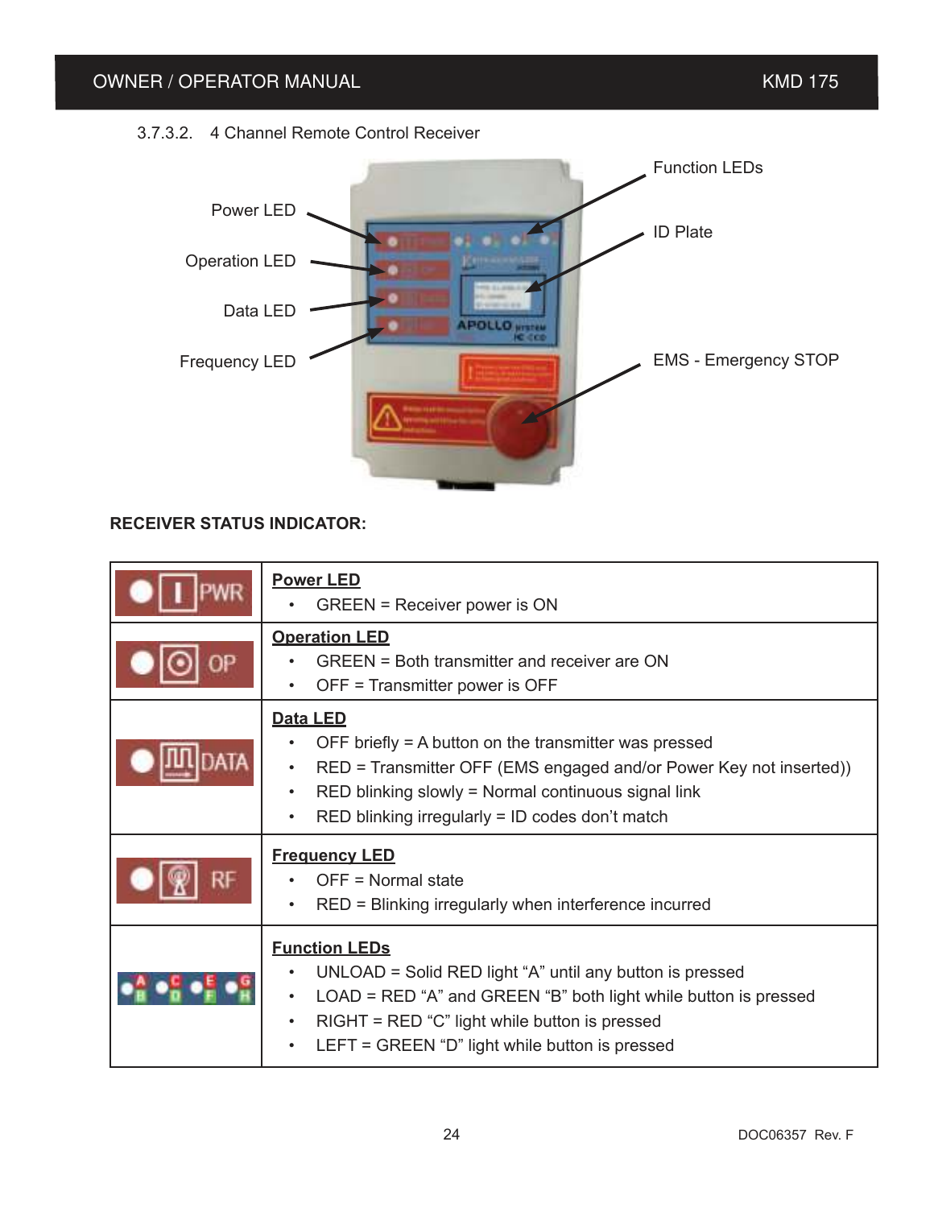3.7.3.2. 4 Channel Remote Control Receiver

Power LED

Operation LED

Data LED

Frequency LED

Function LEDs

ID Plate

EMS - Emergency STOP

**RECEIVER STATUS INDICATOR:**

| | |
|---|---|
| PWR | **Power LED**<br>• GREEN = Receiver power is ON |
| OP | **Operation LED**<br>• GREEN = Both transmitter and receiver are ON<br>• OFF = Transmitter power is OFF |
| DATA | **Data LED**<br>• OFF briefly = A button on the transmitter was pressed<br>• RED = Transmitter OFF (EMS engaged and/or Power Key not inserted))<br>• RED blinking slowly = Normal continuous signal link<br>• RED blinking irregularly = ID codes don't match |
| RF | **Frequency LED**<br>• OFF = Normal state<br>• RED = Blinking irregularly when interference incurred |
| A B C D E F G H | **Function LEDs**<br>• UNLOAD = Solid RED light "A" until any button is pressed<br>• LOAD = RED "A" and GREEN "B" both light while button is pressed<br>• RIGHT = RED "C" light while button is pressed<br>• LEFT = GREEN "D" light while button is pressed |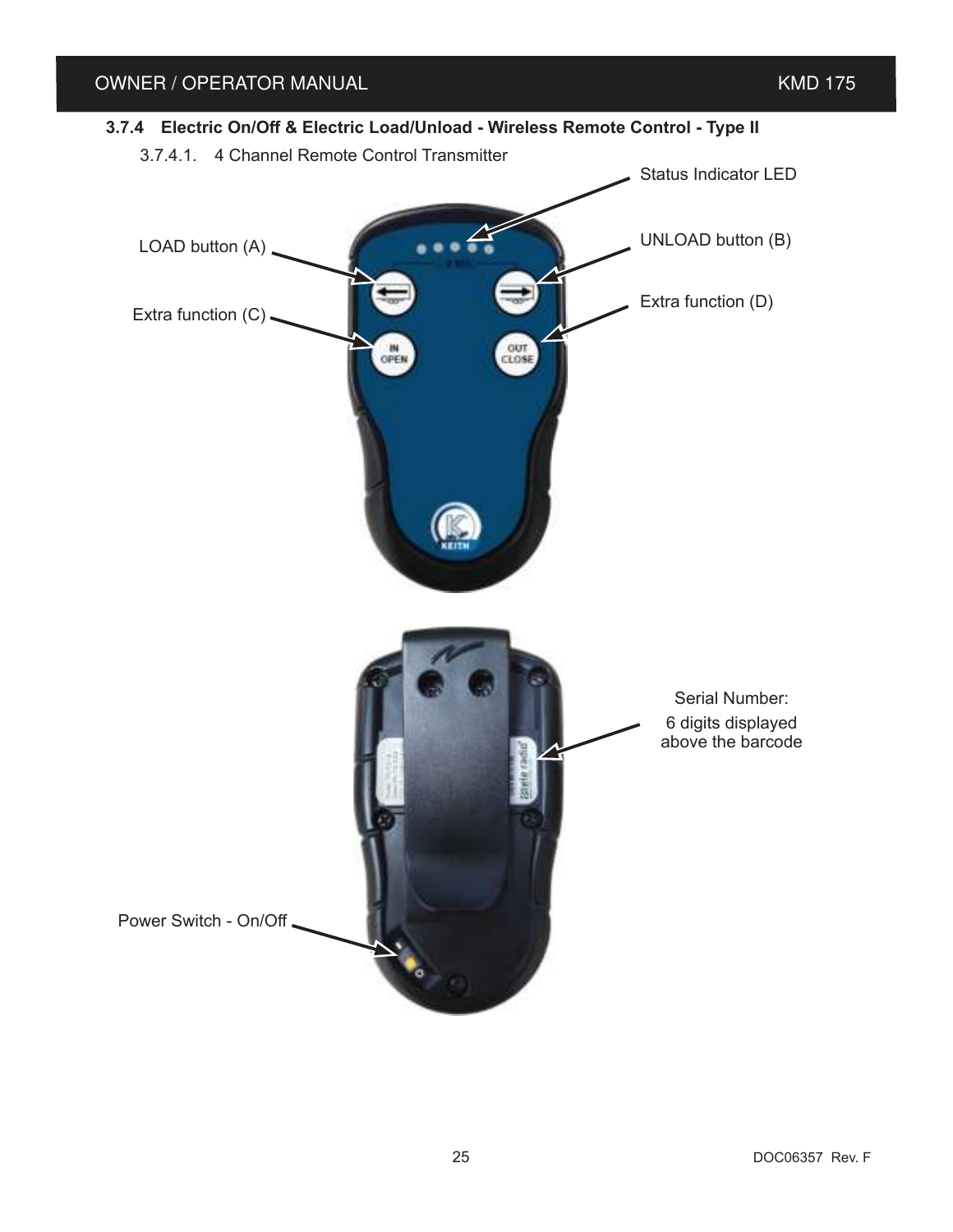### 3.7.4 Electric On/Off & Electric Load/Unload - Wireless Remote Control - Type II

#### 3.7.4.1. 4 Channel Remote Control Transmitter

Status Indicator LED

LOAD button (A)

UNLOAD button (B)

Extra function (C)

Extra function (D)

Serial Number:

6 digits displayed above the barcode

Power Switch - On/Off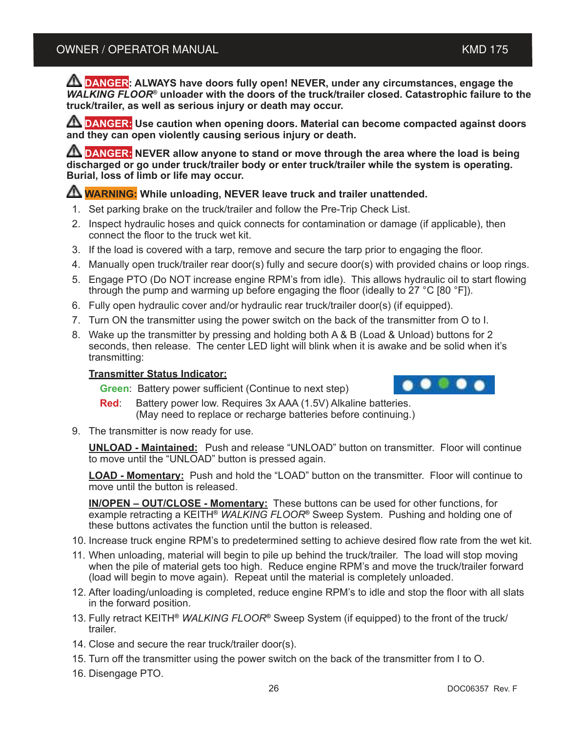⚠ **DANGER: ALWAYS have doors fully open! NEVER, under any circumstances, engage the *WALKING FLOOR*® unloader with the doors of the truck/trailer closed. Catastrophic failure to the truck/trailer, as well as serious injury or death may occur.**

⚠ **DANGER: Use caution when opening doors. Material can become compacted against doors and they can open violently causing serious injury or death.**

⚠ **DANGER: NEVER allow anyone to stand or move through the area where the load is being discharged or go under truck/trailer body or enter truck/trailer while the system is operating. Burial, loss of limb or life may occur.**

⚠ **WARNING: While unloading, NEVER leave truck and trailer unattended.**

1. Set parking brake on the truck/trailer and follow the Pre-Trip Check List.
2. Inspect hydraulic hoses and quick connects for contamination or damage (if applicable), then connect the floor to the truck wet kit.
3. If the load is covered with a tarp, remove and secure the tarp prior to engaging the floor.
4. Manually open truck/trailer rear door(s) fully and secure door(s) with provided chains or loop rings.
5. Engage PTO (Do NOT increase engine RPM's from idle). This allows hydraulic oil to start flowing through the pump and warming up before engaging the floor (ideally to 27 °C [80 °F]).
6. Fully open hydraulic cover and/or hydraulic rear truck/trailer door(s) (if equipped).
7. Turn ON the transmitter using the power switch on the back of the transmitter from O to I.
8. Wake up the transmitter by pressing and holding both A & B (Load & Unload) buttons for 2 seconds, then release. The center LED light will blink when it is awake and be solid when it's transmitting:

   **Transmitter Status Indicator:**

   **Green**: Battery power sufficient (Continue to next step)

   **Red**: Battery power low. Requires 3x AAA (1.5V) Alkaline batteries. (May need to replace or recharge batteries before continuing.)

9. The transmitter is now ready for use.

   **UNLOAD - Maintained:** Push and release "UNLOAD" button on transmitter. Floor will continue to move until the "UNLOAD" button is pressed again.

   **LOAD - Momentary:** Push and hold the "LOAD" button on the transmitter. Floor will continue to move until the button is released.

   **IN/OPEN – OUT/CLOSE - Momentary:** These buttons can be used for other functions, for example retracting a KEITH® *WALKING FLOOR*® Sweep System. Pushing and holding one of these buttons activates the function until the button is released.

10. Increase truck engine RPM's to predetermined setting to achieve desired flow rate from the wet kit.
11. When unloading, material will begin to pile up behind the truck/trailer. The load will stop moving when the pile of material gets too high. Reduce engine RPM's and move the truck/trailer forward (load will begin to move again). Repeat until the material is completely unloaded.
12. After loading/unloading is completed, reduce engine RPM's to idle and stop the floor with all slats in the forward position.
13. Fully retract KEITH® *WALKING FLOOR*® Sweep System (if equipped) to the front of the truck/trailer.
14. Close and secure the rear truck/trailer door(s).
15. Turn off the transmitter using the power switch on the back of the transmitter from I to O.
16. Disengage PTO.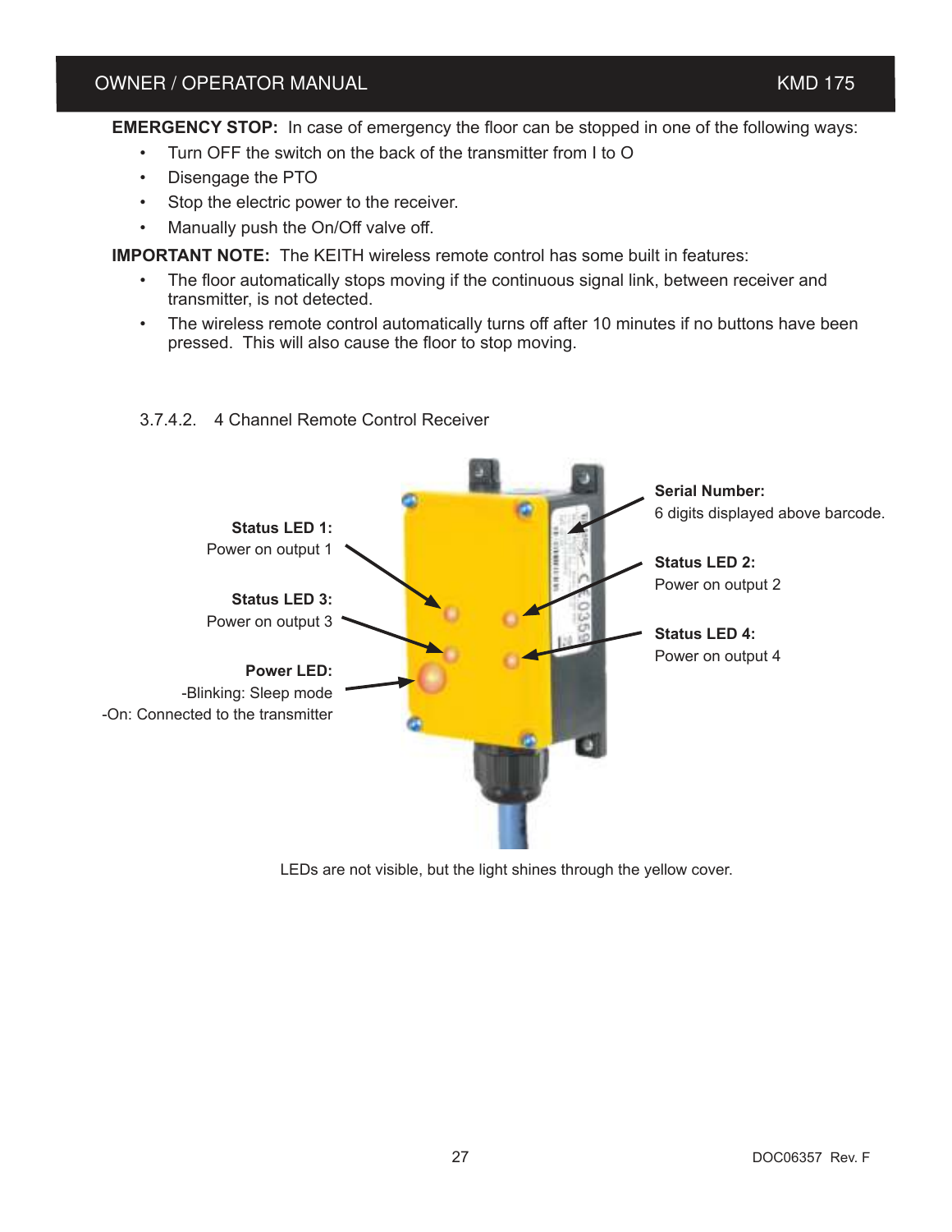**EMERGENCY STOP:** In case of emergency the floor can be stopped in one of the following ways:

- Turn OFF the switch on the back of the transmitter from I to O
- Disengage the PTO
- Stop the electric power to the receiver.
- Manually push the On/Off valve off.

**IMPORTANT NOTE:** The KEITH wireless remote control has some built in features:

- The floor automatically stops moving if the continuous signal link, between receiver and transmitter, is not detected.
- The wireless remote control automatically turns off after 10 minutes if no buttons have been pressed. This will also cause the floor to stop moving.

### 3.7.4.2. 4 Channel Remote Control Receiver

**Status LED 1:**
Power on output 1

**Status LED 3:**
Power on output 3

**Power LED:**
-Blinking: Sleep mode
-On: Connected to the transmitter

**Serial Number:**
6 digits displayed above barcode.

**Status LED 2:**
Power on output 2

**Status LED 4:**
Power on output 4

LEDs are not visible, but the light shines through the yellow cover.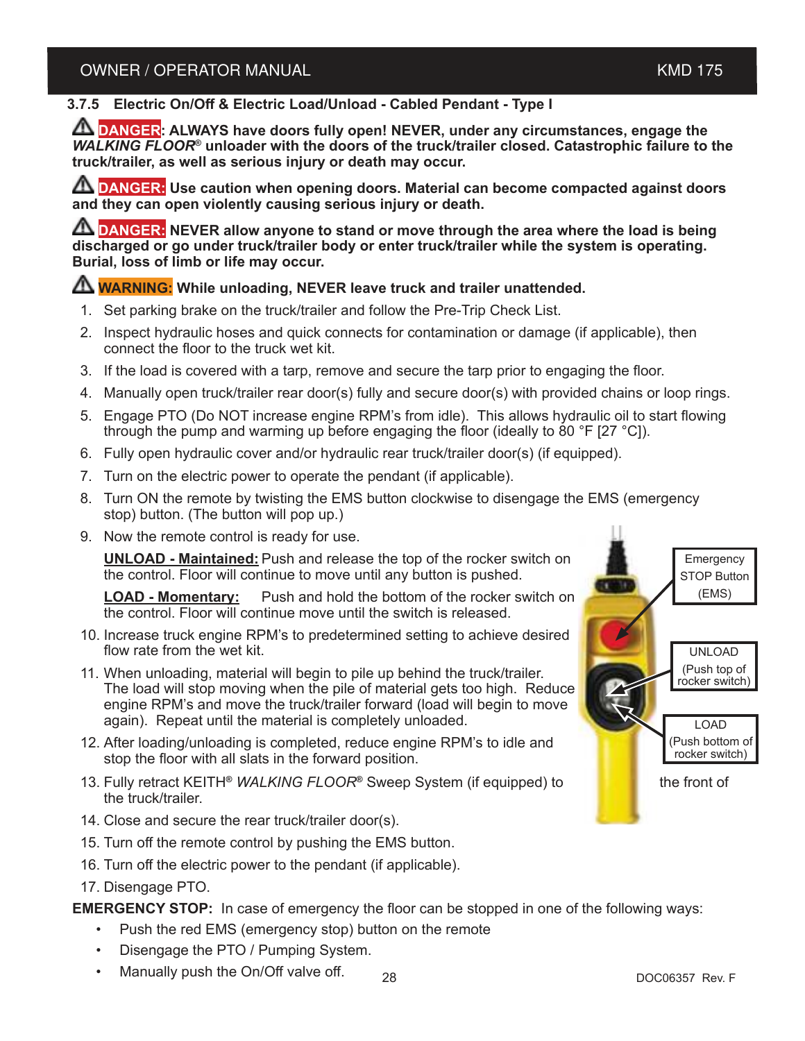### 3.7.5 Electric On/Off & Electric Load/Unload - Cabled Pendant - Type I

⚠ **DANGER: ALWAYS have doors fully open! NEVER, under any circumstances, engage the *WALKING FLOOR*® unloader with the doors of the truck/trailer closed. Catastrophic failure to the truck/trailer, as well as serious injury or death may occur.**

⚠ **DANGER: Use caution when opening doors. Material can become compacted against doors and they can open violently causing serious injury or death.**

⚠ **DANGER: NEVER allow anyone to stand or move through the area where the load is being discharged or go under truck/trailer body or enter truck/trailer while the system is operating. Burial, loss of limb or life may occur.**

⚠ **WARNING: While unloading, NEVER leave truck and trailer unattended.**

1. Set parking brake on the truck/trailer and follow the Pre-Trip Check List.
2. Inspect hydraulic hoses and quick connects for contamination or damage (if applicable), then connect the floor to the truck wet kit.
3. If the load is covered with a tarp, remove and secure the tarp prior to engaging the floor.
4. Manually open truck/trailer rear door(s) fully and secure door(s) with provided chains or loop rings.
5. Engage PTO (Do NOT increase engine RPM's from idle). This allows hydraulic oil to start flowing through the pump and warming up before engaging the floor (ideally to 80 °F [27 °C]).
6. Fully open hydraulic cover and/or hydraulic rear truck/trailer door(s) (if equipped).
7. Turn on the electric power to operate the pendant (if applicable).
8. Turn ON the remote by twisting the EMS button clockwise to disengage the EMS (emergency stop) button. (The button will pop up.)
9. Now the remote control is ready for use.

   **UNLOAD - Maintained:** Push and release the top of the rocker switch on the control. Floor will continue to move until any button is pushed.

   **LOAD - Momentary:** Push and hold the bottom of the rocker switch on the control. Floor will continue move until the switch is released.

10. Increase truck engine RPM's to predetermined setting to achieve desired flow rate from the wet kit.
11. When unloading, material will begin to pile up behind the truck/trailer. The load will stop moving when the pile of material gets too high. Reduce engine RPM's and move the truck/trailer forward (load will begin to move again). Repeat until the material is completely unloaded.
12. After loading/unloading is completed, reduce engine RPM's to idle and stop the floor with all slats in the forward position.
13. Fully retract KEITH® *WALKING FLOOR*® Sweep System (if equipped) to the front of the truck/trailer.
14. Close and secure the rear truck/trailer door(s).
15. Turn off the remote control by pushing the EMS button.
16. Turn off the electric power to the pendant (if applicable).
17. Disengage PTO.

Emergency STOP Button (EMS)

UNLOAD (Push top of rocker switch)

LOAD (Push bottom of rocker switch)

**EMERGENCY STOP:** In case of emergency the floor can be stopped in one of the following ways:

- Push the red EMS (emergency stop) button on the remote
- Disengage the PTO / Pumping System.
- Manually push the On/Off valve off.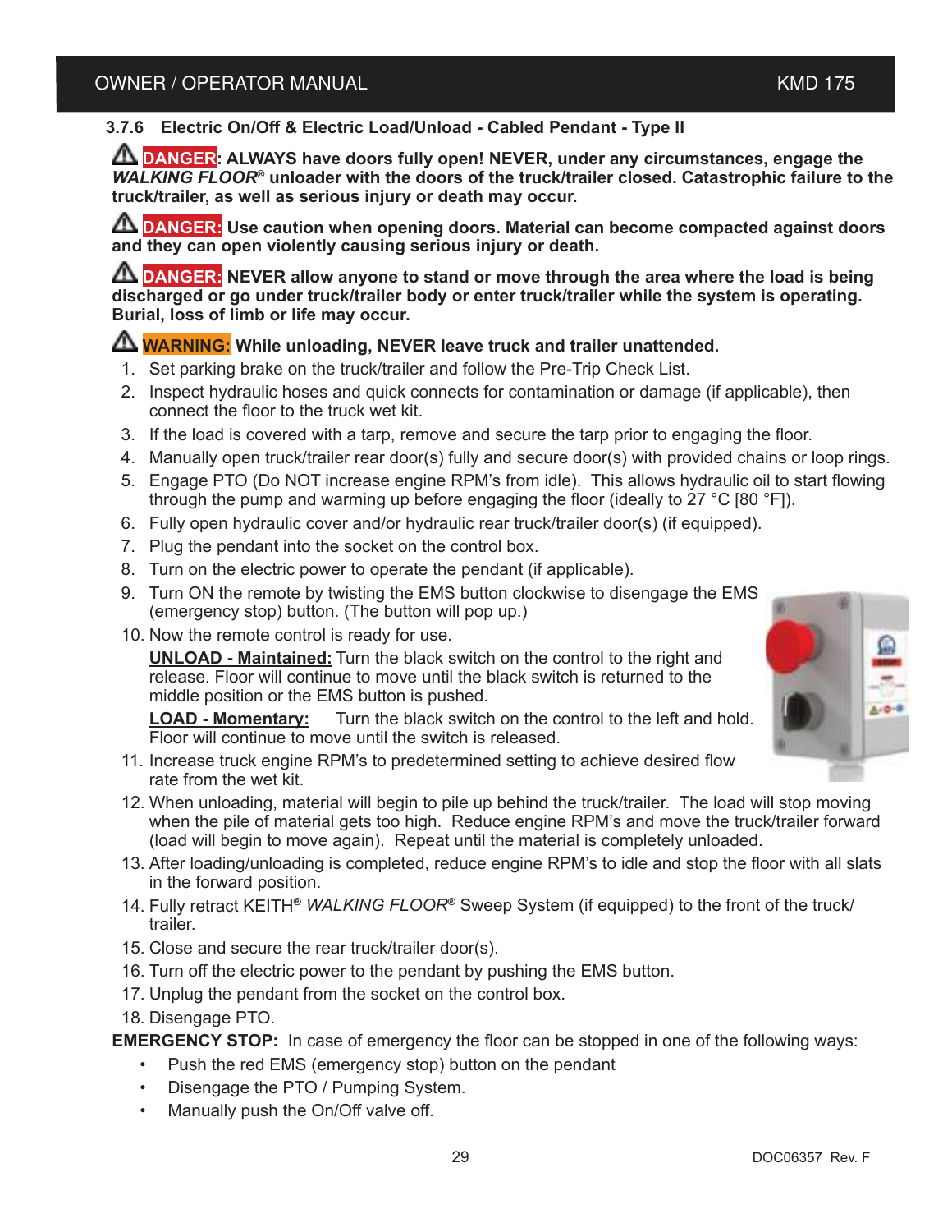### 3.7.6 Electric On/Off & Electric Load/Unload - Cabled Pendant - Type II

⚠ **DANGER: ALWAYS have doors fully open! NEVER, under any circumstances, engage the *WALKING FLOOR*® unloader with the doors of the truck/trailer closed. Catastrophic failure to the truck/trailer, as well as serious injury or death may occur.**

⚠ **DANGER: Use caution when opening doors. Material can become compacted against doors and they can open violently causing serious injury or death.**

⚠ **DANGER: NEVER allow anyone to stand or move through the area where the load is being discharged or go under truck/trailer body or enter truck/trailer while the system is operating. Burial, loss of limb or life may occur.**

⚠ **WARNING: While unloading, NEVER leave truck and trailer unattended.**

1. Set parking brake on the truck/trailer and follow the Pre-Trip Check List.
2. Inspect hydraulic hoses and quick connects for contamination or damage (if applicable), then connect the floor to the truck wet kit.
3. If the load is covered with a tarp, remove and secure the tarp prior to engaging the floor.
4. Manually open truck/trailer rear door(s) fully and secure door(s) with provided chains or loop rings.
5. Engage PTO (Do NOT increase engine RPM's from idle). This allows hydraulic oil to start flowing through the pump and warming up before engaging the floor (ideally to 27 °C [80 °F]).
6. Fully open hydraulic cover and/or hydraulic rear truck/trailer door(s) (if equipped).
7. Plug the pendant into the socket on the control box.
8. Turn on the electric power to operate the pendant (if applicable).
9. Turn ON the remote by twisting the EMS button clockwise to disengage the EMS (emergency stop) button. (The button will pop up.)
10. Now the remote control is ready for use.

    **UNLOAD - Maintained:** Turn the black switch on the control to the right and release. Floor will continue to move until the black switch is returned to the middle position or the EMS button is pushed.

    **LOAD - Momentary:** Turn the black switch on the control to the left and hold. Floor will continue to move until the switch is released.
11. Increase truck engine RPM's to predetermined setting to achieve desired flow rate from the wet kit.
12. When unloading, material will begin to pile up behind the truck/trailer. The load will stop moving when the pile of material gets too high. Reduce engine RPM's and move the truck/trailer forward (load will begin to move again). Repeat until the material is completely unloaded.
13. After loading/unloading is completed, reduce engine RPM's to idle and stop the floor with all slats in the forward position.
14. Fully retract KEITH® *WALKING FLOOR*® Sweep System (if equipped) to the front of the truck/trailer.
15. Close and secure the rear truck/trailer door(s).
16. Turn off the electric power to the pendant by pushing the EMS button.
17. Unplug the pendant from the socket on the control box.
18. Disengage PTO.

**EMERGENCY STOP:** In case of emergency the floor can be stopped in one of the following ways:

- Push the red EMS (emergency stop) button on the pendant
- Disengage the PTO / Pumping System.
- Manually push the On/Off valve off.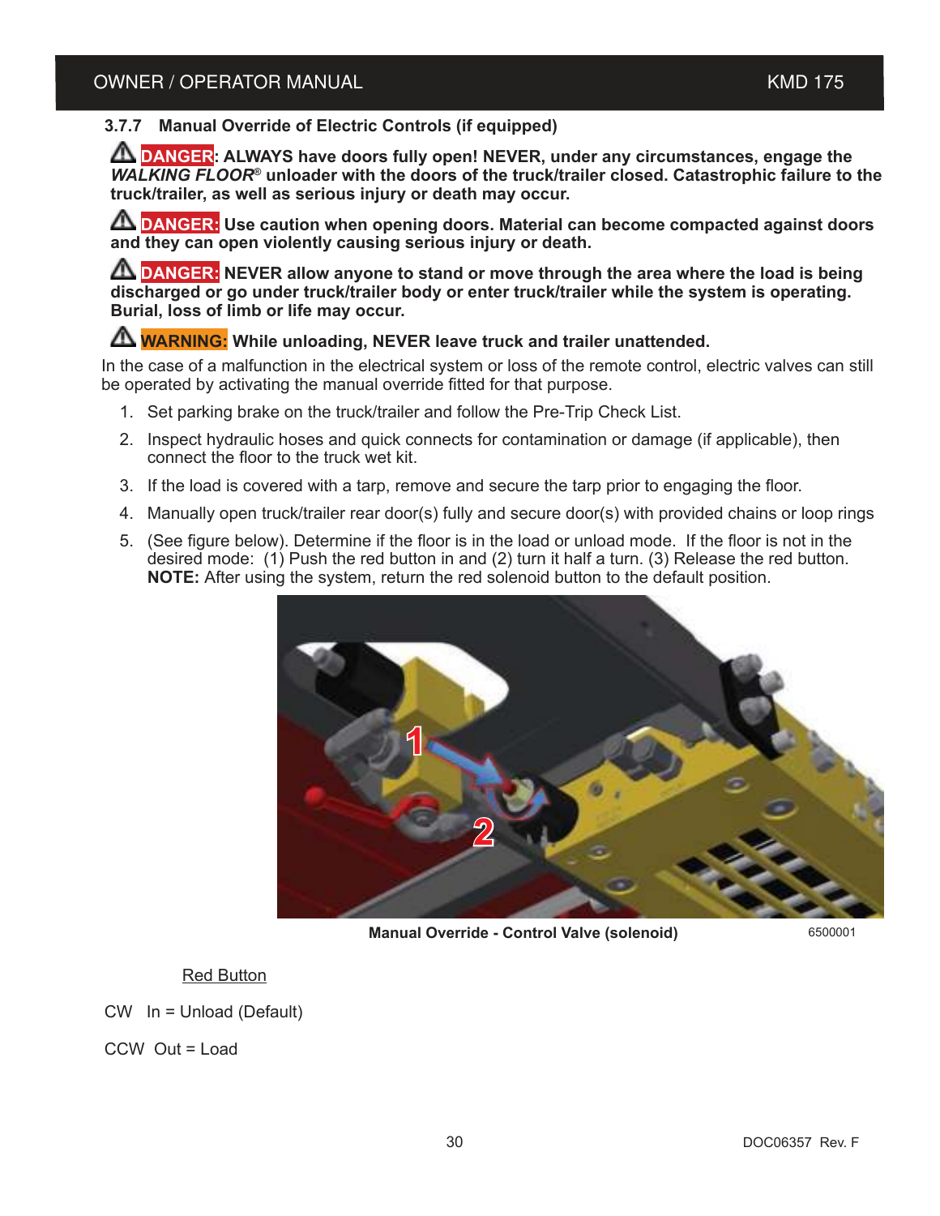### 3.7.7 Manual Override of Electric Controls (if equipped)

⚠ **DANGER: ALWAYS have doors fully open! NEVER, under any circumstances, engage the *WALKING FLOOR*® unloader with the doors of the truck/trailer closed. Catastrophic failure to the truck/trailer, as well as serious injury or death may occur.**

⚠ **DANGER: Use caution when opening doors. Material can become compacted against doors and they can open violently causing serious injury or death.**

⚠ **DANGER: NEVER allow anyone to stand or move through the area where the load is being discharged or go under truck/trailer body or enter truck/trailer while the system is operating. Burial, loss of limb or life may occur.**

⚠ **WARNING: While unloading, NEVER leave truck and trailer unattended.**

In the case of a malfunction in the electrical system or loss of the remote control, electric valves can still be operated by activating the manual override fitted for that purpose.

1. Set parking brake on the truck/trailer and follow the Pre-Trip Check List.
2. Inspect hydraulic hoses and quick connects for contamination or damage (if applicable), then connect the floor to the truck wet kit.
3. If the load is covered with a tarp, remove and secure the tarp prior to engaging the floor.
4. Manually open truck/trailer rear door(s) fully and secure door(s) with provided chains or loop rings
5. (See figure below). Determine if the floor is in the load or unload mode. If the floor is not in the desired mode: (1) Push the red button in and (2) turn it half a turn. (3) Release the red button. **NOTE:** After using the system, return the red solenoid button to the default position.

**Manual Override - Control Valve (solenoid)** 6500001

Red Button

CW In = Unload (Default)

CCW Out = Load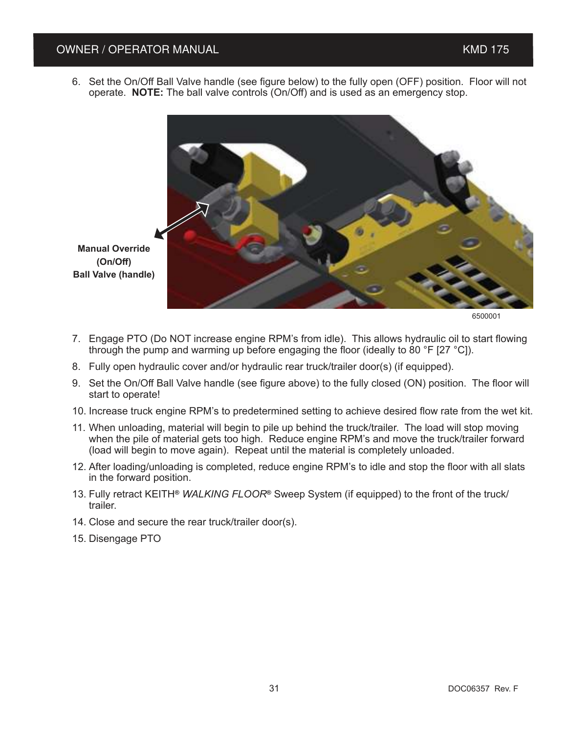6. Set the On/Off Ball Valve handle (see figure below) to the fully open (OFF) position. Floor will not operate. **NOTE:** The ball valve controls (On/Off) and is used as an emergency stop.

**Manual Override (On/Off) Ball Valve (handle)**

6500001

7. Engage PTO (Do NOT increase engine RPM's from idle). This allows hydraulic oil to start flowing through the pump and warming up before engaging the floor (ideally to 80 °F [27 °C]).
8. Fully open hydraulic cover and/or hydraulic rear truck/trailer door(s) (if equipped).
9. Set the On/Off Ball Valve handle (see figure above) to the fully closed (ON) position. The floor will start to operate!
10. Increase truck engine RPM's to predetermined setting to achieve desired flow rate from the wet kit.
11. When unloading, material will begin to pile up behind the truck/trailer. The load will stop moving when the pile of material gets too high. Reduce engine RPM's and move the truck/trailer forward (load will begin to move again). Repeat until the material is completely unloaded.
12. After loading/unloading is completed, reduce engine RPM's to idle and stop the floor with all slats in the forward position.
13. Fully retract KEITH® *WALKING FLOOR*® Sweep System (if equipped) to the front of the truck/trailer.
14. Close and secure the rear truck/trailer door(s).
15. Disengage PTO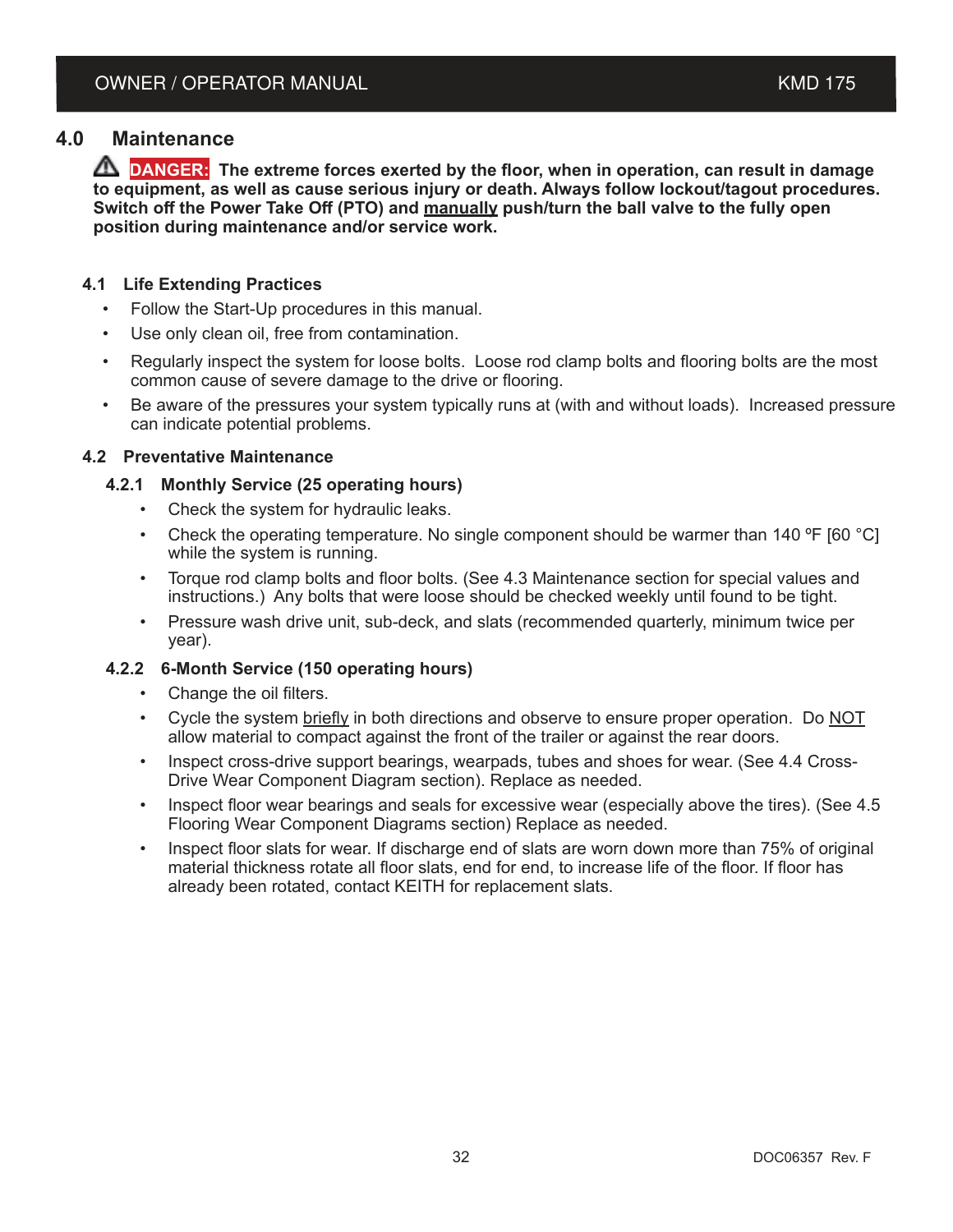# 4.0 Maintenance

⚠ **DANGER: The extreme forces exerted by the floor, when in operation, can result in damage to equipment, as well as cause serious injury or death. Always follow lockout/tagout procedures. Switch off the Power Take Off (PTO) and manually push/turn the ball valve to the fully open position during maintenance and/or service work.**

## 4.1 Life Extending Practices

- Follow the Start-Up procedures in this manual.
- Use only clean oil, free from contamination.
- Regularly inspect the system for loose bolts. Loose rod clamp bolts and flooring bolts are the most common cause of severe damage to the drive or flooring.
- Be aware of the pressures your system typically runs at (with and without loads). Increased pressure can indicate potential problems.

## 4.2 Preventative Maintenance

### 4.2.1 Monthly Service (25 operating hours)

- Check the system for hydraulic leaks.
- Check the operating temperature. No single component should be warmer than 140 ºF [60 °C] while the system is running.
- Torque rod clamp bolts and floor bolts. (See 4.3 Maintenance section for special values and instructions.) Any bolts that were loose should be checked weekly until found to be tight.
- Pressure wash drive unit, sub-deck, and slats (recommended quarterly, minimum twice per year).

### 4.2.2 6-Month Service (150 operating hours)

- Change the oil filters.
- Cycle the system briefly in both directions and observe to ensure proper operation. Do NOT allow material to compact against the front of the trailer or against the rear doors.
- Inspect cross-drive support bearings, wearpads, tubes and shoes for wear. (See 4.4 Cross-Drive Wear Component Diagram section). Replace as needed.
- Inspect floor wear bearings and seals for excessive wear (especially above the tires). (See 4.5 Flooring Wear Component Diagrams section) Replace as needed.
- Inspect floor slats for wear. If discharge end of slats are worn down more than 75% of original material thickness rotate all floor slats, end for end, to increase life of the floor. If floor has already been rotated, contact KEITH for replacement slats.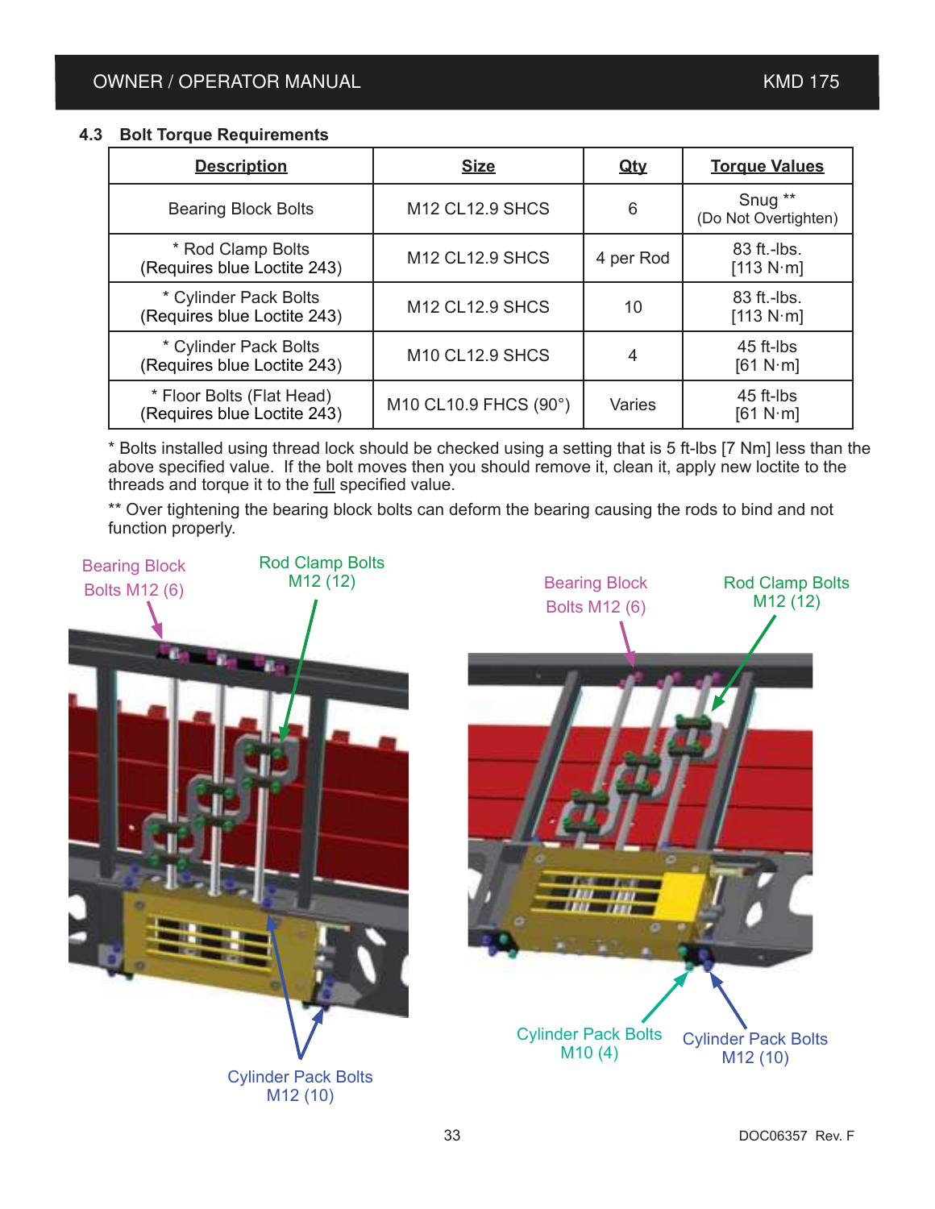## 4.3 Bolt Torque Requirements

| Description | Size | Qty | Torque Values |
|---|---|---|---|
| Bearing Block Bolts | M12 CL12.9 SHCS | 6 | Snug ** (Do Not Overtighten) |
| * Rod Clamp Bolts (Requires blue Loctite 243) | M12 CL12.9 SHCS | 4 per Rod | 83 ft.-lbs. [113 N·m] |
| * Cylinder Pack Bolts (Requires blue Loctite 243) | M12 CL12.9 SHCS | 10 | 83 ft.-lbs. [113 N·m] |
| * Cylinder Pack Bolts (Requires blue Loctite 243) | M10 CL12.9 SHCS | 4 | 45 ft-lbs [61 N·m] |
| * Floor Bolts (Flat Head) (Requires blue Loctite 243) | M10 CL10.9 FHCS (90°) | Varies | 45 ft-lbs [61 N·m] |

* Bolts installed using thread lock should be checked using a setting that is 5 ft-lbs [7 Nm] less than the above specified value. If the bolt moves then you should remove it, clean it, apply new loctite to the threads and torque it to the full specified value.

** Over tightening the bearing block bolts can deform the bearing causing the rods to bind and not function properly.

Bearing Block Bolts M12 (6)

Rod Clamp Bolts M12 (12)

Cylinder Pack Bolts M12 (10)

Bearing Block Bolts M12 (6)

Rod Clamp Bolts M12 (12)

Cylinder Pack Bolts M10 (4)

Cylinder Pack Bolts M12 (10)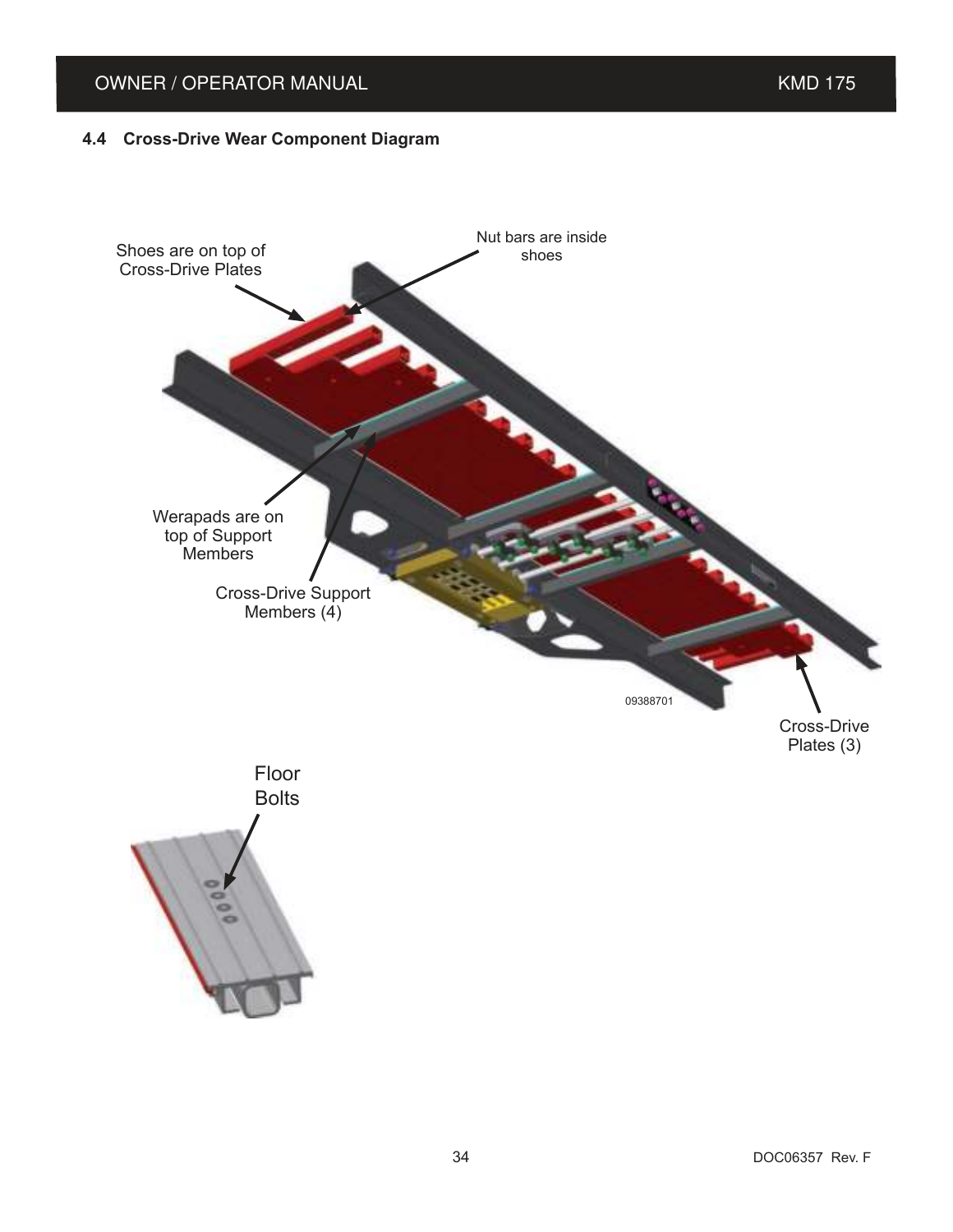## 4.4 Cross-Drive Wear Component Diagram

Shoes are on top of Cross-Drive Plates

Nut bars are inside shoes

Werapads are on top of Support Members

Cross-Drive Support Members (4)

Cross-Drive Plates (3)

09388701

Floor Bolts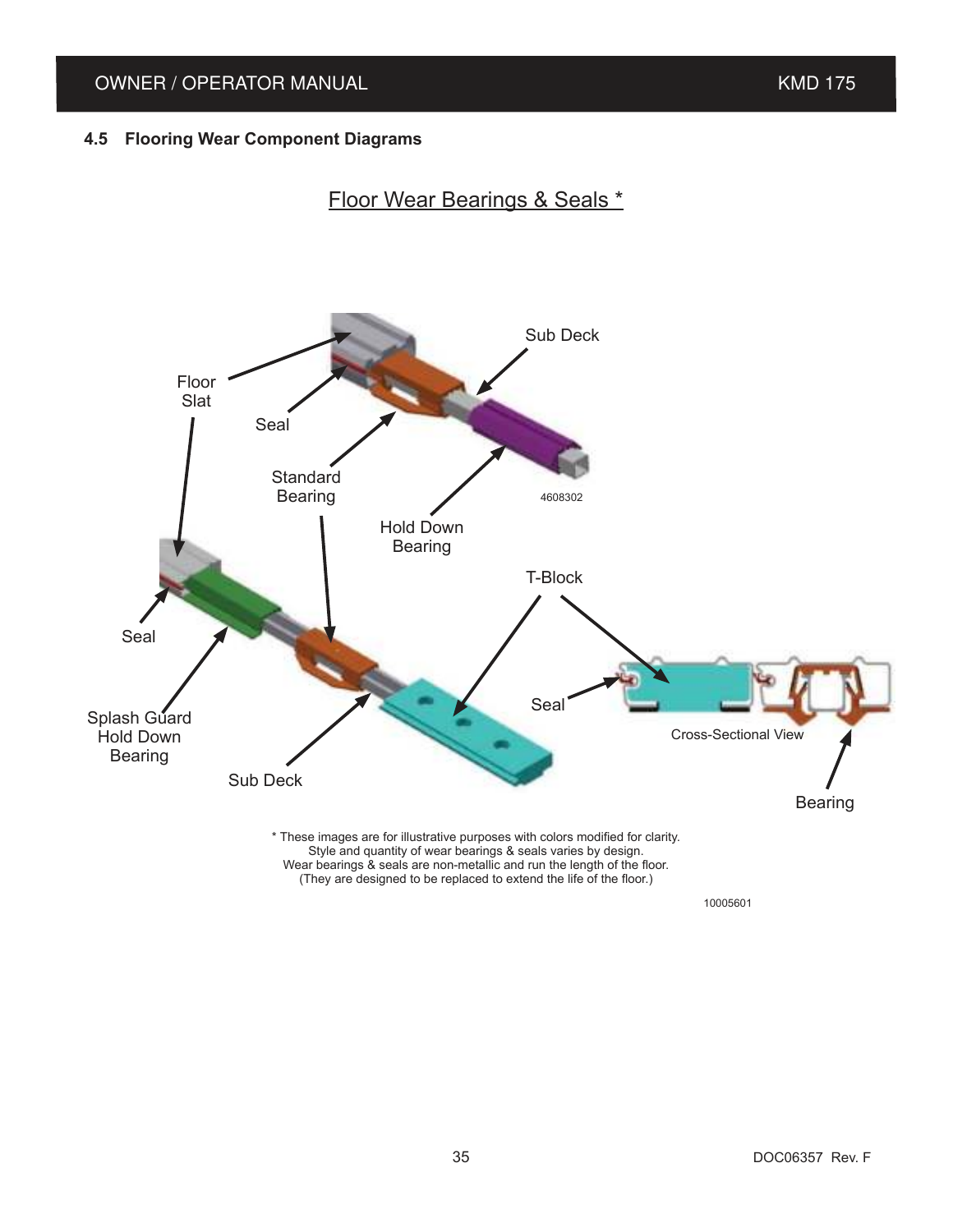## 4.5 Flooring Wear Component Diagrams

### Floor Wear Bearings & Seals *

Floor Slat

Seal

Sub Deck

Standard Bearing

Hold Down Bearing

4608302

T-Block

Seal

Splash Guard Hold Down Bearing

Sub Deck

Seal

Cross-Sectional View

Bearing

\* These images are for illustrative purposes with colors modified for clarity.
Style and quantity of wear bearings & seals varies by design.
Wear bearings & seals are non-metallic and run the length of the floor.
(They are designed to be replaced to extend the life of the floor.)

10005601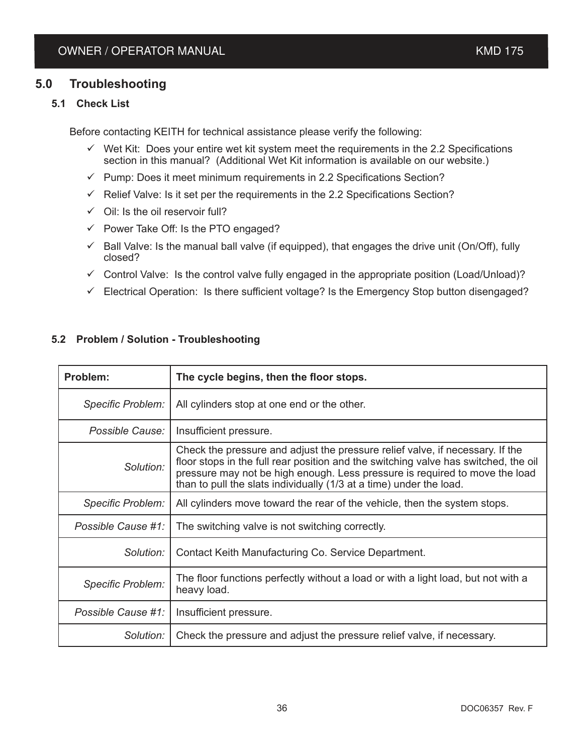# 5.0 Troubleshooting

## 5.1 Check List

Before contacting KEITH for technical assistance please verify the following:

- ✓ Wet Kit: Does your entire wet kit system meet the requirements in the 2.2 Specifications section in this manual? (Additional Wet Kit information is available on our website.)
- ✓ Pump: Does it meet minimum requirements in 2.2 Specifications Section?
- ✓ Relief Valve: Is it set per the requirements in the 2.2 Specifications Section?
- ✓ Oil: Is the oil reservoir full?
- ✓ Power Take Off: Is the PTO engaged?
- ✓ Ball Valve: Is the manual ball valve (if equipped), that engages the drive unit (On/Off), fully closed?
- ✓ Control Valve: Is the control valve fully engaged in the appropriate position (Load/Unload)?
- ✓ Electrical Operation: Is there sufficient voltage? Is the Emergency Stop button disengaged?

## 5.2 Problem / Solution - Troubleshooting

| **Problem:** | **The cycle begins, then the floor stops.** |
|---:|---|
| *Specific Problem:* | All cylinders stop at one end or the other. |
| *Possible Cause:* | Insufficient pressure. |
| *Solution:* | Check the pressure and adjust the pressure relief valve, if necessary. If the floor stops in the full rear position and the switching valve has switched, the oil pressure may not be high enough. Less pressure is required to move the load than to pull the slats individually (1/3 at a time) under the load. |
| *Specific Problem:* | All cylinders move toward the rear of the vehicle, then the system stops. |
| *Possible Cause #1:* | The switching valve is not switching correctly. |
| *Solution:* | Contact Keith Manufacturing Co. Service Department. |
| *Specific Problem:* | The floor functions perfectly without a load or with a light load, but not with a heavy load. |
| *Possible Cause #1:* | Insufficient pressure. |
| *Solution:* | Check the pressure and adjust the pressure relief valve, if necessary. |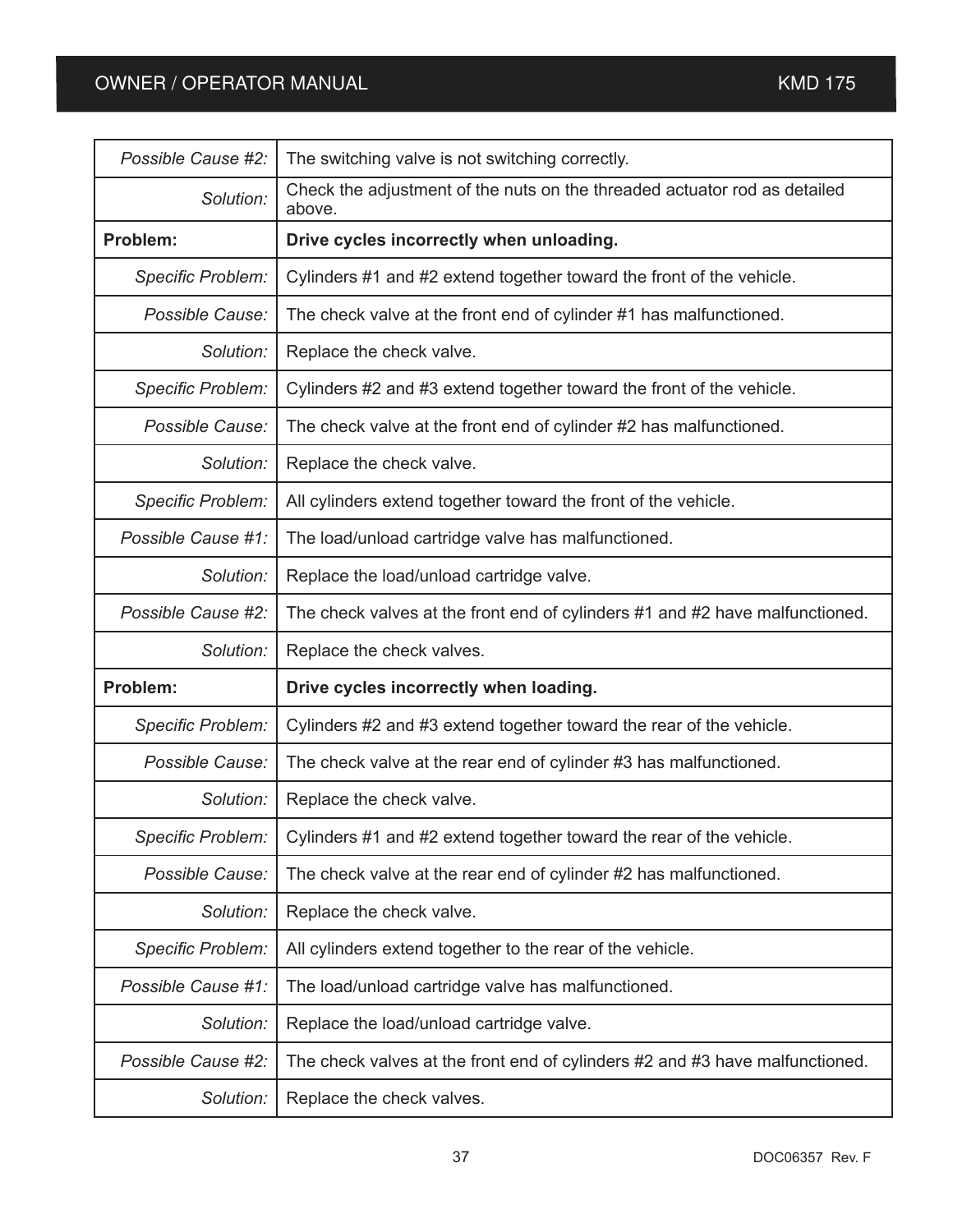| | |
|---|---|
| *Possible Cause #2:* | The switching valve is not switching correctly. |
| *Solution:* | Check the adjustment of the nuts on the threaded actuator rod as detailed above. |
| **Problem:** | **Drive cycles incorrectly when unloading.** |
| *Specific Problem:* | Cylinders #1 and #2 extend together toward the front of the vehicle. |
| *Possible Cause:* | The check valve at the front end of cylinder #1 has malfunctioned. |
| *Solution:* | Replace the check valve. |
| *Specific Problem:* | Cylinders #2 and #3 extend together toward the front of the vehicle. |
| *Possible Cause:* | The check valve at the front end of cylinder #2 has malfunctioned. |
| *Solution:* | Replace the check valve. |
| *Specific Problem:* | All cylinders extend together toward the front of the vehicle. |
| *Possible Cause #1:* | The load/unload cartridge valve has malfunctioned. |
| *Solution:* | Replace the load/unload cartridge valve. |
| *Possible Cause #2:* | The check valves at the front end of cylinders #1 and #2 have malfunctioned. |
| *Solution:* | Replace the check valves. |
| **Problem:** | **Drive cycles incorrectly when loading.** |
| *Specific Problem:* | Cylinders #2 and #3 extend together toward the rear of the vehicle. |
| *Possible Cause:* | The check valve at the rear end of cylinder #3 has malfunctioned. |
| *Solution:* | Replace the check valve. |
| *Specific Problem:* | Cylinders #1 and #2 extend together toward the rear of the vehicle. |
| *Possible Cause:* | The check valve at the rear end of cylinder #2 has malfunctioned. |
| *Solution:* | Replace the check valve. |
| *Specific Problem:* | All cylinders extend together to the rear of the vehicle. |
| *Possible Cause #1:* | The load/unload cartridge valve has malfunctioned. |
| *Solution:* | Replace the load/unload cartridge valve. |
| *Possible Cause #2:* | The check valves at the front end of cylinders #2 and #3 have malfunctioned. |
| *Solution:* | Replace the check valves. |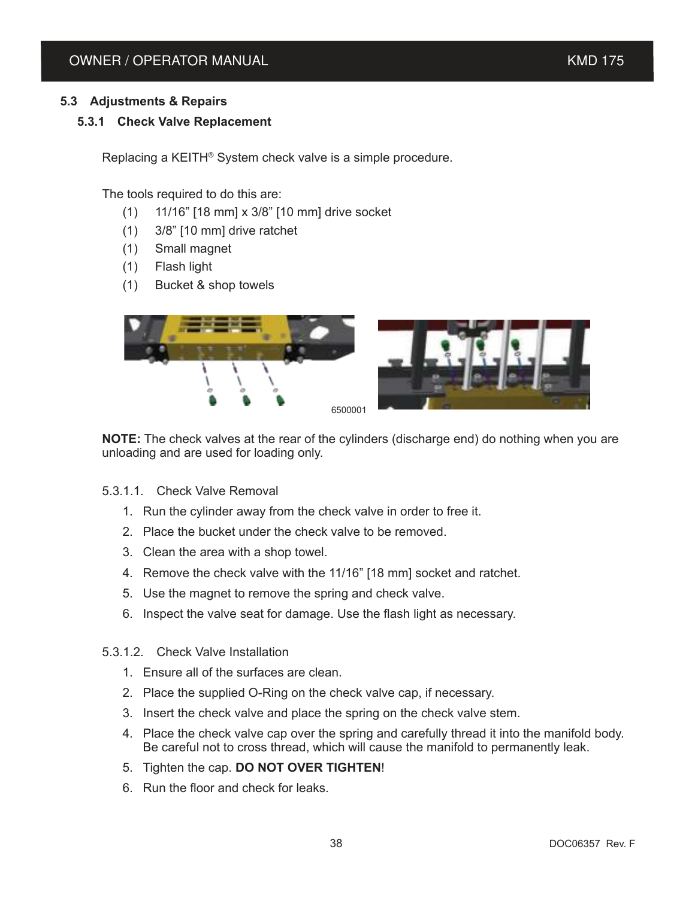## 5.3 Adjustments & Repairs

### 5.3.1 Check Valve Replacement

Replacing a KEITH® System check valve is a simple procedure.

The tools required to do this are:

- (1) 11/16” [18 mm] x 3/8” [10 mm] drive socket
- (1) 3/8” [10 mm] drive ratchet
- (1) Small magnet
- (1) Flash light
- (1) Bucket & shop towels

6500001

**NOTE:** The check valves at the rear of the cylinders (discharge end) do nothing when you are unloading and are used for loading only.

#### 5.3.1.1. Check Valve Removal

1. Run the cylinder away from the check valve in order to free it.
2. Place the bucket under the check valve to be removed.
3. Clean the area with a shop towel.
4. Remove the check valve with the 11/16” [18 mm] socket and ratchet.
5. Use the magnet to remove the spring and check valve.
6. Inspect the valve seat for damage. Use the flash light as necessary.

#### 5.3.1.2. Check Valve Installation

1. Ensure all of the surfaces are clean.
2. Place the supplied O-Ring on the check valve cap, if necessary.
3. Insert the check valve and place the spring on the check valve stem.
4. Place the check valve cap over the spring and carefully thread it into the manifold body. Be careful not to cross thread, which will cause the manifold to permanently leak.
5. Tighten the cap. **DO NOT OVER TIGHTEN**!
6. Run the floor and check for leaks.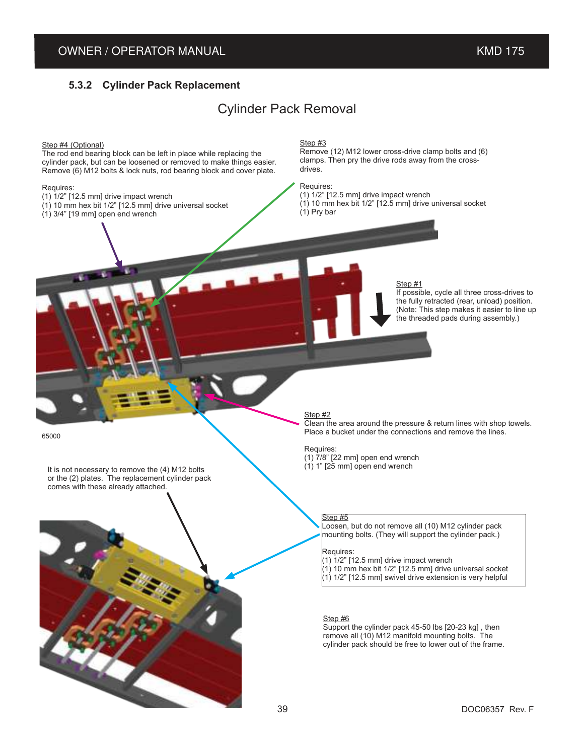### 5.3.2 Cylinder Pack Replacement

## Cylinder Pack Removal

Step #4 (Optional)
The rod end bearing block can be left in place while replacing the cylinder pack, but can be loosened or removed to make things easier. Remove (6) M12 bolts & lock nuts, rod bearing block and cover plate.

Requires:
(1) 1/2" [12.5 mm] drive impact wrench
(1) 10 mm hex bit 1/2" [12.5 mm] drive universal socket
(1) 3/4" [19 mm] open end wrench

Step #3
Remove (12) M12 lower cross-drive clamp bolts and (6) clamps. Then pry the drive rods away from the cross-drives.

Requires:
(1) 1/2" [12.5 mm] drive impact wrench
(1) 10 mm hex bit 1/2" [12.5 mm] drive universal socket
(1) Pry bar

Step #1
If possible, cycle all three cross-drives to the fully retracted (rear, unload) position. (Note: This step makes it easier to line up the threaded pads during assembly.)

Step #2
Clean the area around the pressure & return lines with shop towels. Place a bucket under the connections and remove the lines.

Requires:
(1) 7/8" [22 mm] open end wrench
(1) 1" [25 mm] open end wrench

65000

It is not necessary to remove the (4) M12 bolts or the (2) plates. The replacement cylinder pack comes with these already attached.

Step #5
Loosen, but do not remove all (10) M12 cylinder pack mounting bolts. (They will support the cylinder pack.)

Requires:
(1) 1/2" [12.5 mm] drive impact wrench
(1) 10 mm hex bit 1/2" [12.5 mm] drive universal socket
(1) 1/2" [12.5 mm] swivel drive extension is very helpful

Step #6
Support the cylinder pack 45-50 lbs [20-23 kg] , then remove all (10) M12 manifold mounting bolts. The cylinder pack should be free to lower out of the frame.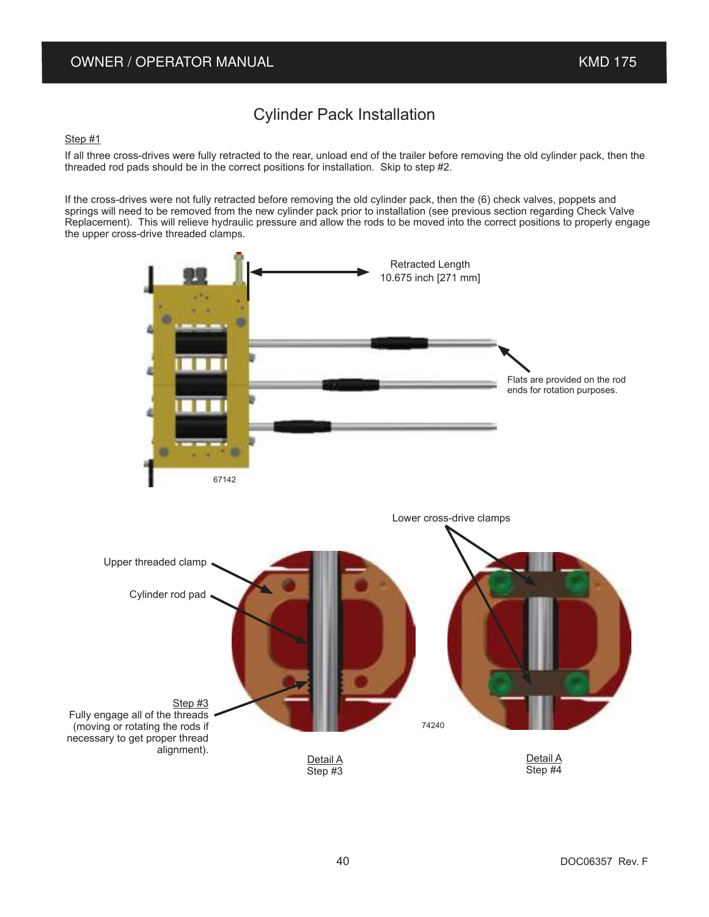# Cylinder Pack Installation

Step #1

If all three cross-drives were fully retracted to the rear, unload end of the trailer before removing the old cylinder pack, then the threaded rod pads should be in the correct positions for installation.  Skip to step #2.

If the cross-drives were not fully retracted before removing the old cylinder pack, then the (6) check valves, poppets and springs will need to be removed from the new cylinder pack prior to installation (see previous section regarding Check Valve Replacement).  This will relieve hydraulic pressure and allow the rods to be moved into the correct positions to properly engage the upper cross-drive threaded clamps.

Retracted Length
10.675 inch [271 mm]

Flats are provided on the rod ends for rotation purposes.

67142

Lower cross-drive clamps

Upper threaded clamp

Cylinder rod pad

Step #3
Fully engage all of the threads (moving or rotating the rods if necessary to get proper thread alignment).

74240

Detail A
Step #3

Detail A
Step #4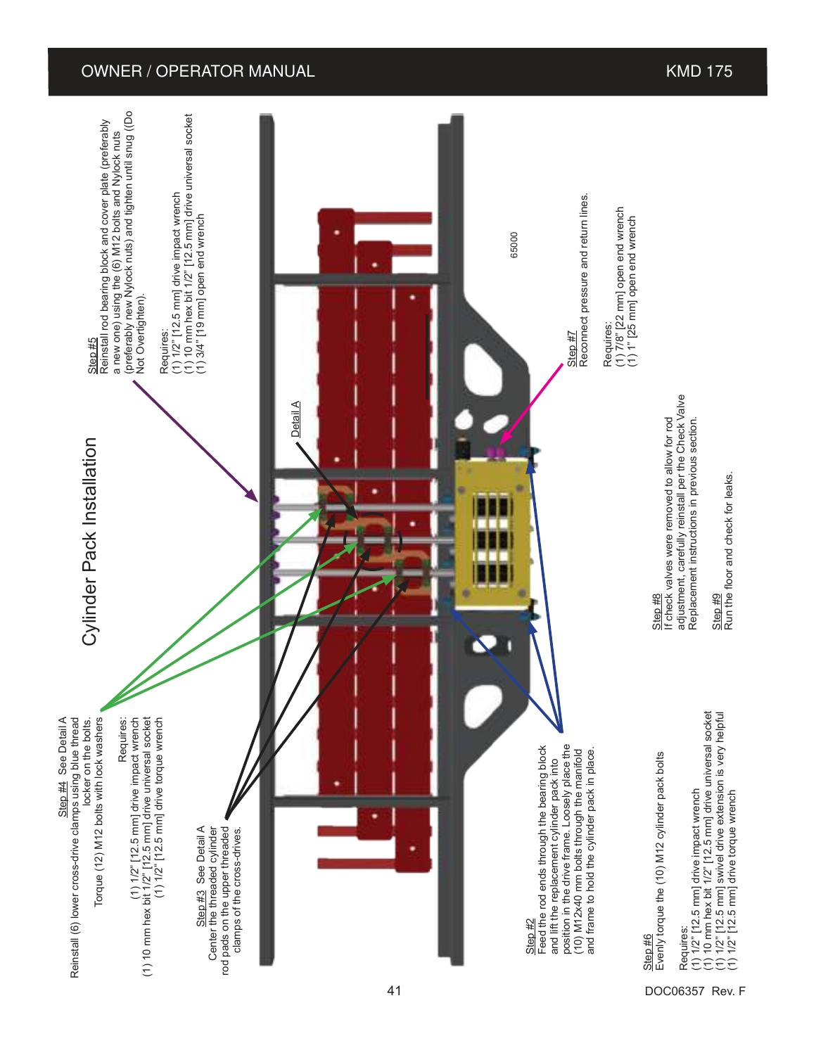# Cylinder Pack Installation

**Step #2**
Feed the rod ends through the bearing block and lift the replacement cylinder pack into position in the drive frame. Loosely place the (10) M12x40 mm bolts through the manifold and frame to hold the cylinder pack in place.

**Step #3** See Detail A
Center the threaded cylinder rod pads on the upper threaded clamps of the cross-drives.

**Step #4** See Detail A
Reinstall (6) lower cross-drive clamps using blue thread locker on the bolts.
Torque (12) M12 bolts with lock washers

Requires:
(1) 1/2" [12.5 mm] drive impact wrench
(1) 10 mm hex bit 1/2" [12.5 mm] drive universal socket
(1) 1/2" [12.5 mm] drive torque wrench

**Step #5**
Reinstall rod bearing block and cover plate (preferably a new one) using the (6) M12 bolts and Nylock nuts (preferably new Nylock nuts) and tighten until snug ((Do Not Overtighten).

Requires:
(1) 1/2" [12.5 mm] drive impact wrench
(1) 10 mm hex bit 1/2" [12.5 mm] drive universal socket
(1) 3/4" [19 mm] open end wrench

**Step #6**
Evenly torque the (10) M12 cylinder pack bolts

Requires:
(1) 1/2" [12.5 mm] drive impact wrench
(1) 10 mm hex bit 1/2" [12.5 mm] drive universal socket
(1) 1/2" [12.5 mm] swivel drive extension is very helpful
(1) 1/2" [12.5 mm] drive torque wrench

**Step #7**
Reconnect pressure and return lines.

Requires:
(1) 7/8" [22 mm] open end wrench
(1) 1" [25 mm] open end wrench

**Step #8**
If check valves were removed to allow for rod adjustment, carefully reinstall per the Check Valve Replacement instructions in previous section.

**Step #9**
Run the floor and check for leaks.

Detail A

65000

DOC06357 Rev. F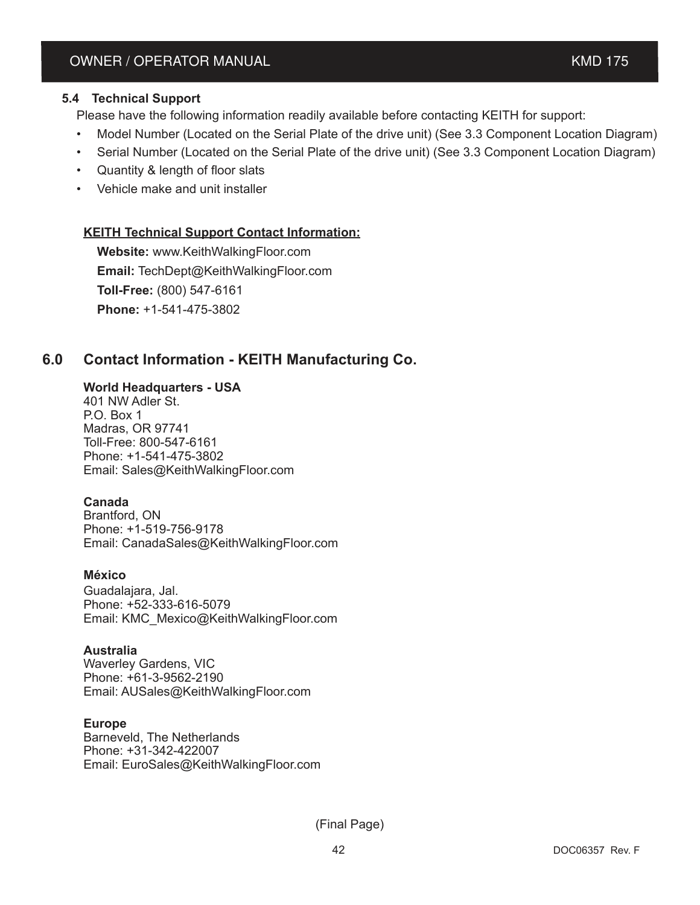### 5.4 Technical Support

Please have the following information readily available before contacting KEITH for support:

- Model Number (Located on the Serial Plate of the drive unit) (See 3.3 Component Location Diagram)
- Serial Number (Located on the Serial Plate of the drive unit) (See 3.3 Component Location Diagram)
- Quantity & length of floor slats
- Vehicle make and unit installer

**KEITH Technical Support Contact Information:**

**Website:** www.KeithWalkingFloor.com

**Email:** TechDept@KeithWalkingFloor.com

**Toll-Free:** (800) 547-6161

**Phone:** +1-541-475-3802

## 6.0 Contact Information - KEITH Manufacturing Co.

**World Headquarters - USA**
401 NW Adler St.
P.O. Box 1
Madras, OR 97741
Toll-Free: 800-547-6161
Phone: +1-541-475-3802
Email: Sales@KeithWalkingFloor.com

**Canada**
Brantford, ON
Phone: +1-519-756-9178
Email: CanadaSales@KeithWalkingFloor.com

**México**
Guadalajara, Jal.
Phone: +52-333-616-5079
Email: KMC_Mexico@KeithWalkingFloor.com

**Australia**
Waverley Gardens, VIC
Phone: +61-3-9562-2190
Email: AUSales@KeithWalkingFloor.com

**Europe**
Barneveld, The Netherlands
Phone: +31-342-422007
Email: EuroSales@KeithWalkingFloor.com

(Final Page)